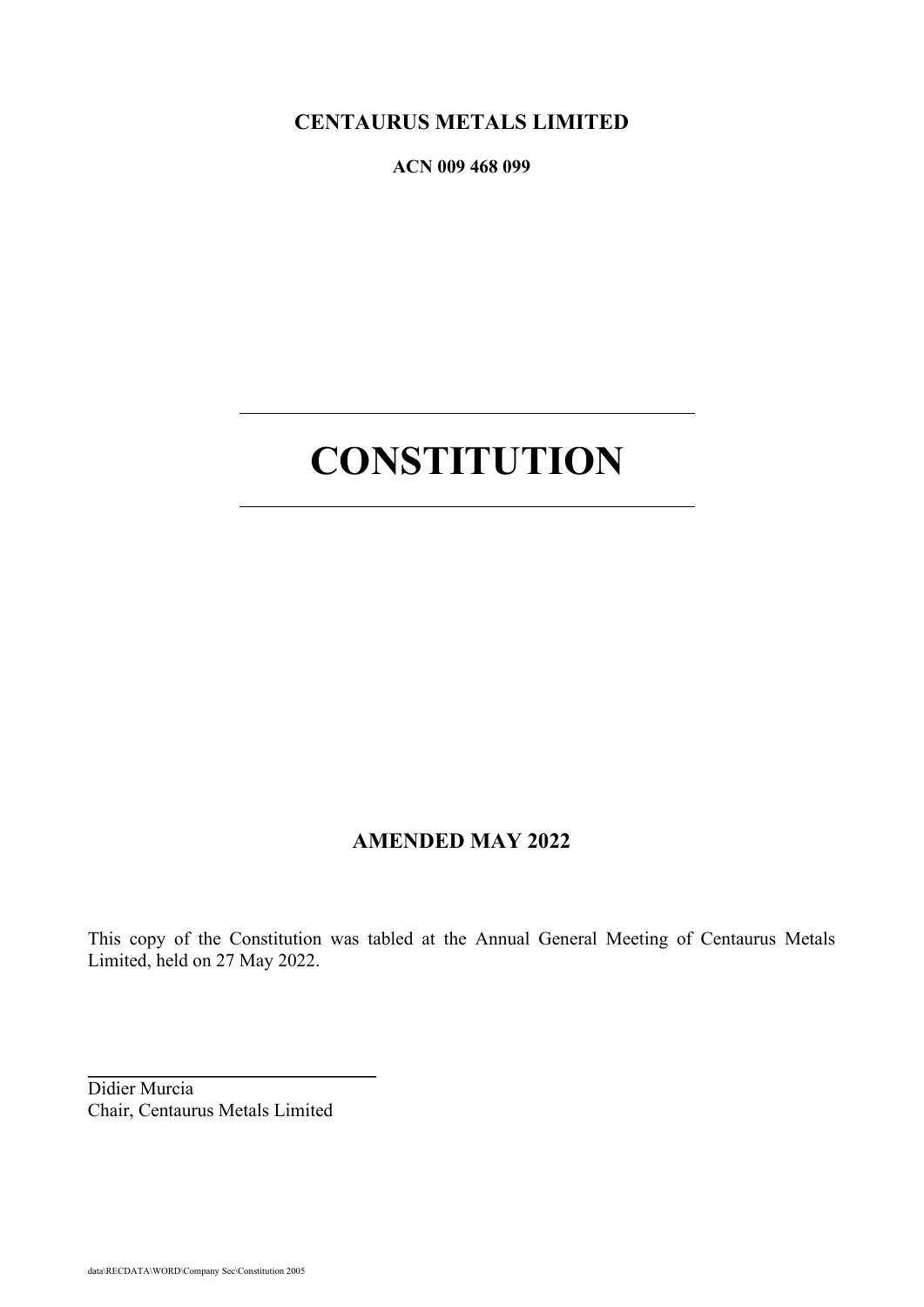**CENTAURUS METALS LIMITED**

**ACN 009 468 099**

---

# CONSTITUTION

---

**AMENDED MAY 2022**

This copy of the Constitution was tabled at the Annual General Meeting of Centaurus Metals Limited, held on 27 May 2022.

\_\_\_\_\_\_\_\_\_\_\_\_\_\_\_\_\_\_\_\_\_\_\_\_\_\_\_\_\_\_

Didier Murcia
Chair, Centaurus Metals Limited

data\RECDATA\WORD\Company Sec\Constitution 2005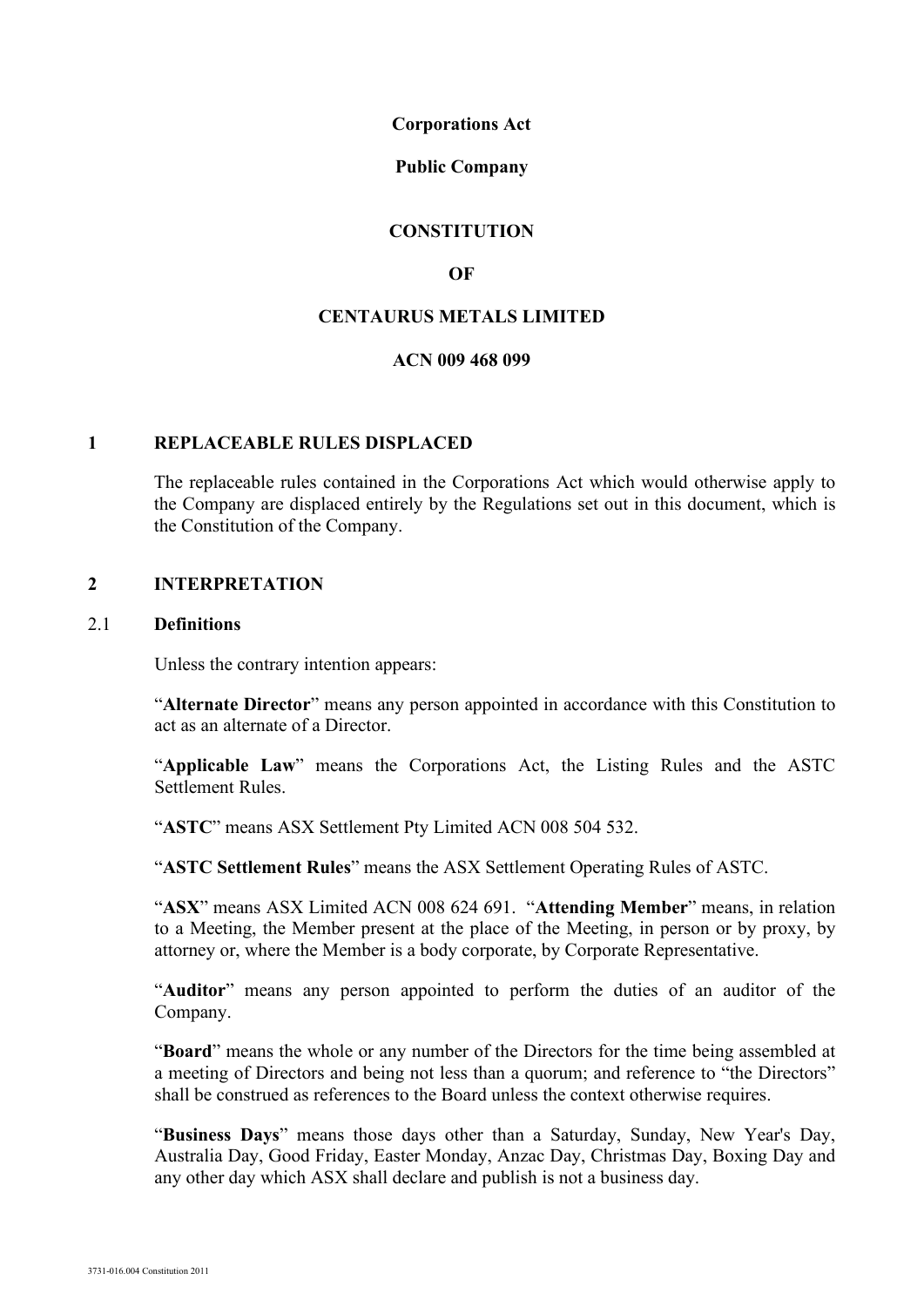**Corporations Act**

**Public Company**

**CONSTITUTION**

**OF**

**CENTAURUS METALS LIMITED**

**ACN 009 468 099**

## 1 REPLACEABLE RULES DISPLACED

The replaceable rules contained in the Corporations Act which would otherwise apply to the Company are displaced entirely by the Regulations set out in this document, which is the Constitution of the Company.

## 2 INTERPRETATION

### 2.1 Definitions

Unless the contrary intention appears:

"**Alternate Director**" means any person appointed in accordance with this Constitution to act as an alternate of a Director.

"**Applicable Law**" means the Corporations Act, the Listing Rules and the ASTC Settlement Rules.

"**ASTC**" means ASX Settlement Pty Limited ACN 008 504 532.

"**ASTC Settlement Rules**" means the ASX Settlement Operating Rules of ASTC.

"**ASX**" means ASX Limited ACN 008 624 691. "**Attending Member**" means, in relation to a Meeting, the Member present at the place of the Meeting, in person or by proxy, by attorney or, where the Member is a body corporate, by Corporate Representative.

"**Auditor**" means any person appointed to perform the duties of an auditor of the Company.

"**Board**" means the whole or any number of the Directors for the time being assembled at a meeting of Directors and being not less than a quorum; and reference to "the Directors" shall be construed as references to the Board unless the context otherwise requires.

"**Business Days**" means those days other than a Saturday, Sunday, New Year's Day, Australia Day, Good Friday, Easter Monday, Anzac Day, Christmas Day, Boxing Day and any other day which ASX shall declare and publish is not a business day.

3731-016.004 Constitution 2011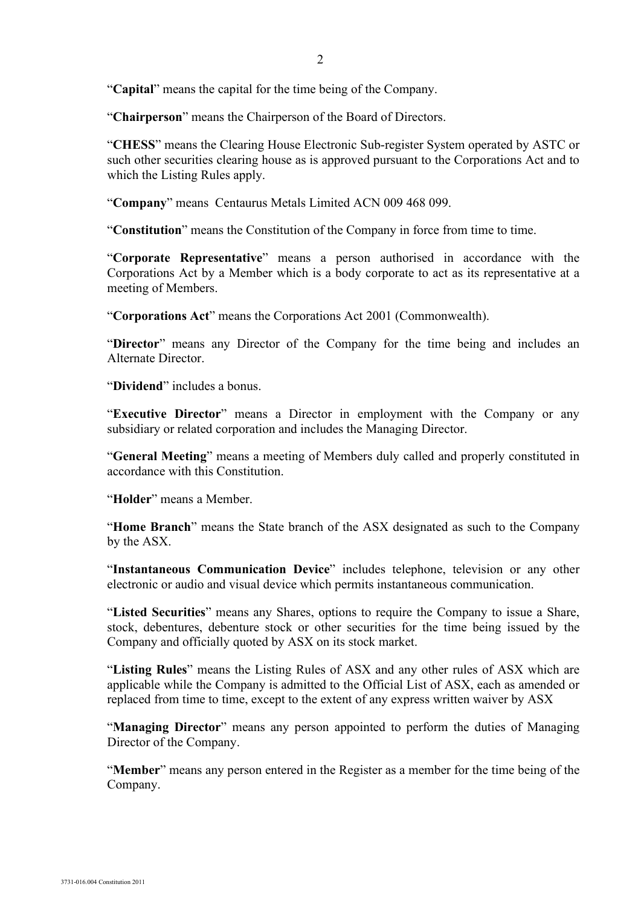"**Capital**" means the capital for the time being of the Company.

"**Chairperson**" means the Chairperson of the Board of Directors.

"**CHESS**" means the Clearing House Electronic Sub-register System operated by ASTC or such other securities clearing house as is approved pursuant to the Corporations Act and to which the Listing Rules apply.

"**Company**" means Centaurus Metals Limited ACN 009 468 099.

"**Constitution**" means the Constitution of the Company in force from time to time.

"**Corporate Representative**" means a person authorised in accordance with the Corporations Act by a Member which is a body corporate to act as its representative at a meeting of Members.

"**Corporations Act**" means the Corporations Act 2001 (Commonwealth).

"**Director**" means any Director of the Company for the time being and includes an Alternate Director.

"**Dividend**" includes a bonus.

"**Executive Director**" means a Director in employment with the Company or any subsidiary or related corporation and includes the Managing Director.

"**General Meeting**" means a meeting of Members duly called and properly constituted in accordance with this Constitution.

"**Holder**" means a Member.

"**Home Branch**" means the State branch of the ASX designated as such to the Company by the ASX.

"**Instantaneous Communication Device**" includes telephone, television or any other electronic or audio and visual device which permits instantaneous communication.

"**Listed Securities**" means any Shares, options to require the Company to issue a Share, stock, debentures, debenture stock or other securities for the time being issued by the Company and officially quoted by ASX on its stock market.

"**Listing Rules**" means the Listing Rules of ASX and any other rules of ASX which are applicable while the Company is admitted to the Official List of ASX, each as amended or replaced from time to time, except to the extent of any express written waiver by ASX

"**Managing Director**" means any person appointed to perform the duties of Managing Director of the Company.

"**Member**" means any person entered in the Register as a member for the time being of the Company.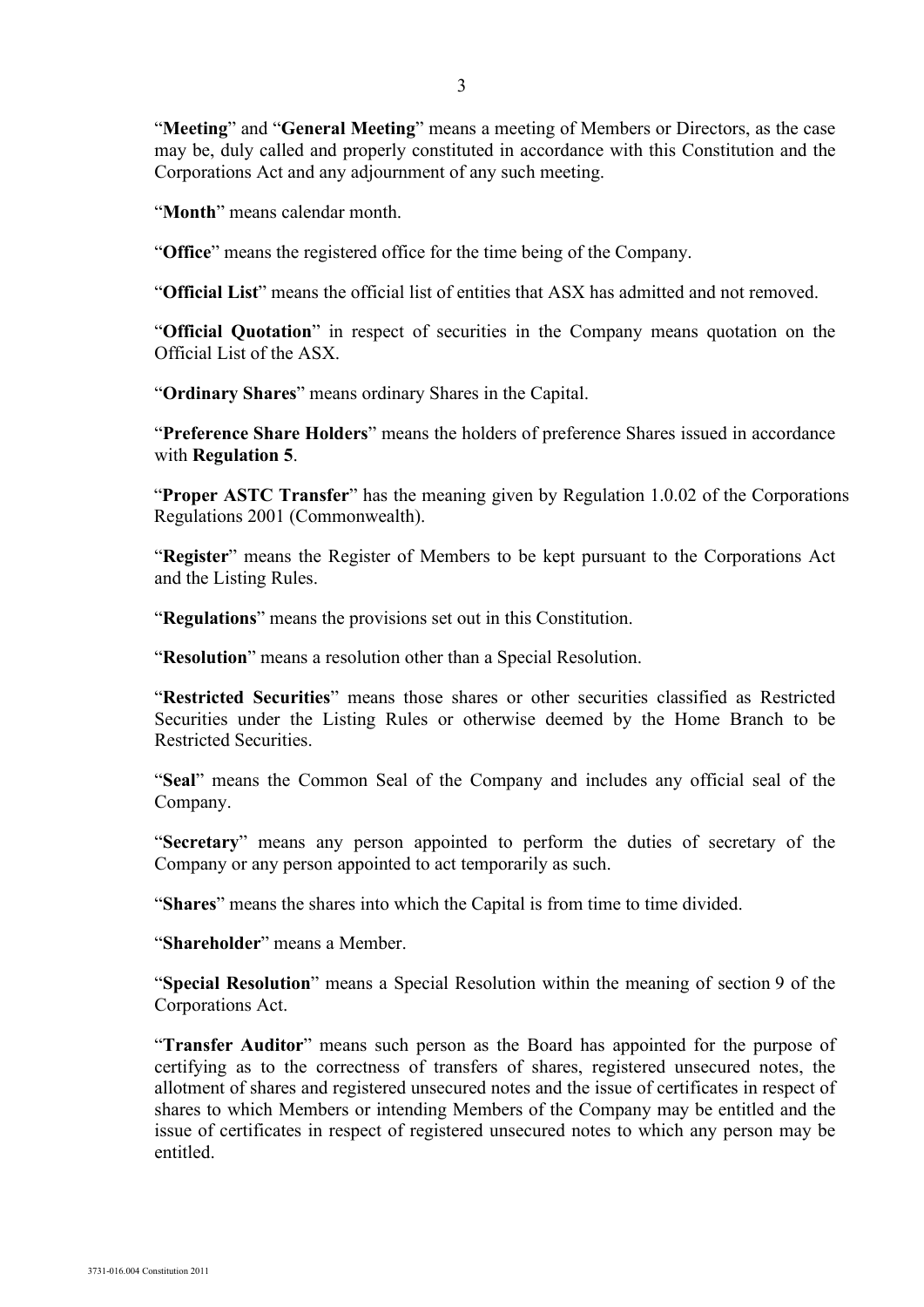"**Meeting**" and "**General Meeting**" means a meeting of Members or Directors, as the case may be, duly called and properly constituted in accordance with this Constitution and the Corporations Act and any adjournment of any such meeting.

"**Month**" means calendar month.

"**Office**" means the registered office for the time being of the Company.

"**Official List**" means the official list of entities that ASX has admitted and not removed.

"**Official Quotation**" in respect of securities in the Company means quotation on the Official List of the ASX.

"**Ordinary Shares**" means ordinary Shares in the Capital.

"**Preference Share Holders**" means the holders of preference Shares issued in accordance with **Regulation 5**.

"**Proper ASTC Transfer**" has the meaning given by Regulation 1.0.02 of the Corporations Regulations 2001 (Commonwealth).

"**Register**" means the Register of Members to be kept pursuant to the Corporations Act and the Listing Rules.

"**Regulations**" means the provisions set out in this Constitution.

"**Resolution**" means a resolution other than a Special Resolution.

"**Restricted Securities**" means those shares or other securities classified as Restricted Securities under the Listing Rules or otherwise deemed by the Home Branch to be Restricted Securities.

"**Seal**" means the Common Seal of the Company and includes any official seal of the Company.

"**Secretary**" means any person appointed to perform the duties of secretary of the Company or any person appointed to act temporarily as such.

"**Shares**" means the shares into which the Capital is from time to time divided.

"**Shareholder**" means a Member.

"**Special Resolution**" means a Special Resolution within the meaning of section 9 of the Corporations Act.

"**Transfer Auditor**" means such person as the Board has appointed for the purpose of certifying as to the correctness of transfers of shares, registered unsecured notes, the allotment of shares and registered unsecured notes and the issue of certificates in respect of shares to which Members or intending Members of the Company may be entitled and the issue of certificates in respect of registered unsecured notes to which any person may be entitled.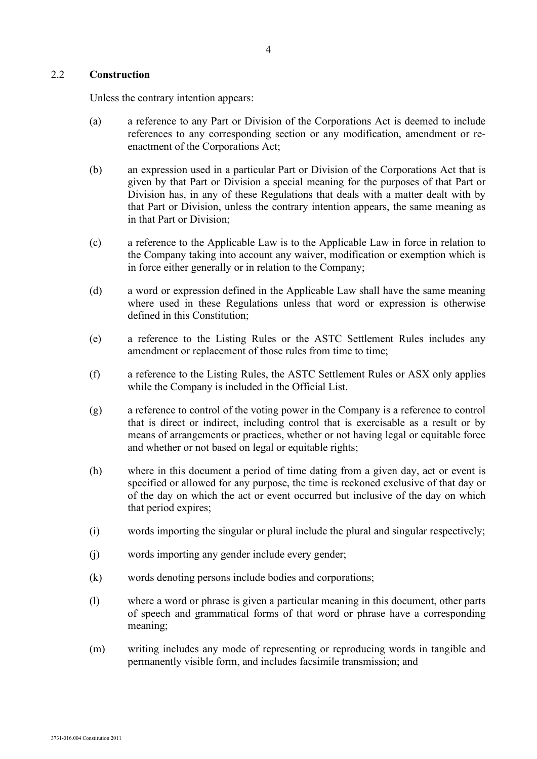## 2.2 **Construction**

Unless the contrary intention appears:

(a) a reference to any Part or Division of the Corporations Act is deemed to include references to any corresponding section or any modification, amendment or re-enactment of the Corporations Act;

(b) an expression used in a particular Part or Division of the Corporations Act that is given by that Part or Division a special meaning for the purposes of that Part or Division has, in any of these Regulations that deals with a matter dealt with by that Part or Division, unless the contrary intention appears, the same meaning as in that Part or Division;

(c) a reference to the Applicable Law is to the Applicable Law in force in relation to the Company taking into account any waiver, modification or exemption which is in force either generally or in relation to the Company;

(d) a word or expression defined in the Applicable Law shall have the same meaning where used in these Regulations unless that word or expression is otherwise defined in this Constitution;

(e) a reference to the Listing Rules or the ASTC Settlement Rules includes any amendment or replacement of those rules from time to time;

(f) a reference to the Listing Rules, the ASTC Settlement Rules or ASX only applies while the Company is included in the Official List.

(g) a reference to control of the voting power in the Company is a reference to control that is direct or indirect, including control that is exercisable as a result or by means of arrangements or practices, whether or not having legal or equitable force and whether or not based on legal or equitable rights;

(h) where in this document a period of time dating from a given day, act or event is specified or allowed for any purpose, the time is reckoned exclusive of that day or of the day on which the act or event occurred but inclusive of the day on which that period expires;

(i) words importing the singular or plural include the plural and singular respectively;

(j) words importing any gender include every gender;

(k) words denoting persons include bodies and corporations;

(l) where a word or phrase is given a particular meaning in this document, other parts of speech and grammatical forms of that word or phrase have a corresponding meaning;

(m) writing includes any mode of representing or reproducing words in tangible and permanently visible form, and includes facsimile transmission; and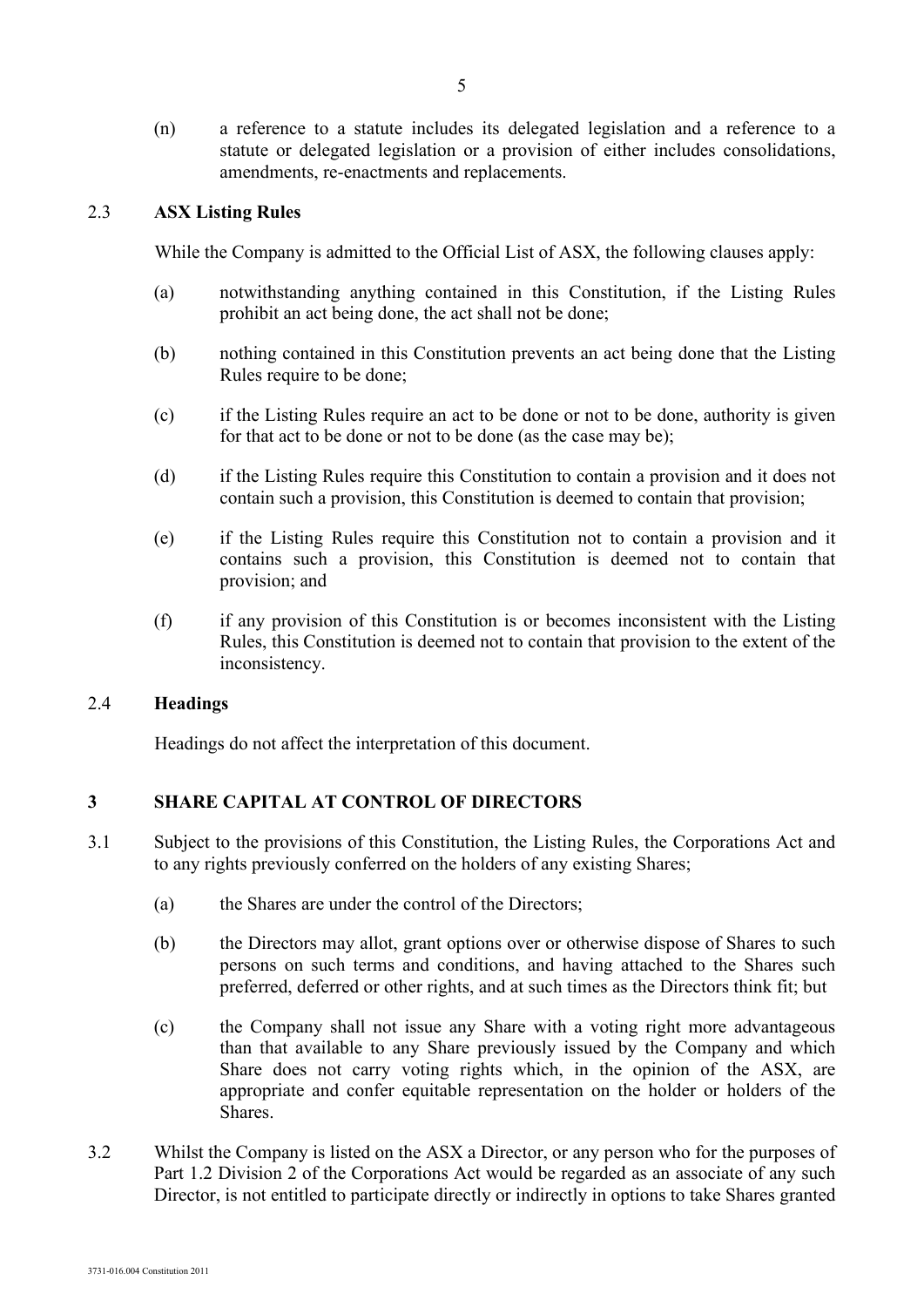(n) a reference to a statute includes its delegated legislation and a reference to a statute or delegated legislation or a provision of either includes consolidations, amendments, re-enactments and replacements.

### 2.3 **ASX Listing Rules**

While the Company is admitted to the Official List of ASX, the following clauses apply:

(a) notwithstanding anything contained in this Constitution, if the Listing Rules prohibit an act being done, the act shall not be done;

(b) nothing contained in this Constitution prevents an act being done that the Listing Rules require to be done;

(c) if the Listing Rules require an act to be done or not to be done, authority is given for that act to be done or not to be done (as the case may be);

(d) if the Listing Rules require this Constitution to contain a provision and it does not contain such a provision, this Constitution is deemed to contain that provision;

(e) if the Listing Rules require this Constitution not to contain a provision and it contains such a provision, this Constitution is deemed not to contain that provision; and

(f) if any provision of this Constitution is or becomes inconsistent with the Listing Rules, this Constitution is deemed not to contain that provision to the extent of the inconsistency.

### 2.4 **Headings**

Headings do not affect the interpretation of this document.

## 3 SHARE CAPITAL AT CONTROL OF DIRECTORS

3.1 Subject to the provisions of this Constitution, the Listing Rules, the Corporations Act and to any rights previously conferred on the holders of any existing Shares;

(a) the Shares are under the control of the Directors;

(b) the Directors may allot, grant options over or otherwise dispose of Shares to such persons on such terms and conditions, and having attached to the Shares such preferred, deferred or other rights, and at such times as the Directors think fit; but

(c) the Company shall not issue any Share with a voting right more advantageous than that available to any Share previously issued by the Company and which Share does not carry voting rights which, in the opinion of the ASX, are appropriate and confer equitable representation on the holder or holders of the Shares.

3.2 Whilst the Company is listed on the ASX a Director, or any person who for the purposes of Part 1.2 Division 2 of the Corporations Act would be regarded as an associate of any such Director, is not entitled to participate directly or indirectly in options to take Shares granted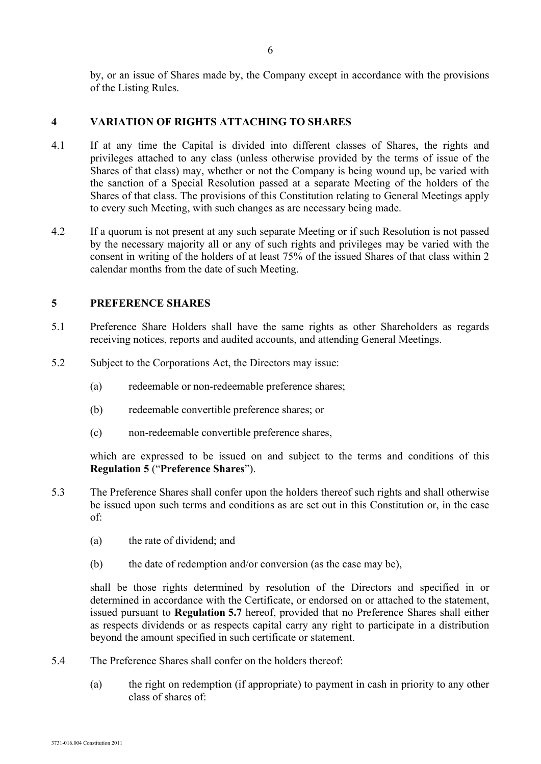by, or an issue of Shares made by, the Company except in accordance with the provisions of the Listing Rules.

## 4 VARIATION OF RIGHTS ATTACHING TO SHARES

4.1 If at any time the Capital is divided into different classes of Shares, the rights and privileges attached to any class (unless otherwise provided by the terms of issue of the Shares of that class) may, whether or not the Company is being wound up, be varied with the sanction of a Special Resolution passed at a separate Meeting of the holders of the Shares of that class. The provisions of this Constitution relating to General Meetings apply to every such Meeting, with such changes as are necessary being made.

4.2 If a quorum is not present at any such separate Meeting or if such Resolution is not passed by the necessary majority all or any of such rights and privileges may be varied with the consent in writing of the holders of at least 75% of the issued Shares of that class within 2 calendar months from the date of such Meeting.

## 5 PREFERENCE SHARES

5.1 Preference Share Holders shall have the same rights as other Shareholders as regards receiving notices, reports and audited accounts, and attending General Meetings.

5.2 Subject to the Corporations Act, the Directors may issue:

(a) redeemable or non-redeemable preference shares;

(b) redeemable convertible preference shares; or

(c) non-redeemable convertible preference shares,

which are expressed to be issued on and subject to the terms and conditions of this **Regulation 5** ("**Preference Shares**").

5.3 The Preference Shares shall confer upon the holders thereof such rights and shall otherwise be issued upon such terms and conditions as are set out in this Constitution or, in the case of:

(a) the rate of dividend; and

(b) the date of redemption and/or conversion (as the case may be),

shall be those rights determined by resolution of the Directors and specified in or determined in accordance with the Certificate, or endorsed on or attached to the statement, issued pursuant to **Regulation 5.7** hereof, provided that no Preference Shares shall either as respects dividends or as respects capital carry any right to participate in a distribution beyond the amount specified in such certificate or statement.

5.4 The Preference Shares shall confer on the holders thereof:

(a) the right on redemption (if appropriate) to payment in cash in priority to any other class of shares of: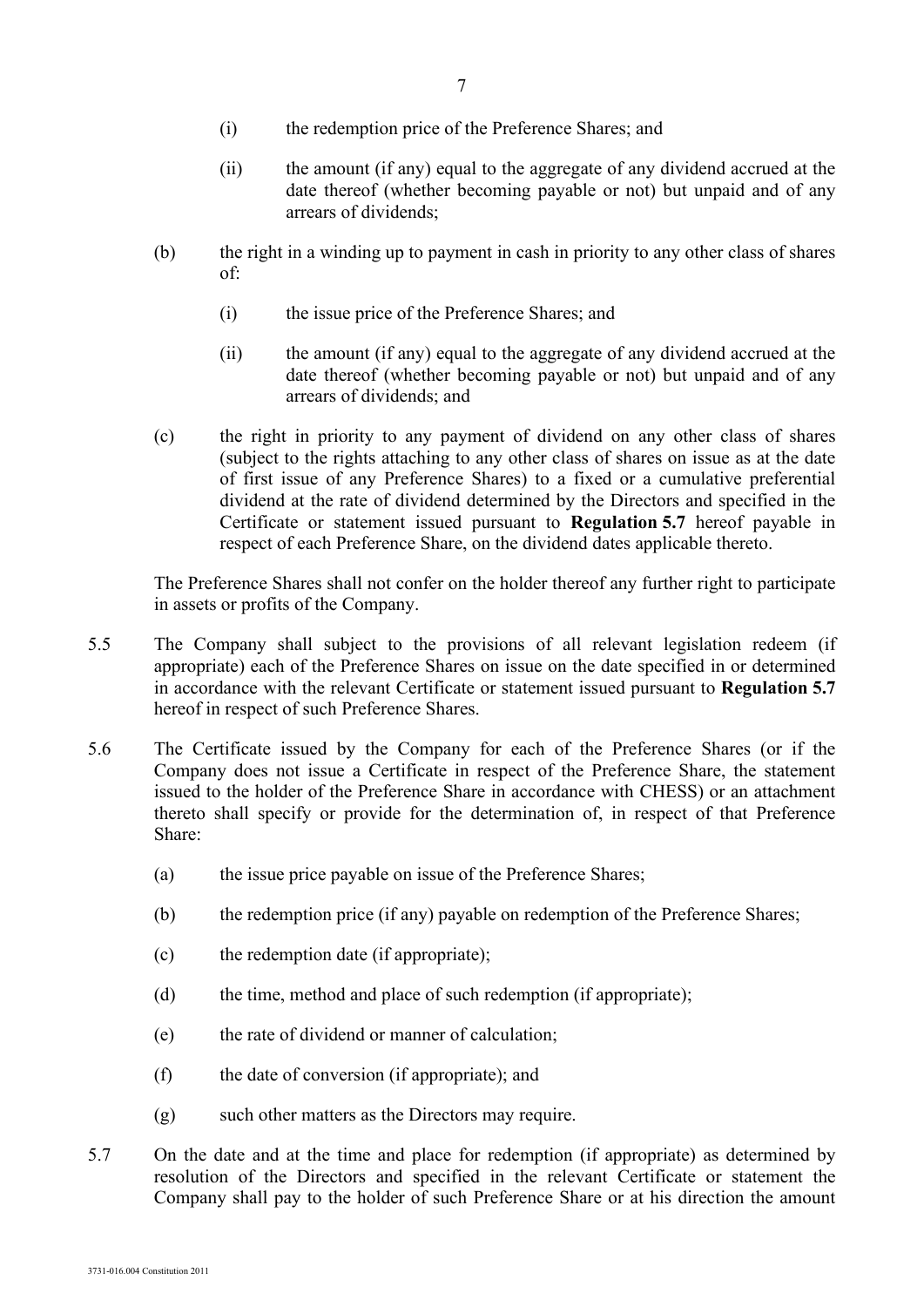(i) the redemption price of the Preference Shares; and

(ii) the amount (if any) equal to the aggregate of any dividend accrued at the date thereof (whether becoming payable or not) but unpaid and of any arrears of dividends;

(b) the right in a winding up to payment in cash in priority to any other class of shares of:

(i) the issue price of the Preference Shares; and

(ii) the amount (if any) equal to the aggregate of any dividend accrued at the date thereof (whether becoming payable or not) but unpaid and of any arrears of dividends; and

(c) the right in priority to any payment of dividend on any other class of shares (subject to the rights attaching to any other class of shares on issue as at the date of first issue of any Preference Shares) to a fixed or a cumulative preferential dividend at the rate of dividend determined by the Directors and specified in the Certificate or statement issued pursuant to **Regulation 5.7** hereof payable in respect of each Preference Share, on the dividend dates applicable thereto.

The Preference Shares shall not confer on the holder thereof any further right to participate in assets or profits of the Company.

5.5 The Company shall subject to the provisions of all relevant legislation redeem (if appropriate) each of the Preference Shares on issue on the date specified in or determined in accordance with the relevant Certificate or statement issued pursuant to **Regulation 5.7** hereof in respect of such Preference Shares.

5.6 The Certificate issued by the Company for each of the Preference Shares (or if the Company does not issue a Certificate in respect of the Preference Share, the statement issued to the holder of the Preference Share in accordance with CHESS) or an attachment thereto shall specify or provide for the determination of, in respect of that Preference Share:

(a) the issue price payable on issue of the Preference Shares;

(b) the redemption price (if any) payable on redemption of the Preference Shares;

(c) the redemption date (if appropriate);

(d) the time, method and place of such redemption (if appropriate);

(e) the rate of dividend or manner of calculation;

(f) the date of conversion (if appropriate); and

(g) such other matters as the Directors may require.

5.7 On the date and at the time and place for redemption (if appropriate) as determined by resolution of the Directors and specified in the relevant Certificate or statement the Company shall pay to the holder of such Preference Share or at his direction the amount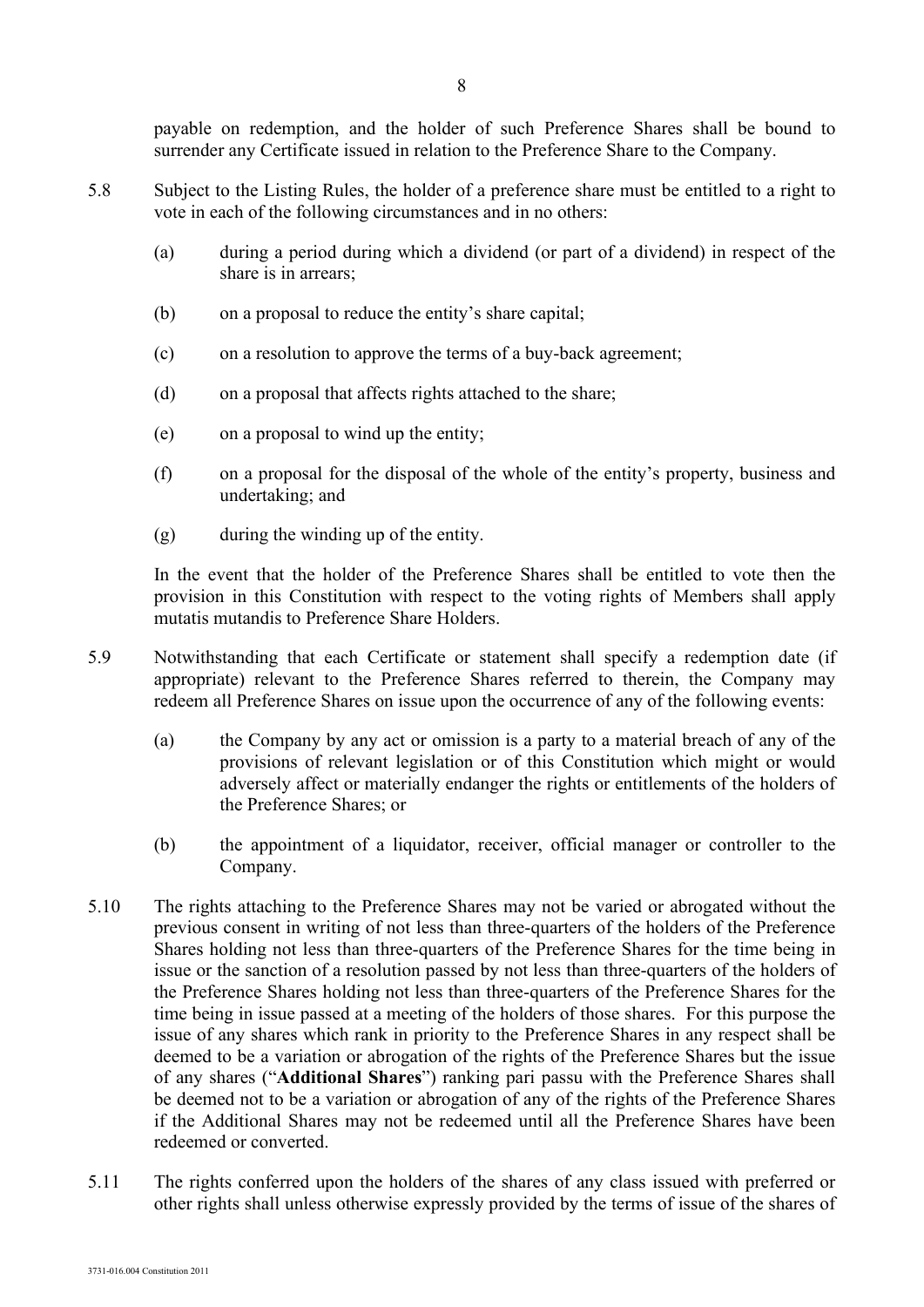payable on redemption, and the holder of such Preference Shares shall be bound to surrender any Certificate issued in relation to the Preference Share to the Company.

5.8 Subject to the Listing Rules, the holder of a preference share must be entitled to a right to vote in each of the following circumstances and in no others:

(a) during a period during which a dividend (or part of a dividend) in respect of the share is in arrears;

(b) on a proposal to reduce the entity's share capital;

(c) on a resolution to approve the terms of a buy-back agreement;

(d) on a proposal that affects rights attached to the share;

(e) on a proposal to wind up the entity;

(f) on a proposal for the disposal of the whole of the entity's property, business and undertaking; and

(g) during the winding up of the entity.

In the event that the holder of the Preference Shares shall be entitled to vote then the provision in this Constitution with respect to the voting rights of Members shall apply mutatis mutandis to Preference Share Holders.

5.9 Notwithstanding that each Certificate or statement shall specify a redemption date (if appropriate) relevant to the Preference Shares referred to therein, the Company may redeem all Preference Shares on issue upon the occurrence of any of the following events:

(a) the Company by any act or omission is a party to a material breach of any of the provisions of relevant legislation or of this Constitution which might or would adversely affect or materially endanger the rights or entitlements of the holders of the Preference Shares; or

(b) the appointment of a liquidator, receiver, official manager or controller to the Company.

5.10 The rights attaching to the Preference Shares may not be varied or abrogated without the previous consent in writing of not less than three-quarters of the holders of the Preference Shares holding not less than three-quarters of the Preference Shares for the time being in issue or the sanction of a resolution passed by not less than three-quarters of the holders of the Preference Shares holding not less than three-quarters of the Preference Shares for the time being in issue passed at a meeting of the holders of those shares. For this purpose the issue of any shares which rank in priority to the Preference Shares in any respect shall be deemed to be a variation or abrogation of the rights of the Preference Shares but the issue of any shares ("**Additional Shares**") ranking pari passu with the Preference Shares shall be deemed not to be a variation or abrogation of any of the rights of the Preference Shares if the Additional Shares may not be redeemed until all the Preference Shares have been redeemed or converted.

5.11 The rights conferred upon the holders of the shares of any class issued with preferred or other rights shall unless otherwise expressly provided by the terms of issue of the shares of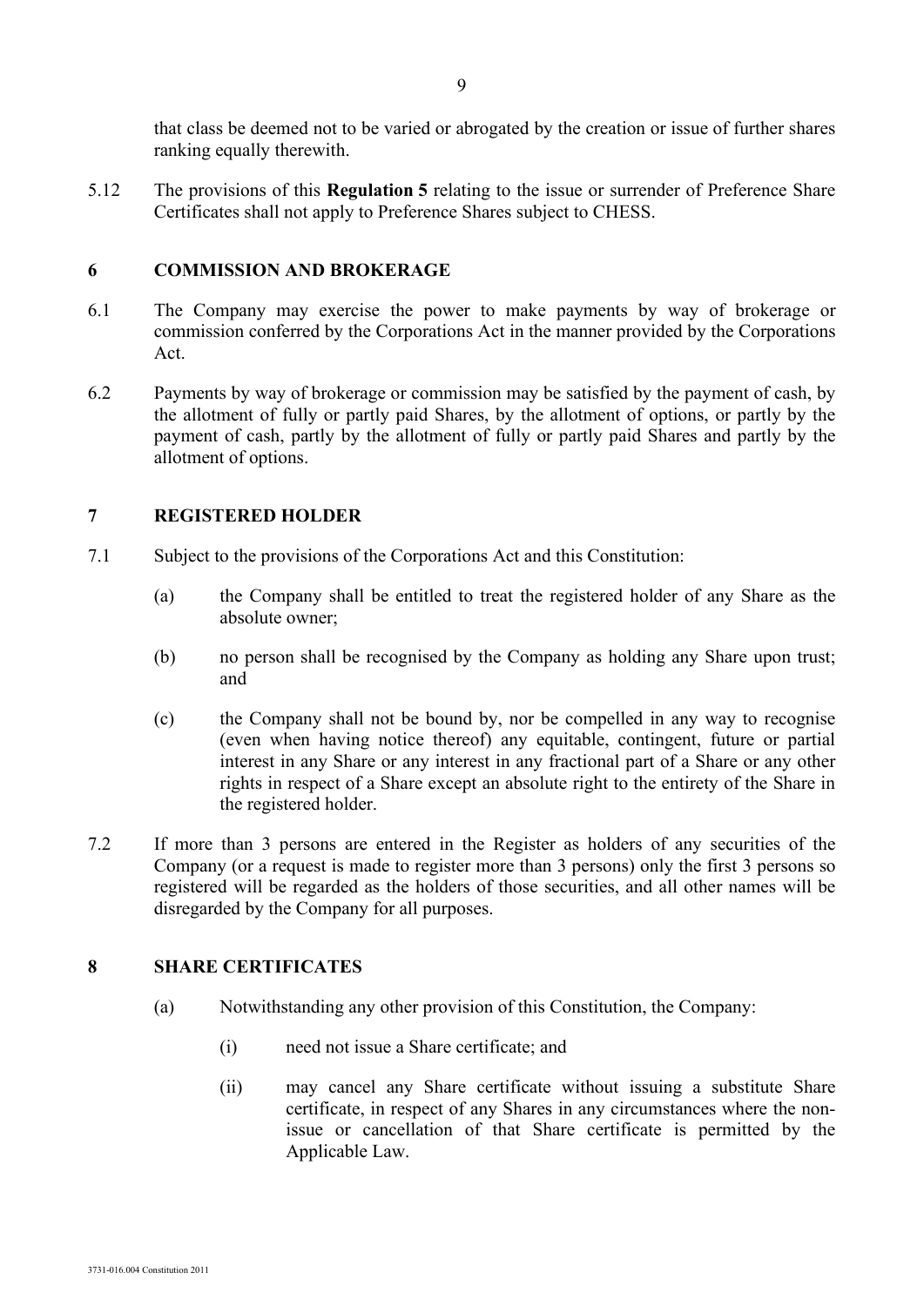that class be deemed not to be varied or abrogated by the creation or issue of further shares ranking equally therewith.

5.12 The provisions of this **Regulation 5** relating to the issue or surrender of Preference Share Certificates shall not apply to Preference Shares subject to CHESS.

## 6 COMMISSION AND BROKERAGE

6.1 The Company may exercise the power to make payments by way of brokerage or commission conferred by the Corporations Act in the manner provided by the Corporations Act.

6.2 Payments by way of brokerage or commission may be satisfied by the payment of cash, by the allotment of fully or partly paid Shares, by the allotment of options, or partly by the payment of cash, partly by the allotment of fully or partly paid Shares and partly by the allotment of options.

## 7 REGISTERED HOLDER

7.1 Subject to the provisions of the Corporations Act and this Constitution:

(a) the Company shall be entitled to treat the registered holder of any Share as the absolute owner;

(b) no person shall be recognised by the Company as holding any Share upon trust; and

(c) the Company shall not be bound by, nor be compelled in any way to recognise (even when having notice thereof) any equitable, contingent, future or partial interest in any Share or any interest in any fractional part of a Share or any other rights in respect of a Share except an absolute right to the entirety of the Share in the registered holder.

7.2 If more than 3 persons are entered in the Register as holders of any securities of the Company (or a request is made to register more than 3 persons) only the first 3 persons so registered will be regarded as the holders of those securities, and all other names will be disregarded by the Company for all purposes.

## 8 SHARE CERTIFICATES

(a) Notwithstanding any other provision of this Constitution, the Company:

(i) need not issue a Share certificate; and

(ii) may cancel any Share certificate without issuing a substitute Share certificate, in respect of any Shares in any circumstances where the non-issue or cancellation of that Share certificate is permitted by the Applicable Law.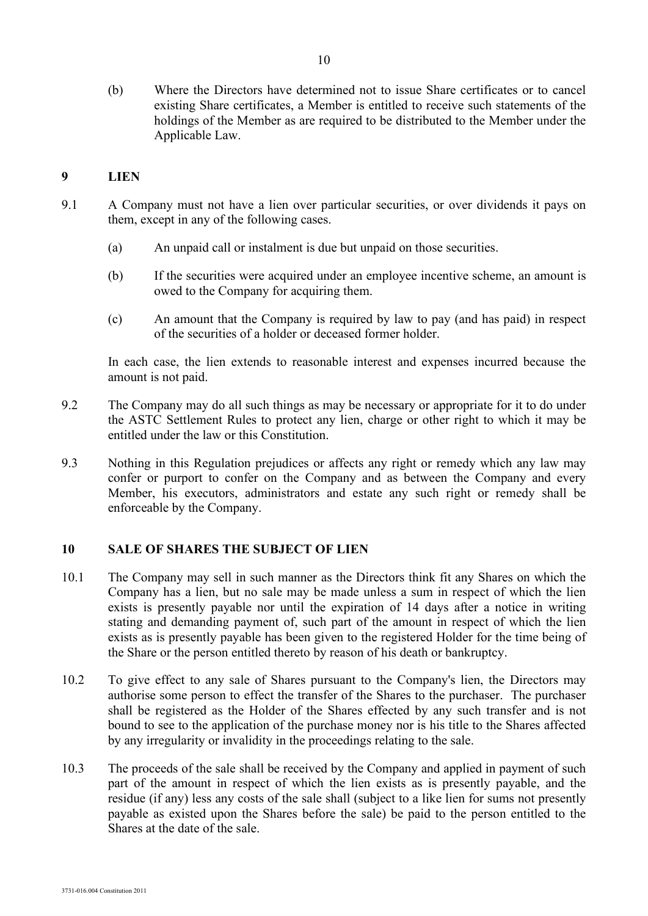(b) Where the Directors have determined not to issue Share certificates or to cancel existing Share certificates, a Member is entitled to receive such statements of the holdings of the Member as are required to be distributed to the Member under the Applicable Law.

## 9 LIEN

9.1 A Company must not have a lien over particular securities, or over dividends it pays on them, except in any of the following cases.

(a) An unpaid call or instalment is due but unpaid on those securities.

(b) If the securities were acquired under an employee incentive scheme, an amount is owed to the Company for acquiring them.

(c) An amount that the Company is required by law to pay (and has paid) in respect of the securities of a holder or deceased former holder.

In each case, the lien extends to reasonable interest and expenses incurred because the amount is not paid.

9.2 The Company may do all such things as may be necessary or appropriate for it to do under the ASTC Settlement Rules to protect any lien, charge or other right to which it may be entitled under the law or this Constitution.

9.3 Nothing in this Regulation prejudices or affects any right or remedy which any law may confer or purport to confer on the Company and as between the Company and every Member, his executors, administrators and estate any such right or remedy shall be enforceable by the Company.

## 10 SALE OF SHARES THE SUBJECT OF LIEN

10.1 The Company may sell in such manner as the Directors think fit any Shares on which the Company has a lien, but no sale may be made unless a sum in respect of which the lien exists is presently payable nor until the expiration of 14 days after a notice in writing stating and demanding payment of, such part of the amount in respect of which the lien exists as is presently payable has been given to the registered Holder for the time being of the Share or the person entitled thereto by reason of his death or bankruptcy.

10.2 To give effect to any sale of Shares pursuant to the Company's lien, the Directors may authorise some person to effect the transfer of the Shares to the purchaser. The purchaser shall be registered as the Holder of the Shares effected by any such transfer and is not bound to see to the application of the purchase money nor is his title to the Shares affected by any irregularity or invalidity in the proceedings relating to the sale.

10.3 The proceeds of the sale shall be received by the Company and applied in payment of such part of the amount in respect of which the lien exists as is presently payable, and the residue (if any) less any costs of the sale shall (subject to a like lien for sums not presently payable as existed upon the Shares before the sale) be paid to the person entitled to the Shares at the date of the sale.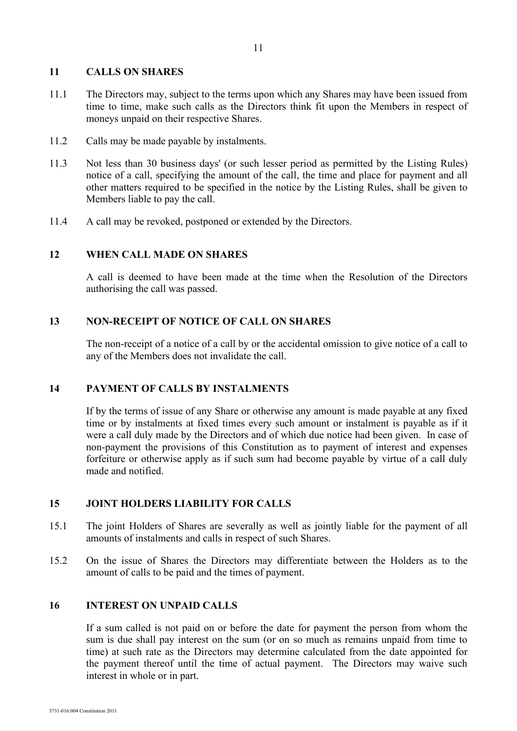## 11 CALLS ON SHARES

11.1 The Directors may, subject to the terms upon which any Shares may have been issued from time to time, make such calls as the Directors think fit upon the Members in respect of moneys unpaid on their respective Shares.

11.2 Calls may be made payable by instalments.

11.3 Not less than 30 business days' (or such lesser period as permitted by the Listing Rules) notice of a call, specifying the amount of the call, the time and place for payment and all other matters required to be specified in the notice by the Listing Rules, shall be given to Members liable to pay the call.

11.4 A call may be revoked, postponed or extended by the Directors.

## 12 WHEN CALL MADE ON SHARES

A call is deemed to have been made at the time when the Resolution of the Directors authorising the call was passed.

## 13 NON-RECEIPT OF NOTICE OF CALL ON SHARES

The non-receipt of a notice of a call by or the accidental omission to give notice of a call to any of the Members does not invalidate the call.

## 14 PAYMENT OF CALLS BY INSTALMENTS

If by the terms of issue of any Share or otherwise any amount is made payable at any fixed time or by instalments at fixed times every such amount or instalment is payable as if it were a call duly made by the Directors and of which due notice had been given. In case of non-payment the provisions of this Constitution as to payment of interest and expenses forfeiture or otherwise apply as if such sum had become payable by virtue of a call duly made and notified.

## 15 JOINT HOLDERS LIABILITY FOR CALLS

15.1 The joint Holders of Shares are severally as well as jointly liable for the payment of all amounts of instalments and calls in respect of such Shares.

15.2 On the issue of Shares the Directors may differentiate between the Holders as to the amount of calls to be paid and the times of payment.

## 16 INTEREST ON UNPAID CALLS

If a sum called is not paid on or before the date for payment the person from whom the sum is due shall pay interest on the sum (or on so much as remains unpaid from time to time) at such rate as the Directors may determine calculated from the date appointed for the payment thereof until the time of actual payment. The Directors may waive such interest in whole or in part.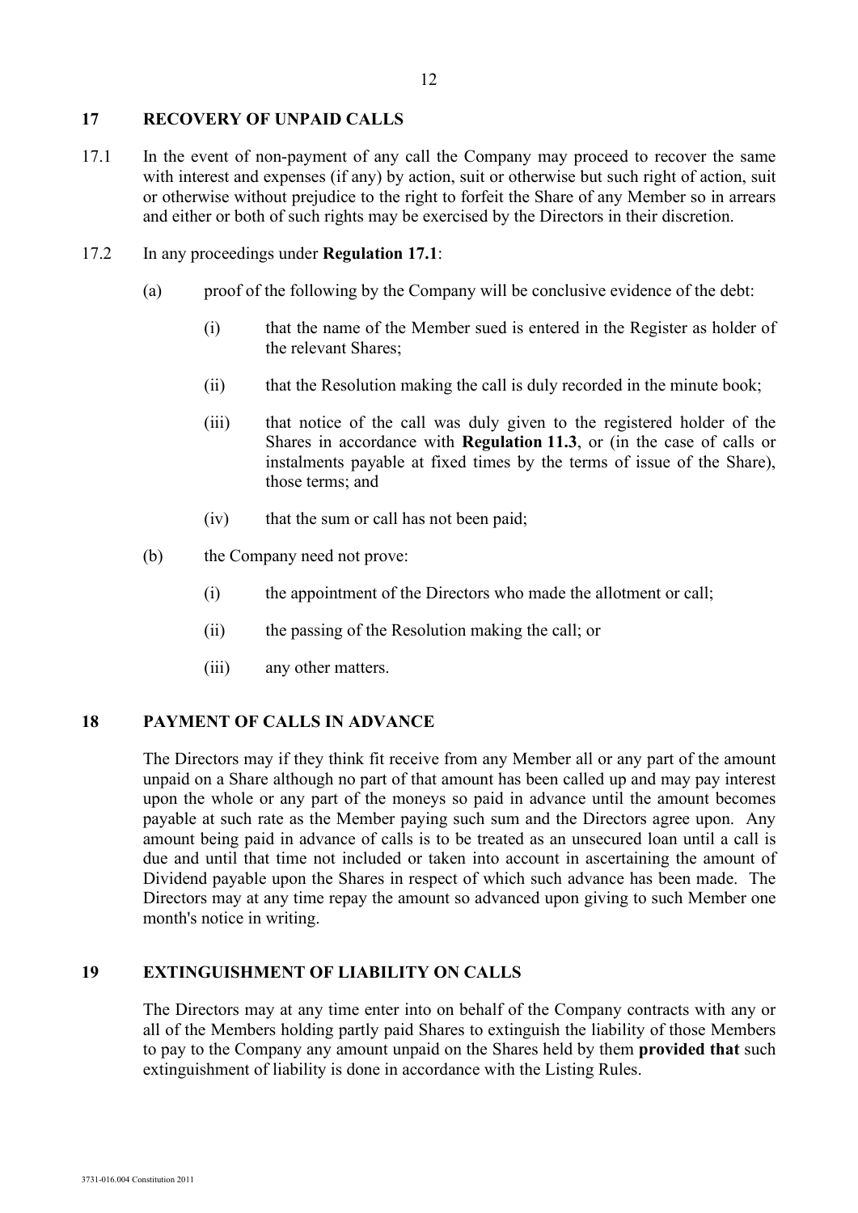## 17 RECOVERY OF UNPAID CALLS

17.1 In the event of non-payment of any call the Company may proceed to recover the same with interest and expenses (if any) by action, suit or otherwise but such right of action, suit or otherwise without prejudice to the right to forfeit the Share of any Member so in arrears and either or both of such rights may be exercised by the Directors in their discretion.

17.2 In any proceedings under **Regulation 17.1**:

(a) proof of the following by the Company will be conclusive evidence of the debt:

(i) that the name of the Member sued is entered in the Register as holder of the relevant Shares;

(ii) that the Resolution making the call is duly recorded in the minute book;

(iii) that notice of the call was duly given to the registered holder of the Shares in accordance with **Regulation 11.3**, or (in the case of calls or instalments payable at fixed times by the terms of issue of the Share), those terms; and

(iv) that the sum or call has not been paid;

(b) the Company need not prove:

(i) the appointment of the Directors who made the allotment or call;

(ii) the passing of the Resolution making the call; or

(iii) any other matters.

## 18 PAYMENT OF CALLS IN ADVANCE

The Directors may if they think fit receive from any Member all or any part of the amount unpaid on a Share although no part of that amount has been called up and may pay interest upon the whole or any part of the moneys so paid in advance until the amount becomes payable at such rate as the Member paying such sum and the Directors agree upon. Any amount being paid in advance of calls is to be treated as an unsecured loan until a call is due and until that time not included or taken into account in ascertaining the amount of Dividend payable upon the Shares in respect of which such advance has been made. The Directors may at any time repay the amount so advanced upon giving to such Member one month's notice in writing.

## 19 EXTINGUISHMENT OF LIABILITY ON CALLS

The Directors may at any time enter into on behalf of the Company contracts with any or all of the Members holding partly paid Shares to extinguish the liability of those Members to pay to the Company any amount unpaid on the Shares held by them **provided that** such extinguishment of liability is done in accordance with the Listing Rules.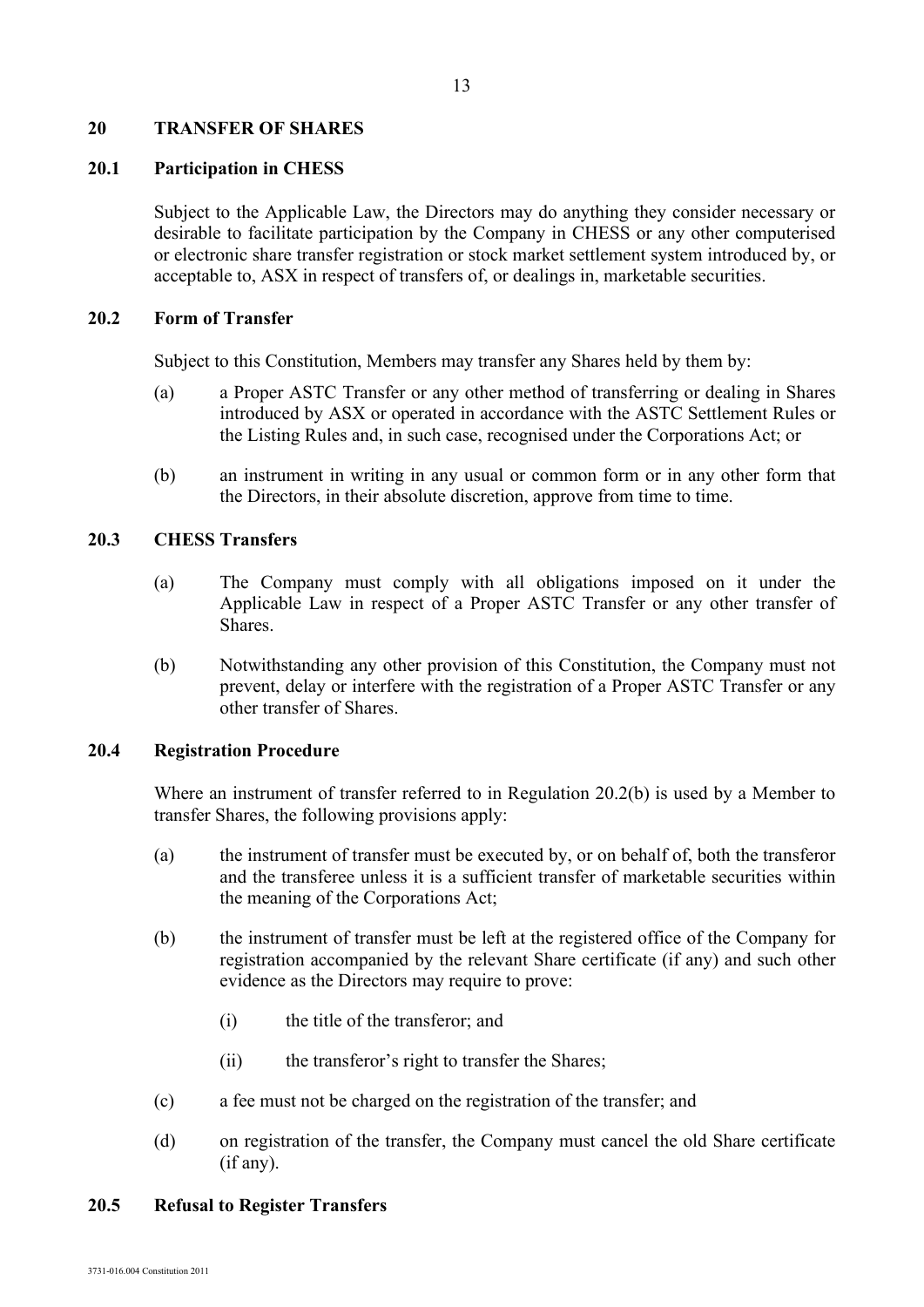## 20 TRANSFER OF SHARES

### 20.1 Participation in CHESS

Subject to the Applicable Law, the Directors may do anything they consider necessary or desirable to facilitate participation by the Company in CHESS or any other computerised or electronic share transfer registration or stock market settlement system introduced by, or acceptable to, ASX in respect of transfers of, or dealings in, marketable securities.

### 20.2 Form of Transfer

Subject to this Constitution, Members may transfer any Shares held by them by:

(a) a Proper ASTC Transfer or any other method of transferring or dealing in Shares introduced by ASX or operated in accordance with the ASTC Settlement Rules or the Listing Rules and, in such case, recognised under the Corporations Act; or

(b) an instrument in writing in any usual or common form or in any other form that the Directors, in their absolute discretion, approve from time to time.

### 20.3 CHESS Transfers

(a) The Company must comply with all obligations imposed on it under the Applicable Law in respect of a Proper ASTC Transfer or any other transfer of Shares.

(b) Notwithstanding any other provision of this Constitution, the Company must not prevent, delay or interfere with the registration of a Proper ASTC Transfer or any other transfer of Shares.

### 20.4 Registration Procedure

Where an instrument of transfer referred to in Regulation 20.2(b) is used by a Member to transfer Shares, the following provisions apply:

(a) the instrument of transfer must be executed by, or on behalf of, both the transferor and the transferee unless it is a sufficient transfer of marketable securities within the meaning of the Corporations Act;

(b) the instrument of transfer must be left at the registered office of the Company for registration accompanied by the relevant Share certificate (if any) and such other evidence as the Directors may require to prove:

  (i) the title of the transferor; and

  (ii) the transferor's right to transfer the Shares;

(c) a fee must not be charged on the registration of the transfer; and

(d) on registration of the transfer, the Company must cancel the old Share certificate (if any).

### 20.5 Refusal to Register Transfers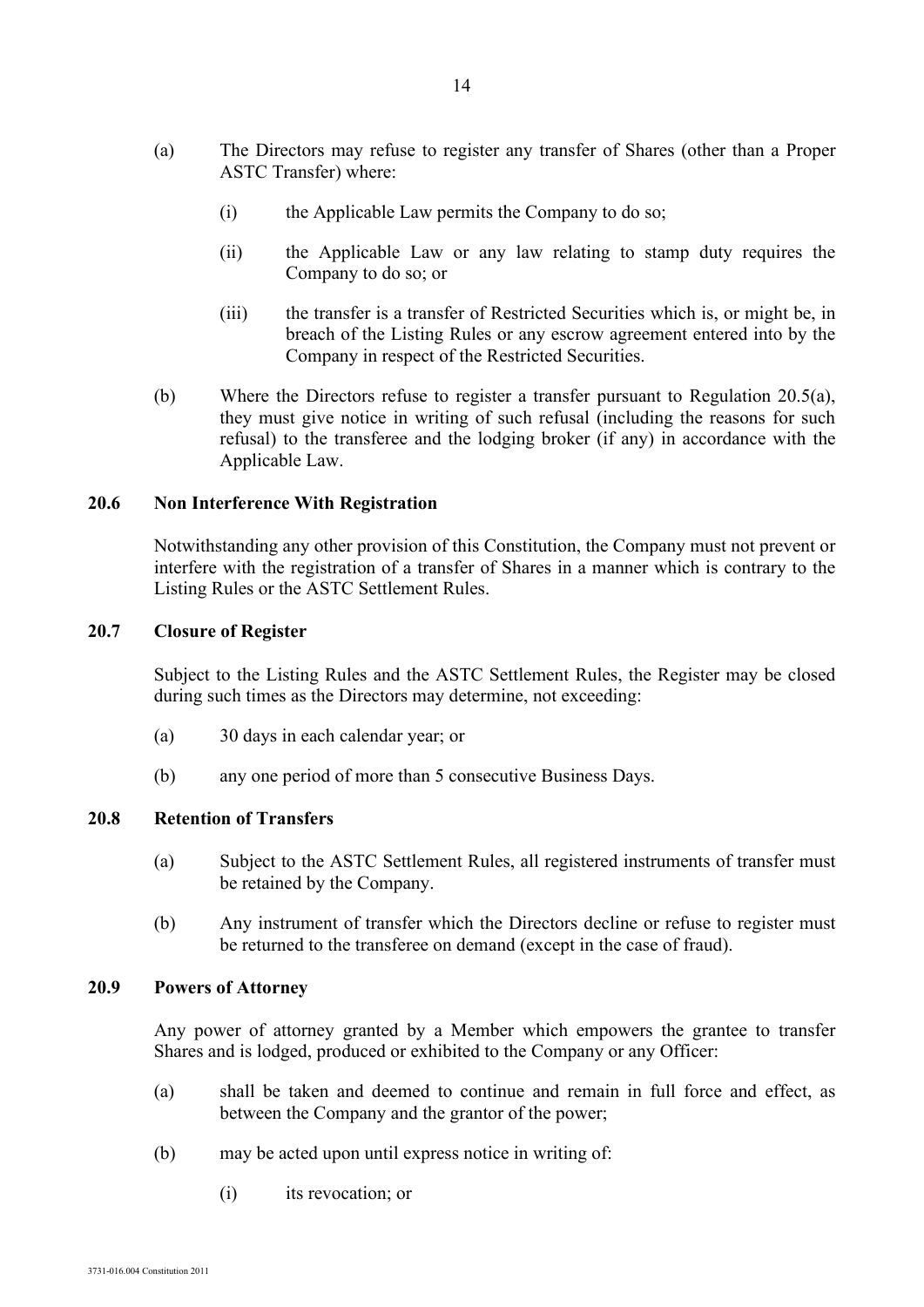(a) The Directors may refuse to register any transfer of Shares (other than a Proper ASTC Transfer) where:

   (i) the Applicable Law permits the Company to do so;

   (ii) the Applicable Law or any law relating to stamp duty requires the Company to do so; or

   (iii) the transfer is a transfer of Restricted Securities which is, or might be, in breach of the Listing Rules or any escrow agreement entered into by the Company in respect of the Restricted Securities.

(b) Where the Directors refuse to register a transfer pursuant to Regulation 20.5(a), they must give notice in writing of such refusal (including the reasons for such refusal) to the transferee and the lodging broker (if any) in accordance with the Applicable Law.

### 20.6 Non Interference With Registration

Notwithstanding any other provision of this Constitution, the Company must not prevent or interfere with the registration of a transfer of Shares in a manner which is contrary to the Listing Rules or the ASTC Settlement Rules.

### 20.7 Closure of Register

Subject to the Listing Rules and the ASTC Settlement Rules, the Register may be closed during such times as the Directors may determine, not exceeding:

(a) 30 days in each calendar year; or

(b) any one period of more than 5 consecutive Business Days.

### 20.8 Retention of Transfers

(a) Subject to the ASTC Settlement Rules, all registered instruments of transfer must be retained by the Company.

(b) Any instrument of transfer which the Directors decline or refuse to register must be returned to the transferee on demand (except in the case of fraud).

### 20.9 Powers of Attorney

Any power of attorney granted by a Member which empowers the grantee to transfer Shares and is lodged, produced or exhibited to the Company or any Officer:

(a) shall be taken and deemed to continue and remain in full force and effect, as between the Company and the grantor of the power;

(b) may be acted upon until express notice in writing of:

   (i) its revocation; or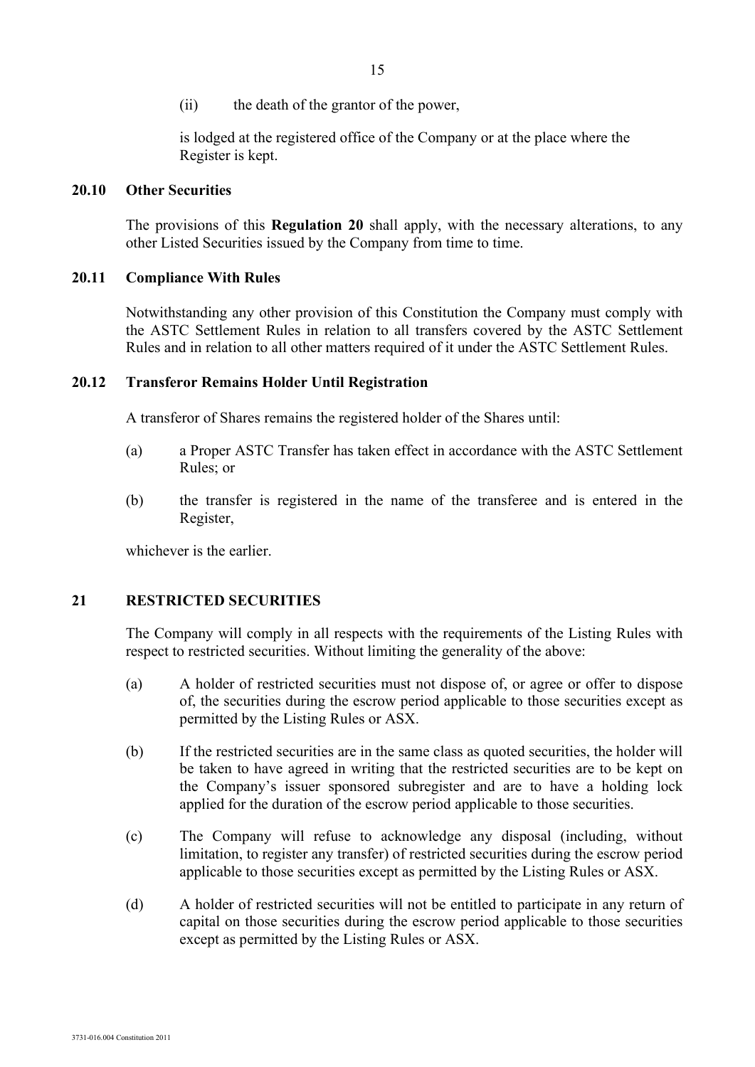(ii) the death of the grantor of the power,

is lodged at the registered office of the Company or at the place where the Register is kept.

### 20.10 Other Securities

The provisions of this **Regulation 20** shall apply, with the necessary alterations, to any other Listed Securities issued by the Company from time to time.

### 20.11 Compliance With Rules

Notwithstanding any other provision of this Constitution the Company must comply with the ASTC Settlement Rules in relation to all transfers covered by the ASTC Settlement Rules and in relation to all other matters required of it under the ASTC Settlement Rules.

### 20.12 Transferor Remains Holder Until Registration

A transferor of Shares remains the registered holder of the Shares until:

(a) a Proper ASTC Transfer has taken effect in accordance with the ASTC Settlement Rules; or

(b) the transfer is registered in the name of the transferee and is entered in the Register,

whichever is the earlier.

## 21 RESTRICTED SECURITIES

The Company will comply in all respects with the requirements of the Listing Rules with respect to restricted securities. Without limiting the generality of the above:

(a) A holder of restricted securities must not dispose of, or agree or offer to dispose of, the securities during the escrow period applicable to those securities except as permitted by the Listing Rules or ASX.

(b) If the restricted securities are in the same class as quoted securities, the holder will be taken to have agreed in writing that the restricted securities are to be kept on the Company's issuer sponsored subregister and are to have a holding lock applied for the duration of the escrow period applicable to those securities.

(c) The Company will refuse to acknowledge any disposal (including, without limitation, to register any transfer) of restricted securities during the escrow period applicable to those securities except as permitted by the Listing Rules or ASX.

(d) A holder of restricted securities will not be entitled to participate in any return of capital on those securities during the escrow period applicable to those securities except as permitted by the Listing Rules or ASX.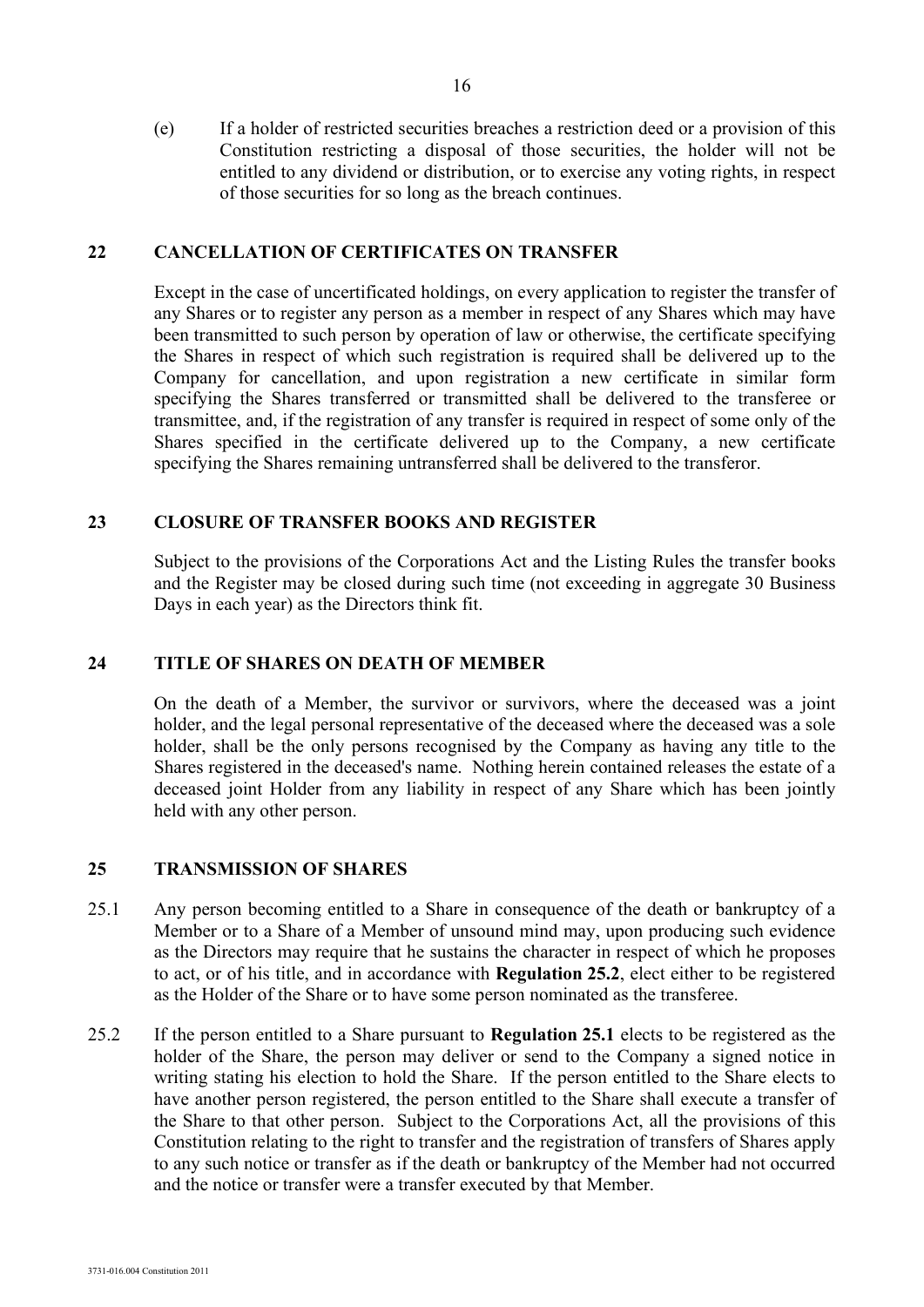(e) If a holder of restricted securities breaches a restriction deed or a provision of this Constitution restricting a disposal of those securities, the holder will not be entitled to any dividend or distribution, or to exercise any voting rights, in respect of those securities for so long as the breach continues.

## 22 CANCELLATION OF CERTIFICATES ON TRANSFER

Except in the case of uncertificated holdings, on every application to register the transfer of any Shares or to register any person as a member in respect of any Shares which may have been transmitted to such person by operation of law or otherwise, the certificate specifying the Shares in respect of which such registration is required shall be delivered up to the Company for cancellation, and upon registration a new certificate in similar form specifying the Shares transferred or transmitted shall be delivered to the transferee or transmittee, and, if the registration of any transfer is required in respect of some only of the Shares specified in the certificate delivered up to the Company, a new certificate specifying the Shares remaining untransferred shall be delivered to the transferor.

## 23 CLOSURE OF TRANSFER BOOKS AND REGISTER

Subject to the provisions of the Corporations Act and the Listing Rules the transfer books and the Register may be closed during such time (not exceeding in aggregate 30 Business Days in each year) as the Directors think fit.

## 24 TITLE OF SHARES ON DEATH OF MEMBER

On the death of a Member, the survivor or survivors, where the deceased was a joint holder, and the legal personal representative of the deceased where the deceased was a sole holder, shall be the only persons recognised by the Company as having any title to the Shares registered in the deceased's name. Nothing herein contained releases the estate of a deceased joint Holder from any liability in respect of any Share which has been jointly held with any other person.

## 25 TRANSMISSION OF SHARES

25.1 Any person becoming entitled to a Share in consequence of the death or bankruptcy of a Member or to a Share of a Member of unsound mind may, upon producing such evidence as the Directors may require that he sustains the character in respect of which he proposes to act, or of his title, and in accordance with **Regulation 25.2**, elect either to be registered as the Holder of the Share or to have some person nominated as the transferee.

25.2 If the person entitled to a Share pursuant to **Regulation 25.1** elects to be registered as the holder of the Share, the person may deliver or send to the Company a signed notice in writing stating his election to hold the Share. If the person entitled to the Share elects to have another person registered, the person entitled to the Share shall execute a transfer of the Share to that other person. Subject to the Corporations Act, all the provisions of this Constitution relating to the right to transfer and the registration of transfers of Shares apply to any such notice or transfer as if the death or bankruptcy of the Member had not occurred and the notice or transfer were a transfer executed by that Member.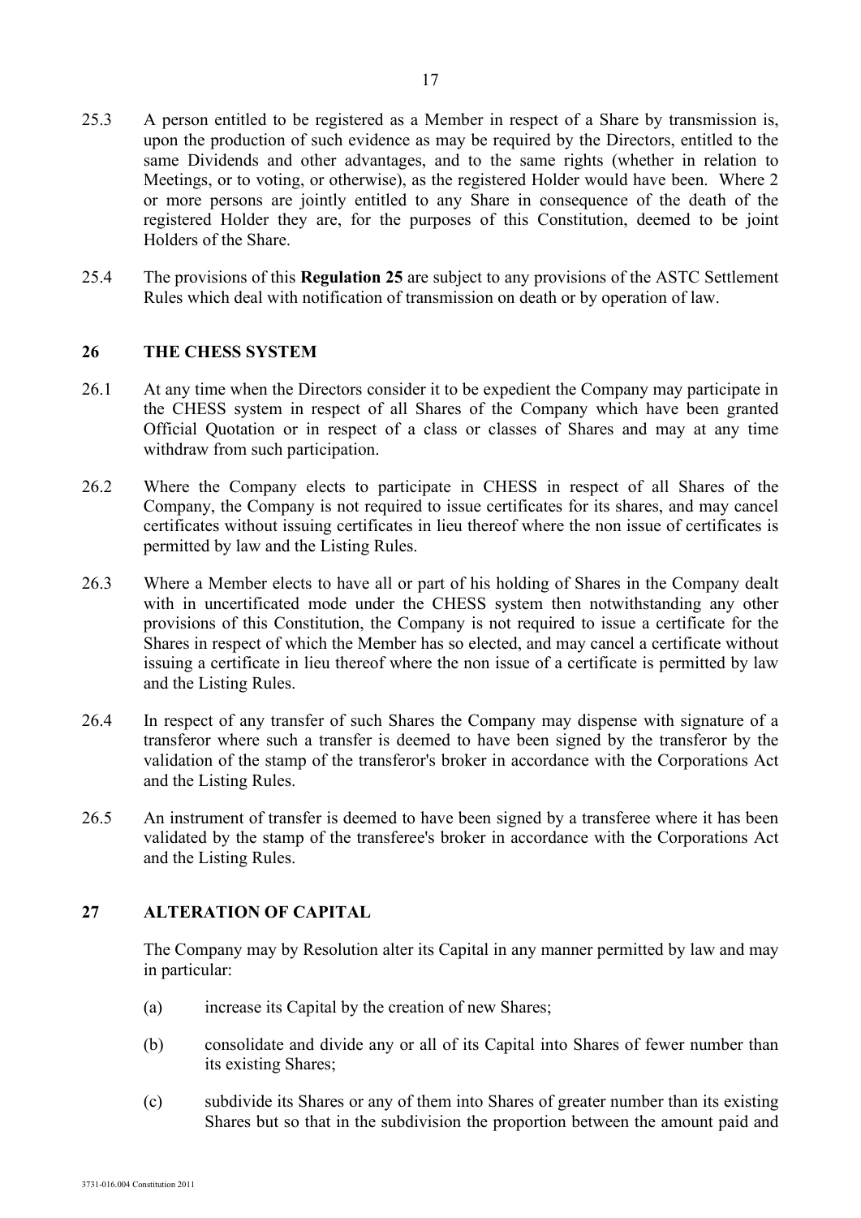25.3 A person entitled to be registered as a Member in respect of a Share by transmission is, upon the production of such evidence as may be required by the Directors, entitled to the same Dividends and other advantages, and to the same rights (whether in relation to Meetings, or to voting, or otherwise), as the registered Holder would have been. Where 2 or more persons are jointly entitled to any Share in consequence of the death of the registered Holder they are, for the purposes of this Constitution, deemed to be joint Holders of the Share.

25.4 The provisions of this **Regulation 25** are subject to any provisions of the ASTC Settlement Rules which deal with notification of transmission on death or by operation of law.

## 26 THE CHESS SYSTEM

26.1 At any time when the Directors consider it to be expedient the Company may participate in the CHESS system in respect of all Shares of the Company which have been granted Official Quotation or in respect of a class or classes of Shares and may at any time withdraw from such participation.

26.2 Where the Company elects to participate in CHESS in respect of all Shares of the Company, the Company is not required to issue certificates for its shares, and may cancel certificates without issuing certificates in lieu thereof where the non issue of certificates is permitted by law and the Listing Rules.

26.3 Where a Member elects to have all or part of his holding of Shares in the Company dealt with in uncertificated mode under the CHESS system then notwithstanding any other provisions of this Constitution, the Company is not required to issue a certificate for the Shares in respect of which the Member has so elected, and may cancel a certificate without issuing a certificate in lieu thereof where the non issue of a certificate is permitted by law and the Listing Rules.

26.4 In respect of any transfer of such Shares the Company may dispense with signature of a transferor where such a transfer is deemed to have been signed by the transferor by the validation of the stamp of the transferor's broker in accordance with the Corporations Act and the Listing Rules.

26.5 An instrument of transfer is deemed to have been signed by a transferee where it has been validated by the stamp of the transferee's broker in accordance with the Corporations Act and the Listing Rules.

## 27 ALTERATION OF CAPITAL

The Company may by Resolution alter its Capital in any manner permitted by law and may in particular:

(a) increase its Capital by the creation of new Shares;

(b) consolidate and divide any or all of its Capital into Shares of fewer number than its existing Shares;

(c) subdivide its Shares or any of them into Shares of greater number than its existing Shares but so that in the subdivision the proportion between the amount paid and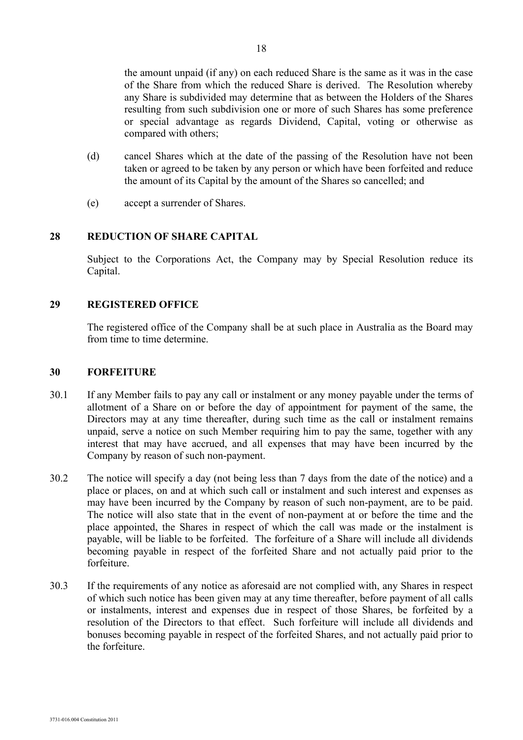the amount unpaid (if any) on each reduced Share is the same as it was in the case of the Share from which the reduced Share is derived. The Resolution whereby any Share is subdivided may determine that as between the Holders of the Shares resulting from such subdivision one or more of such Shares has some preference or special advantage as regards Dividend, Capital, voting or otherwise as compared with others;

(d) cancel Shares which at the date of the passing of the Resolution have not been taken or agreed to be taken by any person or which have been forfeited and reduce the amount of its Capital by the amount of the Shares so cancelled; and

(e) accept a surrender of Shares.

## 28 REDUCTION OF SHARE CAPITAL

Subject to the Corporations Act, the Company may by Special Resolution reduce its Capital.

## 29 REGISTERED OFFICE

The registered office of the Company shall be at such place in Australia as the Board may from time to time determine.

## 30 FORFEITURE

30.1 If any Member fails to pay any call or instalment or any money payable under the terms of allotment of a Share on or before the day of appointment for payment of the same, the Directors may at any time thereafter, during such time as the call or instalment remains unpaid, serve a notice on such Member requiring him to pay the same, together with any interest that may have accrued, and all expenses that may have been incurred by the Company by reason of such non-payment.

30.2 The notice will specify a day (not being less than 7 days from the date of the notice) and a place or places, on and at which such call or instalment and such interest and expenses as may have been incurred by the Company by reason of such non-payment, are to be paid. The notice will also state that in the event of non-payment at or before the time and the place appointed, the Shares in respect of which the call was made or the instalment is payable, will be liable to be forfeited. The forfeiture of a Share will include all dividends becoming payable in respect of the forfeited Share and not actually paid prior to the forfeiture.

30.3 If the requirements of any notice as aforesaid are not complied with, any Shares in respect of which such notice has been given may at any time thereafter, before payment of all calls or instalments, interest and expenses due in respect of those Shares, be forfeited by a resolution of the Directors to that effect. Such forfeiture will include all dividends and bonuses becoming payable in respect of the forfeited Shares, and not actually paid prior to the forfeiture.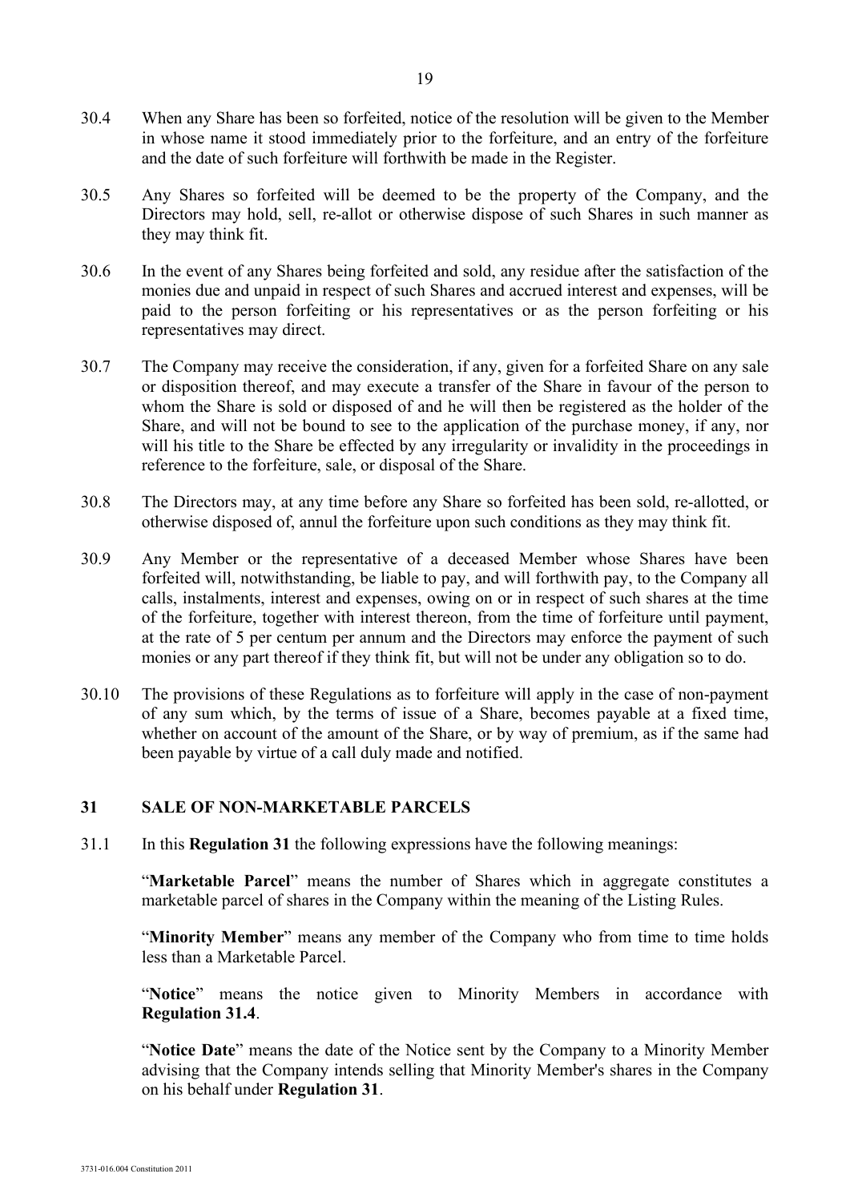30.4 When any Share has been so forfeited, notice of the resolution will be given to the Member in whose name it stood immediately prior to the forfeiture, and an entry of the forfeiture and the date of such forfeiture will forthwith be made in the Register.

30.5 Any Shares so forfeited will be deemed to be the property of the Company, and the Directors may hold, sell, re-allot or otherwise dispose of such Shares in such manner as they may think fit.

30.6 In the event of any Shares being forfeited and sold, any residue after the satisfaction of the monies due and unpaid in respect of such Shares and accrued interest and expenses, will be paid to the person forfeiting or his representatives or as the person forfeiting or his representatives may direct.

30.7 The Company may receive the consideration, if any, given for a forfeited Share on any sale or disposition thereof, and may execute a transfer of the Share in favour of the person to whom the Share is sold or disposed of and he will then be registered as the holder of the Share, and will not be bound to see to the application of the purchase money, if any, nor will his title to the Share be effected by any irregularity or invalidity in the proceedings in reference to the forfeiture, sale, or disposal of the Share.

30.8 The Directors may, at any time before any Share so forfeited has been sold, re-allotted, or otherwise disposed of, annul the forfeiture upon such conditions as they may think fit.

30.9 Any Member or the representative of a deceased Member whose Shares have been forfeited will, notwithstanding, be liable to pay, and will forthwith pay, to the Company all calls, instalments, interest and expenses, owing on or in respect of such shares at the time of the forfeiture, together with interest thereon, from the time of forfeiture until payment, at the rate of 5 per centum per annum and the Directors may enforce the payment of such monies or any part thereof if they think fit, but will not be under any obligation so to do.

30.10 The provisions of these Regulations as to forfeiture will apply in the case of non-payment of any sum which, by the terms of issue of a Share, becomes payable at a fixed time, whether on account of the amount of the Share, or by way of premium, as if the same had been payable by virtue of a call duly made and notified.

## 31 SALE OF NON-MARKETABLE PARCELS

31.1 In this **Regulation 31** the following expressions have the following meanings:

"**Marketable Parcel**" means the number of Shares which in aggregate constitutes a marketable parcel of shares in the Company within the meaning of the Listing Rules.

"**Minority Member**" means any member of the Company who from time to time holds less than a Marketable Parcel.

"**Notice**" means the notice given to Minority Members in accordance with **Regulation 31.4**.

"**Notice Date**" means the date of the Notice sent by the Company to a Minority Member advising that the Company intends selling that Minority Member's shares in the Company on his behalf under **Regulation 31**.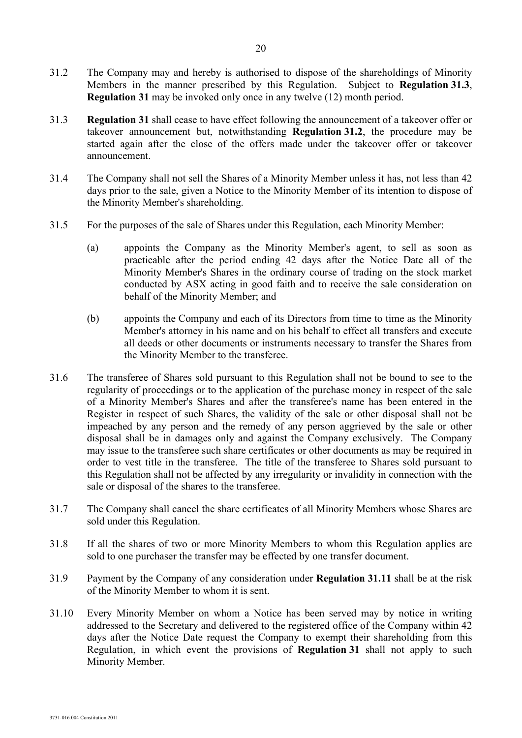31.2 The Company may and hereby is authorised to dispose of the shareholdings of Minority Members in the manner prescribed by this Regulation. Subject to **Regulation 31.3**, **Regulation 31** may be invoked only once in any twelve (12) month period.

31.3 **Regulation 31** shall cease to have effect following the announcement of a takeover offer or takeover announcement but, notwithstanding **Regulation 31.2**, the procedure may be started again after the close of the offers made under the takeover offer or takeover announcement.

31.4 The Company shall not sell the Shares of a Minority Member unless it has, not less than 42 days prior to the sale, given a Notice to the Minority Member of its intention to dispose of the Minority Member's shareholding.

31.5 For the purposes of the sale of Shares under this Regulation, each Minority Member:

(a) appoints the Company as the Minority Member's agent, to sell as soon as practicable after the period ending 42 days after the Notice Date all of the Minority Member's Shares in the ordinary course of trading on the stock market conducted by ASX acting in good faith and to receive the sale consideration on behalf of the Minority Member; and

(b) appoints the Company and each of its Directors from time to time as the Minority Member's attorney in his name and on his behalf to effect all transfers and execute all deeds or other documents or instruments necessary to transfer the Shares from the Minority Member to the transferee.

31.6 The transferee of Shares sold pursuant to this Regulation shall not be bound to see to the regularity of proceedings or to the application of the purchase money in respect of the sale of a Minority Member's Shares and after the transferee's name has been entered in the Register in respect of such Shares, the validity of the sale or other disposal shall not be impeached by any person and the remedy of any person aggrieved by the sale or other disposal shall be in damages only and against the Company exclusively. The Company may issue to the transferee such share certificates or other documents as may be required in order to vest title in the transferee. The title of the transferee to Shares sold pursuant to this Regulation shall not be affected by any irregularity or invalidity in connection with the sale or disposal of the shares to the transferee.

31.7 The Company shall cancel the share certificates of all Minority Members whose Shares are sold under this Regulation.

31.8 If all the shares of two or more Minority Members to whom this Regulation applies are sold to one purchaser the transfer may be effected by one transfer document.

31.9 Payment by the Company of any consideration under **Regulation 31.11** shall be at the risk of the Minority Member to whom it is sent.

31.10 Every Minority Member on whom a Notice has been served may by notice in writing addressed to the Secretary and delivered to the registered office of the Company within 42 days after the Notice Date request the Company to exempt their shareholding from this Regulation, in which event the provisions of **Regulation 31** shall not apply to such Minority Member.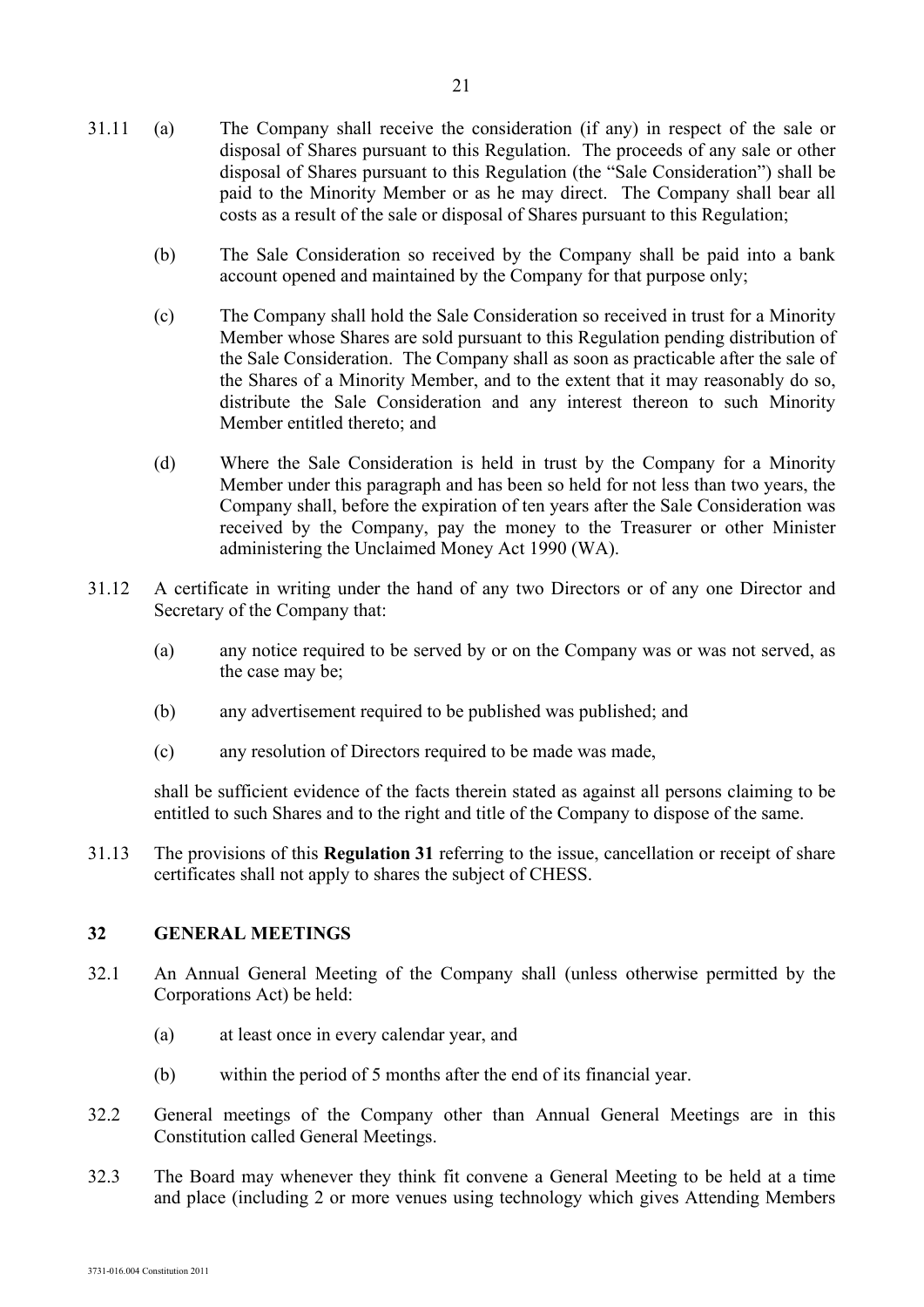31.11 (a) The Company shall receive the consideration (if any) in respect of the sale or disposal of Shares pursuant to this Regulation. The proceeds of any sale or other disposal of Shares pursuant to this Regulation (the "Sale Consideration") shall be paid to the Minority Member or as he may direct. The Company shall bear all costs as a result of the sale or disposal of Shares pursuant to this Regulation;

(b) The Sale Consideration so received by the Company shall be paid into a bank account opened and maintained by the Company for that purpose only;

(c) The Company shall hold the Sale Consideration so received in trust for a Minority Member whose Shares are sold pursuant to this Regulation pending distribution of the Sale Consideration. The Company shall as soon as practicable after the sale of the Shares of a Minority Member, and to the extent that it may reasonably do so, distribute the Sale Consideration and any interest thereon to such Minority Member entitled thereto; and

(d) Where the Sale Consideration is held in trust by the Company for a Minority Member under this paragraph and has been so held for not less than two years, the Company shall, before the expiration of ten years after the Sale Consideration was received by the Company, pay the money to the Treasurer or other Minister administering the Unclaimed Money Act 1990 (WA).

31.12 A certificate in writing under the hand of any two Directors or of any one Director and Secretary of the Company that:

(a) any notice required to be served by or on the Company was or was not served, as the case may be;

(b) any advertisement required to be published was published; and

(c) any resolution of Directors required to be made was made,

shall be sufficient evidence of the facts therein stated as against all persons claiming to be entitled to such Shares and to the right and title of the Company to dispose of the same.

31.13 The provisions of this **Regulation 31** referring to the issue, cancellation or receipt of share certificates shall not apply to shares the subject of CHESS.

## 32 GENERAL MEETINGS

32.1 An Annual General Meeting of the Company shall (unless otherwise permitted by the Corporations Act) be held:

(a) at least once in every calendar year, and

(b) within the period of 5 months after the end of its financial year.

32.2 General meetings of the Company other than Annual General Meetings are in this Constitution called General Meetings.

32.3 The Board may whenever they think fit convene a General Meeting to be held at a time and place (including 2 or more venues using technology which gives Attending Members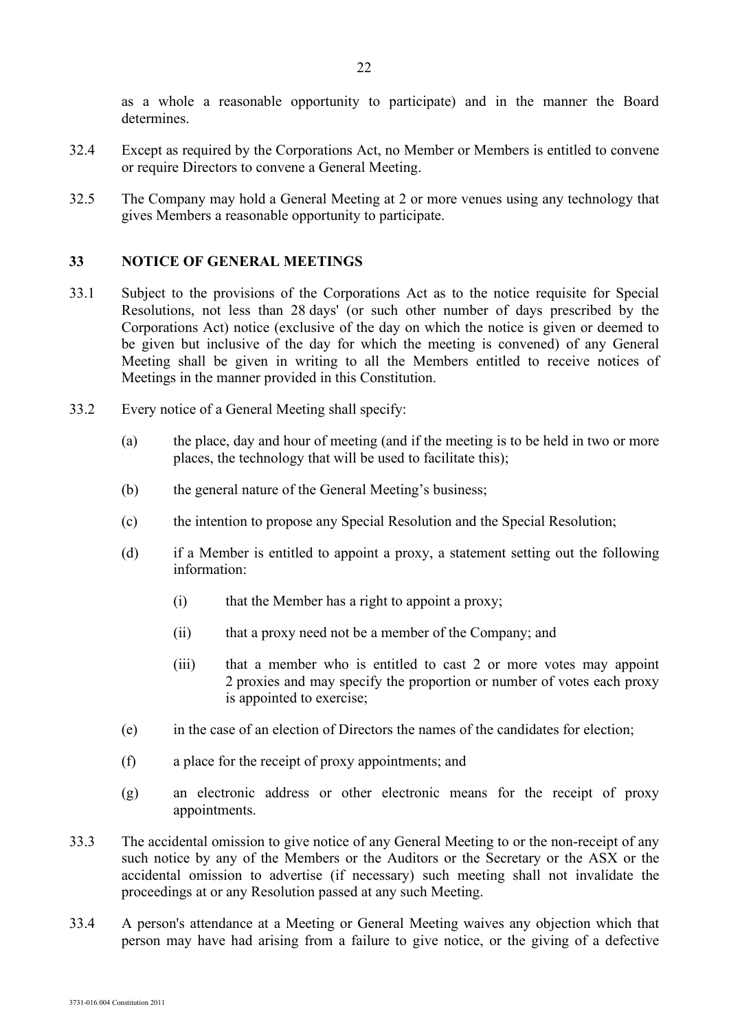as a whole a reasonable opportunity to participate) and in the manner the Board determines.

32.4 Except as required by the Corporations Act, no Member or Members is entitled to convene or require Directors to convene a General Meeting.

32.5 The Company may hold a General Meeting at 2 or more venues using any technology that gives Members a reasonable opportunity to participate.

## 33 NOTICE OF GENERAL MEETINGS

33.1 Subject to the provisions of the Corporations Act as to the notice requisite for Special Resolutions, not less than 28 days' (or such other number of days prescribed by the Corporations Act) notice (exclusive of the day on which the notice is given or deemed to be given but inclusive of the day for which the meeting is convened) of any General Meeting shall be given in writing to all the Members entitled to receive notices of Meetings in the manner provided in this Constitution.

33.2 Every notice of a General Meeting shall specify:

(a) the place, day and hour of meeting (and if the meeting is to be held in two or more places, the technology that will be used to facilitate this);

(b) the general nature of the General Meeting's business;

(c) the intention to propose any Special Resolution and the Special Resolution;

(d) if a Member is entitled to appoint a proxy, a statement setting out the following information:

(i) that the Member has a right to appoint a proxy;

(ii) that a proxy need not be a member of the Company; and

(iii) that a member who is entitled to cast 2 or more votes may appoint 2 proxies and may specify the proportion or number of votes each proxy is appointed to exercise;

(e) in the case of an election of Directors the names of the candidates for election;

(f) a place for the receipt of proxy appointments; and

(g) an electronic address or other electronic means for the receipt of proxy appointments.

33.3 The accidental omission to give notice of any General Meeting to or the non-receipt of any such notice by any of the Members or the Auditors or the Secretary or the ASX or the accidental omission to advertise (if necessary) such meeting shall not invalidate the proceedings at or any Resolution passed at any such Meeting.

33.4 A person's attendance at a Meeting or General Meeting waives any objection which that person may have had arising from a failure to give notice, or the giving of a defective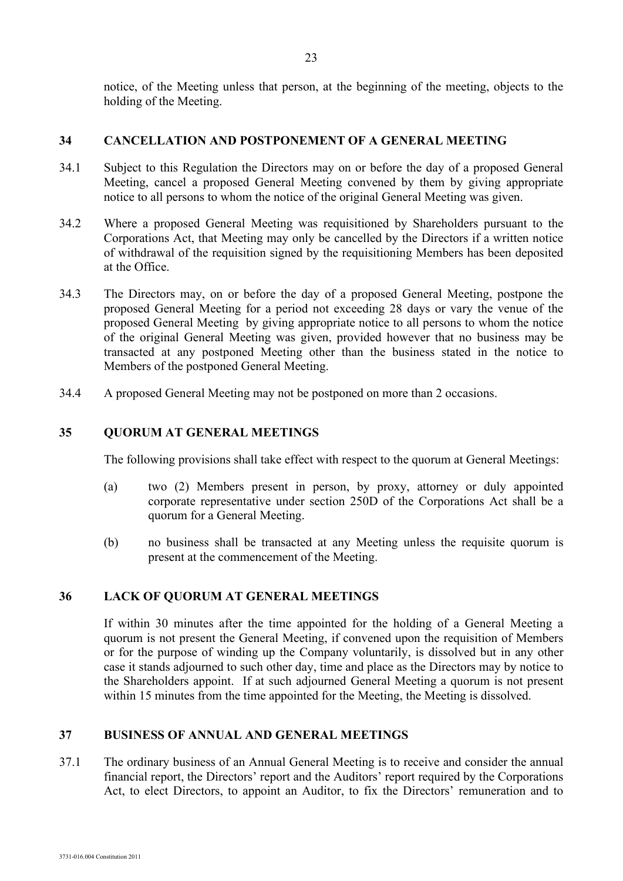notice, of the Meeting unless that person, at the beginning of the meeting, objects to the holding of the Meeting.

## 34 CANCELLATION AND POSTPONEMENT OF A GENERAL MEETING

34.1 Subject to this Regulation the Directors may on or before the day of a proposed General Meeting, cancel a proposed General Meeting convened by them by giving appropriate notice to all persons to whom the notice of the original General Meeting was given.

34.2 Where a proposed General Meeting was requisitioned by Shareholders pursuant to the Corporations Act, that Meeting may only be cancelled by the Directors if a written notice of withdrawal of the requisition signed by the requisitioning Members has been deposited at the Office.

34.3 The Directors may, on or before the day of a proposed General Meeting, postpone the proposed General Meeting for a period not exceeding 28 days or vary the venue of the proposed General Meeting by giving appropriate notice to all persons to whom the notice of the original General Meeting was given, provided however that no business may be transacted at any postponed Meeting other than the business stated in the notice to Members of the postponed General Meeting.

34.4 A proposed General Meeting may not be postponed on more than 2 occasions.

## 35 QUORUM AT GENERAL MEETINGS

The following provisions shall take effect with respect to the quorum at General Meetings:

(a) two (2) Members present in person, by proxy, attorney or duly appointed corporate representative under section 250D of the Corporations Act shall be a quorum for a General Meeting.

(b) no business shall be transacted at any Meeting unless the requisite quorum is present at the commencement of the Meeting.

## 36 LACK OF QUORUM AT GENERAL MEETINGS

If within 30 minutes after the time appointed for the holding of a General Meeting a quorum is not present the General Meeting, if convened upon the requisition of Members or for the purpose of winding up the Company voluntarily, is dissolved but in any other case it stands adjourned to such other day, time and place as the Directors may by notice to the Shareholders appoint. If at such adjourned General Meeting a quorum is not present within 15 minutes from the time appointed for the Meeting, the Meeting is dissolved.

## 37 BUSINESS OF ANNUAL AND GENERAL MEETINGS

37.1 The ordinary business of an Annual General Meeting is to receive and consider the annual financial report, the Directors' report and the Auditors' report required by the Corporations Act, to elect Directors, to appoint an Auditor, to fix the Directors' remuneration and to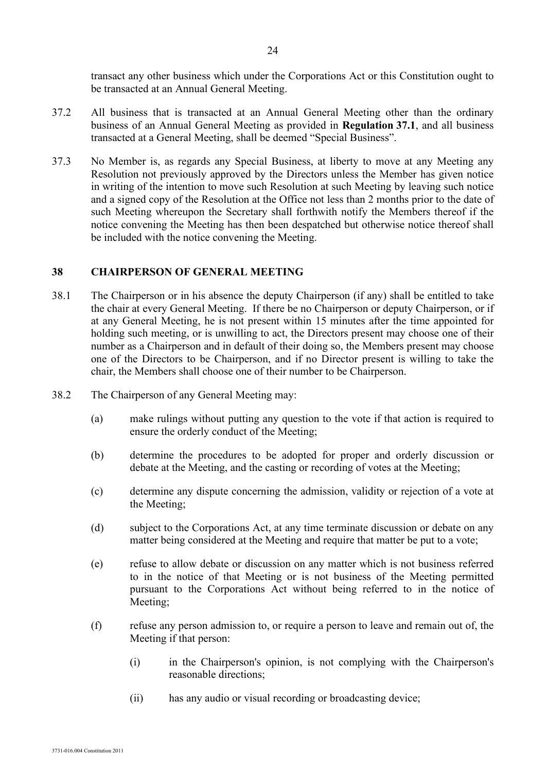transact any other business which under the Corporations Act or this Constitution ought to be transacted at an Annual General Meeting.

37.2 All business that is transacted at an Annual General Meeting other than the ordinary business of an Annual General Meeting as provided in **Regulation 37.1**, and all business transacted at a General Meeting, shall be deemed "Special Business".

37.3 No Member is, as regards any Special Business, at liberty to move at any Meeting any Resolution not previously approved by the Directors unless the Member has given notice in writing of the intention to move such Resolution at such Meeting by leaving such notice and a signed copy of the Resolution at the Office not less than 2 months prior to the date of such Meeting whereupon the Secretary shall forthwith notify the Members thereof if the notice convening the Meeting has then been despatched but otherwise notice thereof shall be included with the notice convening the Meeting.

## 38 CHAIRPERSON OF GENERAL MEETING

38.1 The Chairperson or in his absence the deputy Chairperson (if any) shall be entitled to take the chair at every General Meeting. If there be no Chairperson or deputy Chairperson, or if at any General Meeting, he is not present within 15 minutes after the time appointed for holding such meeting, or is unwilling to act, the Directors present may choose one of their number as a Chairperson and in default of their doing so, the Members present may choose one of the Directors to be Chairperson, and if no Director present is willing to take the chair, the Members shall choose one of their number to be Chairperson.

38.2 The Chairperson of any General Meeting may:

(a) make rulings without putting any question to the vote if that action is required to ensure the orderly conduct of the Meeting;

(b) determine the procedures to be adopted for proper and orderly discussion or debate at the Meeting, and the casting or recording of votes at the Meeting;

(c) determine any dispute concerning the admission, validity or rejection of a vote at the Meeting;

(d) subject to the Corporations Act, at any time terminate discussion or debate on any matter being considered at the Meeting and require that matter be put to a vote;

(e) refuse to allow debate or discussion on any matter which is not business referred to in the notice of that Meeting or is not business of the Meeting permitted pursuant to the Corporations Act without being referred to in the notice of Meeting;

(f) refuse any person admission to, or require a person to leave and remain out of, the Meeting if that person:

(i) in the Chairperson's opinion, is not complying with the Chairperson's reasonable directions;

(ii) has any audio or visual recording or broadcasting device;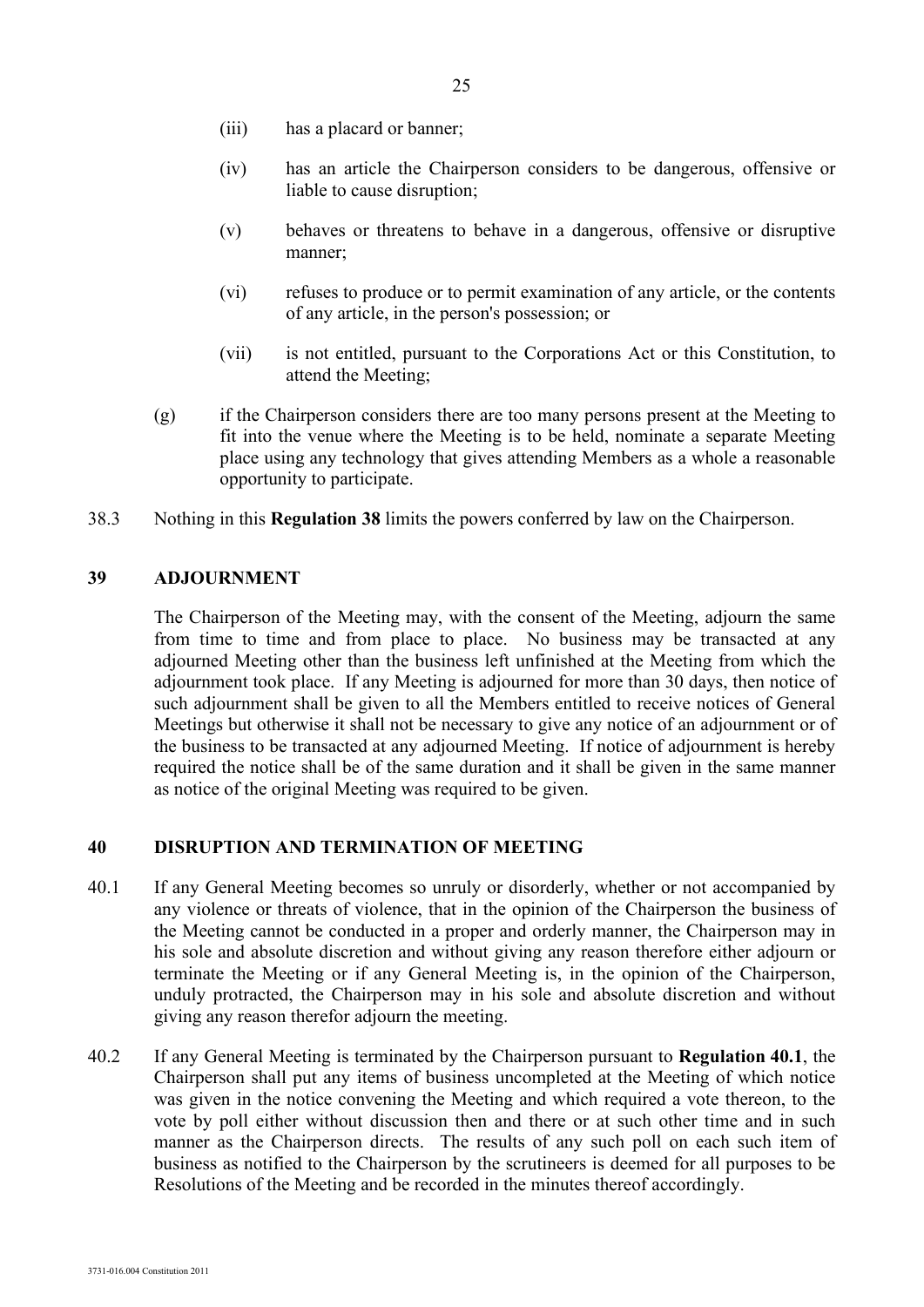(iii) has a placard or banner;

(iv) has an article the Chairperson considers to be dangerous, offensive or liable to cause disruption;

(v) behaves or threatens to behave in a dangerous, offensive or disruptive manner;

(vi) refuses to produce or to permit examination of any article, or the contents of any article, in the person's possession; or

(vii) is not entitled, pursuant to the Corporations Act or this Constitution, to attend the Meeting;

(g) if the Chairperson considers there are too many persons present at the Meeting to fit into the venue where the Meeting is to be held, nominate a separate Meeting place using any technology that gives attending Members as a whole a reasonable opportunity to participate.

38.3 Nothing in this **Regulation 38** limits the powers conferred by law on the Chairperson.

## 39 ADJOURNMENT

The Chairperson of the Meeting may, with the consent of the Meeting, adjourn the same from time to time and from place to place. No business may be transacted at any adjourned Meeting other than the business left unfinished at the Meeting from which the adjournment took place. If any Meeting is adjourned for more than 30 days, then notice of such adjournment shall be given to all the Members entitled to receive notices of General Meetings but otherwise it shall not be necessary to give any notice of an adjournment or of the business to be transacted at any adjourned Meeting. If notice of adjournment is hereby required the notice shall be of the same duration and it shall be given in the same manner as notice of the original Meeting was required to be given.

## 40 DISRUPTION AND TERMINATION OF MEETING

40.1 If any General Meeting becomes so unruly or disorderly, whether or not accompanied by any violence or threats of violence, that in the opinion of the Chairperson the business of the Meeting cannot be conducted in a proper and orderly manner, the Chairperson may in his sole and absolute discretion and without giving any reason therefore either adjourn or terminate the Meeting or if any General Meeting is, in the opinion of the Chairperson, unduly protracted, the Chairperson may in his sole and absolute discretion and without giving any reason therefor adjourn the meeting.

40.2 If any General Meeting is terminated by the Chairperson pursuant to **Regulation 40.1**, the Chairperson shall put any items of business uncompleted at the Meeting of which notice was given in the notice convening the Meeting and which required a vote thereon, to the vote by poll either without discussion then and there or at such other time and in such manner as the Chairperson directs. The results of any such poll on each such item of business as notified to the Chairperson by the scrutineers is deemed for all purposes to be Resolutions of the Meeting and be recorded in the minutes thereof accordingly.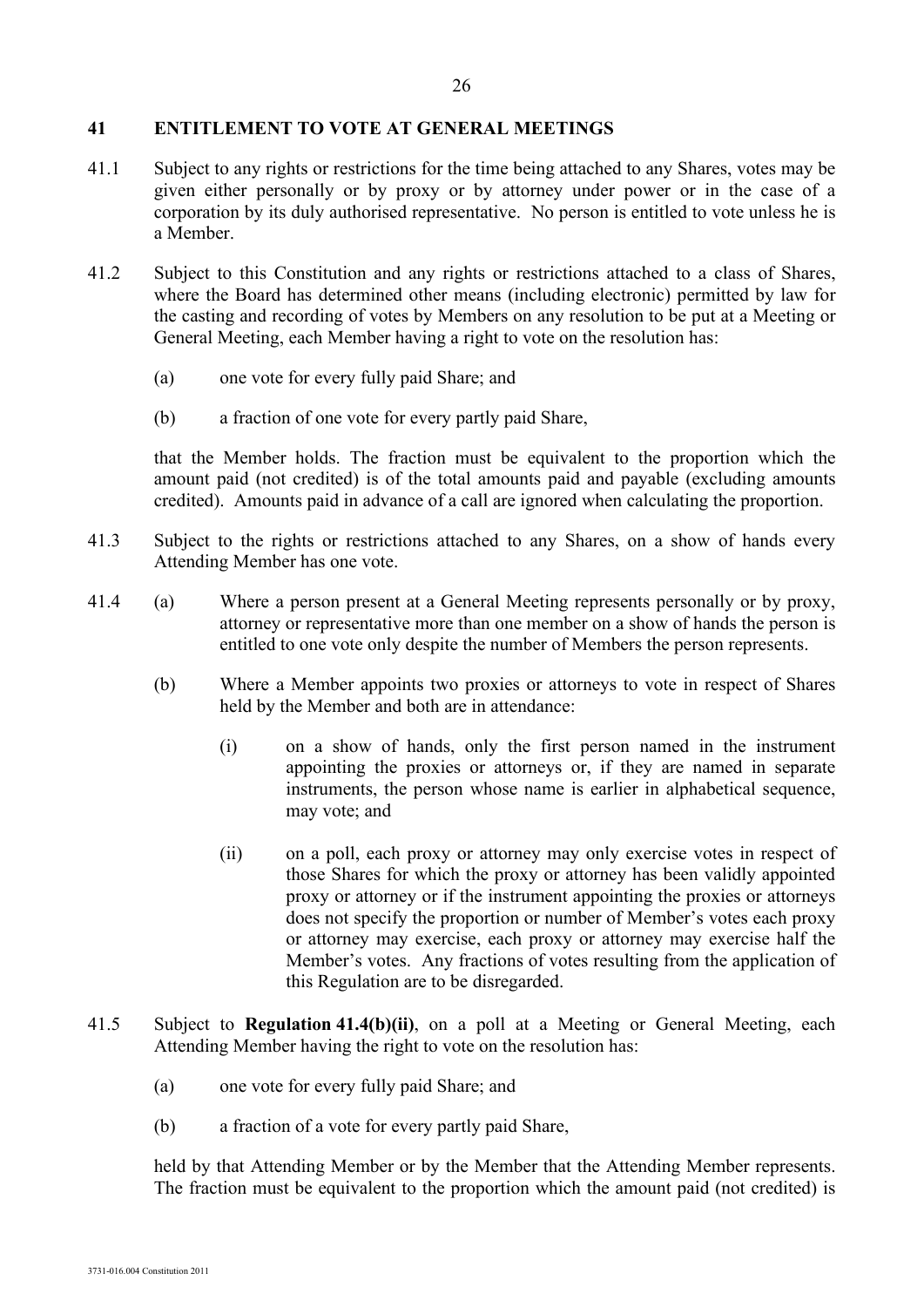## 41 ENTITLEMENT TO VOTE AT GENERAL MEETINGS

41.1 Subject to any rights or restrictions for the time being attached to any Shares, votes may be given either personally or by proxy or by attorney under power or in the case of a corporation by its duly authorised representative. No person is entitled to vote unless he is a Member.

41.2 Subject to this Constitution and any rights or restrictions attached to a class of Shares, where the Board has determined other means (including electronic) permitted by law for the casting and recording of votes by Members on any resolution to be put at a Meeting or General Meeting, each Member having a right to vote on the resolution has:

(a) one vote for every fully paid Share; and

(b) a fraction of one vote for every partly paid Share,

that the Member holds. The fraction must be equivalent to the proportion which the amount paid (not credited) is of the total amounts paid and payable (excluding amounts credited). Amounts paid in advance of a call are ignored when calculating the proportion.

41.3 Subject to the rights or restrictions attached to any Shares, on a show of hands every Attending Member has one vote.

41.4 (a) Where a person present at a General Meeting represents personally or by proxy, attorney or representative more than one member on a show of hands the person is entitled to one vote only despite the number of Members the person represents.

(b) Where a Member appoints two proxies or attorneys to vote in respect of Shares held by the Member and both are in attendance:

(i) on a show of hands, only the first person named in the instrument appointing the proxies or attorneys or, if they are named in separate instruments, the person whose name is earlier in alphabetical sequence, may vote; and

(ii) on a poll, each proxy or attorney may only exercise votes in respect of those Shares for which the proxy or attorney has been validly appointed proxy or attorney or if the instrument appointing the proxies or attorneys does not specify the proportion or number of Member's votes each proxy or attorney may exercise, each proxy or attorney may exercise half the Member's votes. Any fractions of votes resulting from the application of this Regulation are to be disregarded.

41.5 Subject to **Regulation 41.4(b)(ii)**, on a poll at a Meeting or General Meeting, each Attending Member having the right to vote on the resolution has:

(a) one vote for every fully paid Share; and

(b) a fraction of a vote for every partly paid Share,

held by that Attending Member or by the Member that the Attending Member represents. The fraction must be equivalent to the proportion which the amount paid (not credited) is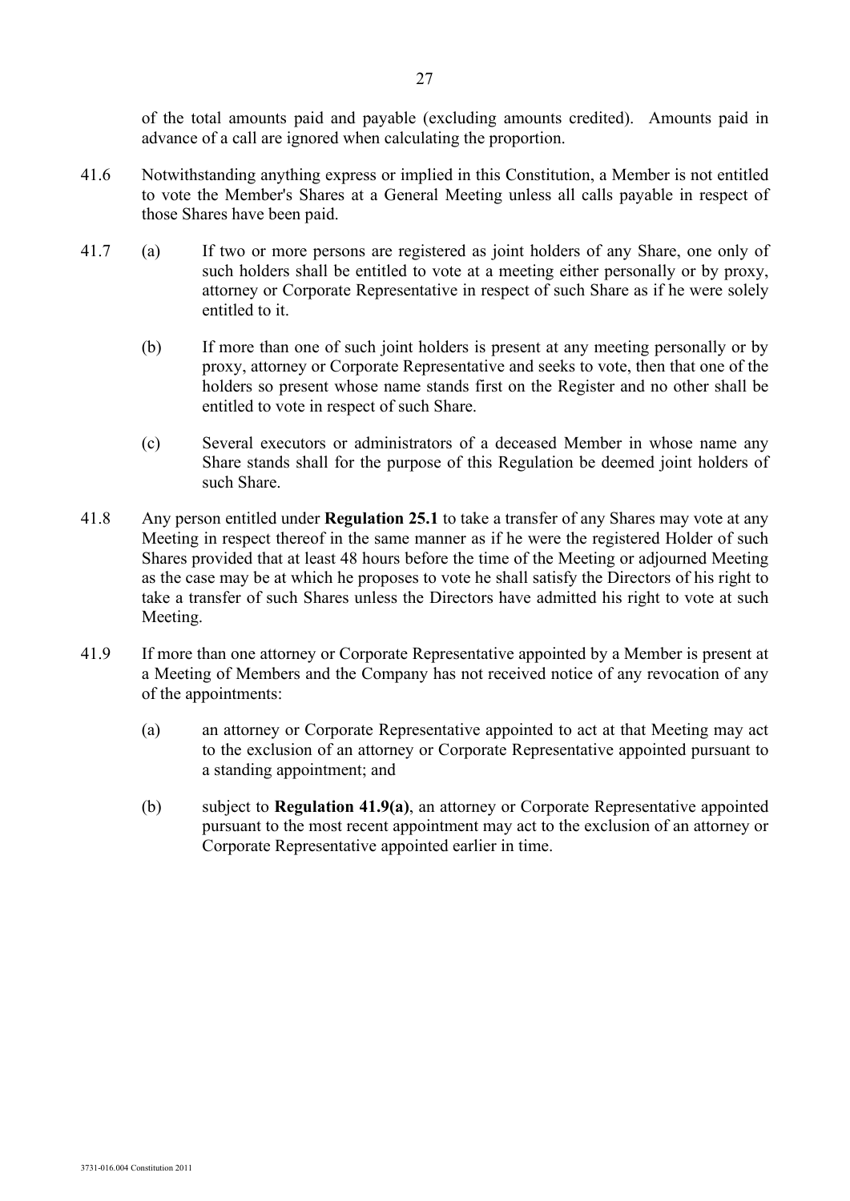of the total amounts paid and payable (excluding amounts credited). Amounts paid in advance of a call are ignored when calculating the proportion.

41.6 Notwithstanding anything express or implied in this Constitution, a Member is not entitled to vote the Member's Shares at a General Meeting unless all calls payable in respect of those Shares have been paid.

41.7 (a) If two or more persons are registered as joint holders of any Share, one only of such holders shall be entitled to vote at a meeting either personally or by proxy, attorney or Corporate Representative in respect of such Share as if he were solely entitled to it.

(b) If more than one of such joint holders is present at any meeting personally or by proxy, attorney or Corporate Representative and seeks to vote, then that one of the holders so present whose name stands first on the Register and no other shall be entitled to vote in respect of such Share.

(c) Several executors or administrators of a deceased Member in whose name any Share stands shall for the purpose of this Regulation be deemed joint holders of such Share.

41.8 Any person entitled under **Regulation 25.1** to take a transfer of any Shares may vote at any Meeting in respect thereof in the same manner as if he were the registered Holder of such Shares provided that at least 48 hours before the time of the Meeting or adjourned Meeting as the case may be at which he proposes to vote he shall satisfy the Directors of his right to take a transfer of such Shares unless the Directors have admitted his right to vote at such Meeting.

41.9 If more than one attorney or Corporate Representative appointed by a Member is present at a Meeting of Members and the Company has not received notice of any revocation of any of the appointments:

(a) an attorney or Corporate Representative appointed to act at that Meeting may act to the exclusion of an attorney or Corporate Representative appointed pursuant to a standing appointment; and

(b) subject to **Regulation 41.9(a)**, an attorney or Corporate Representative appointed pursuant to the most recent appointment may act to the exclusion of an attorney or Corporate Representative appointed earlier in time.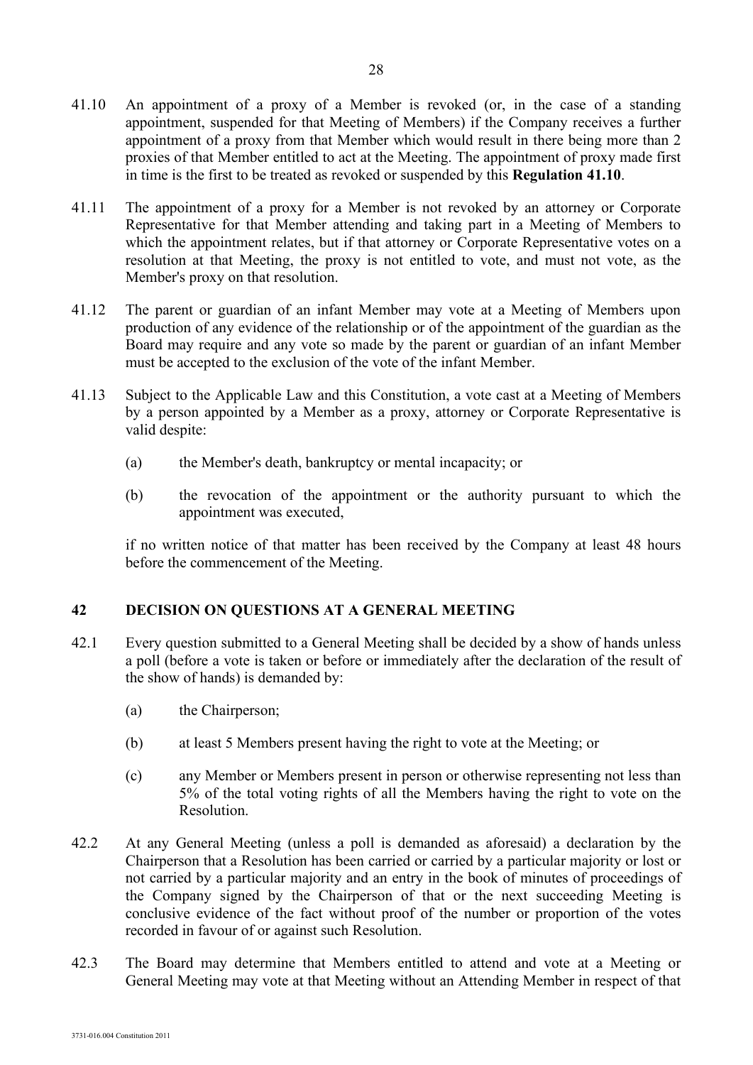41.10 An appointment of a proxy of a Member is revoked (or, in the case of a standing appointment, suspended for that Meeting of Members) if the Company receives a further appointment of a proxy from that Member which would result in there being more than 2 proxies of that Member entitled to act at the Meeting. The appointment of proxy made first in time is the first to be treated as revoked or suspended by this **Regulation 41.10**.

41.11 The appointment of a proxy for a Member is not revoked by an attorney or Corporate Representative for that Member attending and taking part in a Meeting of Members to which the appointment relates, but if that attorney or Corporate Representative votes on a resolution at that Meeting, the proxy is not entitled to vote, and must not vote, as the Member's proxy on that resolution.

41.12 The parent or guardian of an infant Member may vote at a Meeting of Members upon production of any evidence of the relationship or of the appointment of the guardian as the Board may require and any vote so made by the parent or guardian of an infant Member must be accepted to the exclusion of the vote of the infant Member.

41.13 Subject to the Applicable Law and this Constitution, a vote cast at a Meeting of Members by a person appointed by a Member as a proxy, attorney or Corporate Representative is valid despite:

(a) the Member's death, bankruptcy or mental incapacity; or

(b) the revocation of the appointment or the authority pursuant to which the appointment was executed,

if no written notice of that matter has been received by the Company at least 48 hours before the commencement of the Meeting.

## 42 DECISION ON QUESTIONS AT A GENERAL MEETING

42.1 Every question submitted to a General Meeting shall be decided by a show of hands unless a poll (before a vote is taken or before or immediately after the declaration of the result of the show of hands) is demanded by:

(a) the Chairperson;

(b) at least 5 Members present having the right to vote at the Meeting; or

(c) any Member or Members present in person or otherwise representing not less than 5% of the total voting rights of all the Members having the right to vote on the Resolution.

42.2 At any General Meeting (unless a poll is demanded as aforesaid) a declaration by the Chairperson that a Resolution has been carried or carried by a particular majority or lost or not carried by a particular majority and an entry in the book of minutes of proceedings of the Company signed by the Chairperson of that or the next succeeding Meeting is conclusive evidence of the fact without proof of the number or proportion of the votes recorded in favour of or against such Resolution.

42.3 The Board may determine that Members entitled to attend and vote at a Meeting or General Meeting may vote at that Meeting without an Attending Member in respect of that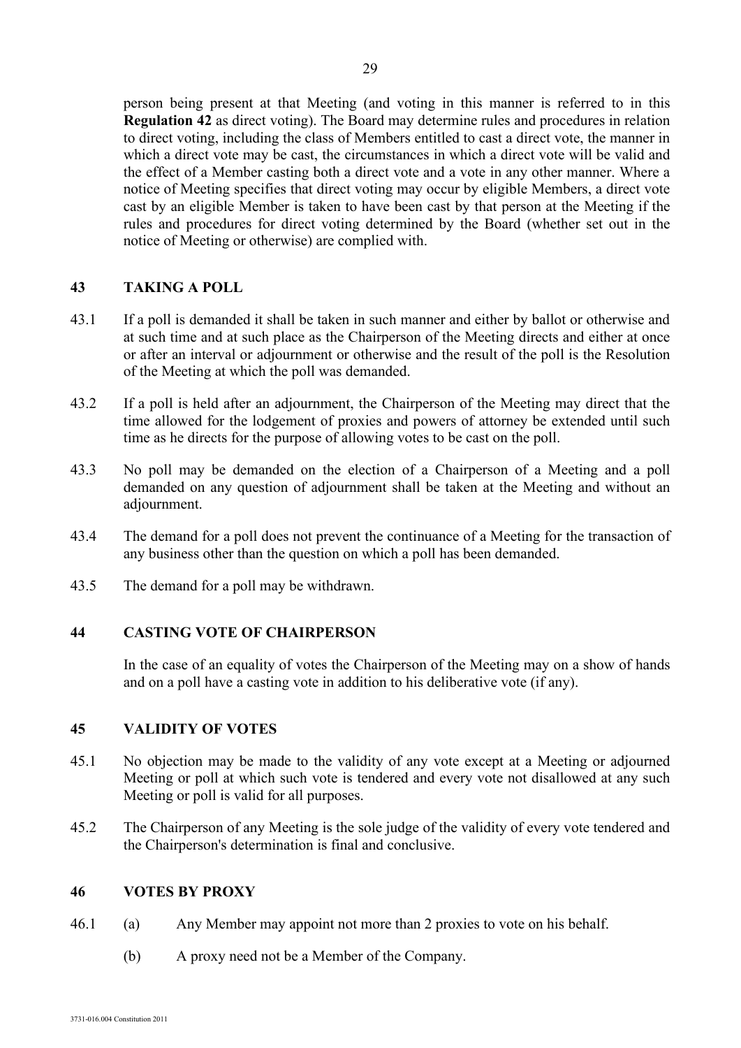person being present at that Meeting (and voting in this manner is referred to in this **Regulation 42** as direct voting). The Board may determine rules and procedures in relation to direct voting, including the class of Members entitled to cast a direct vote, the manner in which a direct vote may be cast, the circumstances in which a direct vote will be valid and the effect of a Member casting both a direct vote and a vote in any other manner. Where a notice of Meeting specifies that direct voting may occur by eligible Members, a direct vote cast by an eligible Member is taken to have been cast by that person at the Meeting if the rules and procedures for direct voting determined by the Board (whether set out in the notice of Meeting or otherwise) are complied with.

## 43 TAKING A POLL

43.1 If a poll is demanded it shall be taken in such manner and either by ballot or otherwise and at such time and at such place as the Chairperson of the Meeting directs and either at once or after an interval or adjournment or otherwise and the result of the poll is the Resolution of the Meeting at which the poll was demanded.

43.2 If a poll is held after an adjournment, the Chairperson of the Meeting may direct that the time allowed for the lodgement of proxies and powers of attorney be extended until such time as he directs for the purpose of allowing votes to be cast on the poll.

43.3 No poll may be demanded on the election of a Chairperson of a Meeting and a poll demanded on any question of adjournment shall be taken at the Meeting and without an adjournment.

43.4 The demand for a poll does not prevent the continuance of a Meeting for the transaction of any business other than the question on which a poll has been demanded.

43.5 The demand for a poll may be withdrawn.

## 44 CASTING VOTE OF CHAIRPERSON

In the case of an equality of votes the Chairperson of the Meeting may on a show of hands and on a poll have a casting vote in addition to his deliberative vote (if any).

## 45 VALIDITY OF VOTES

45.1 No objection may be made to the validity of any vote except at a Meeting or adjourned Meeting or poll at which such vote is tendered and every vote not disallowed at any such Meeting or poll is valid for all purposes.

45.2 The Chairperson of any Meeting is the sole judge of the validity of every vote tendered and the Chairperson's determination is final and conclusive.

## 46 VOTES BY PROXY

46.1 (a) Any Member may appoint not more than 2 proxies to vote on his behalf.

(b) A proxy need not be a Member of the Company.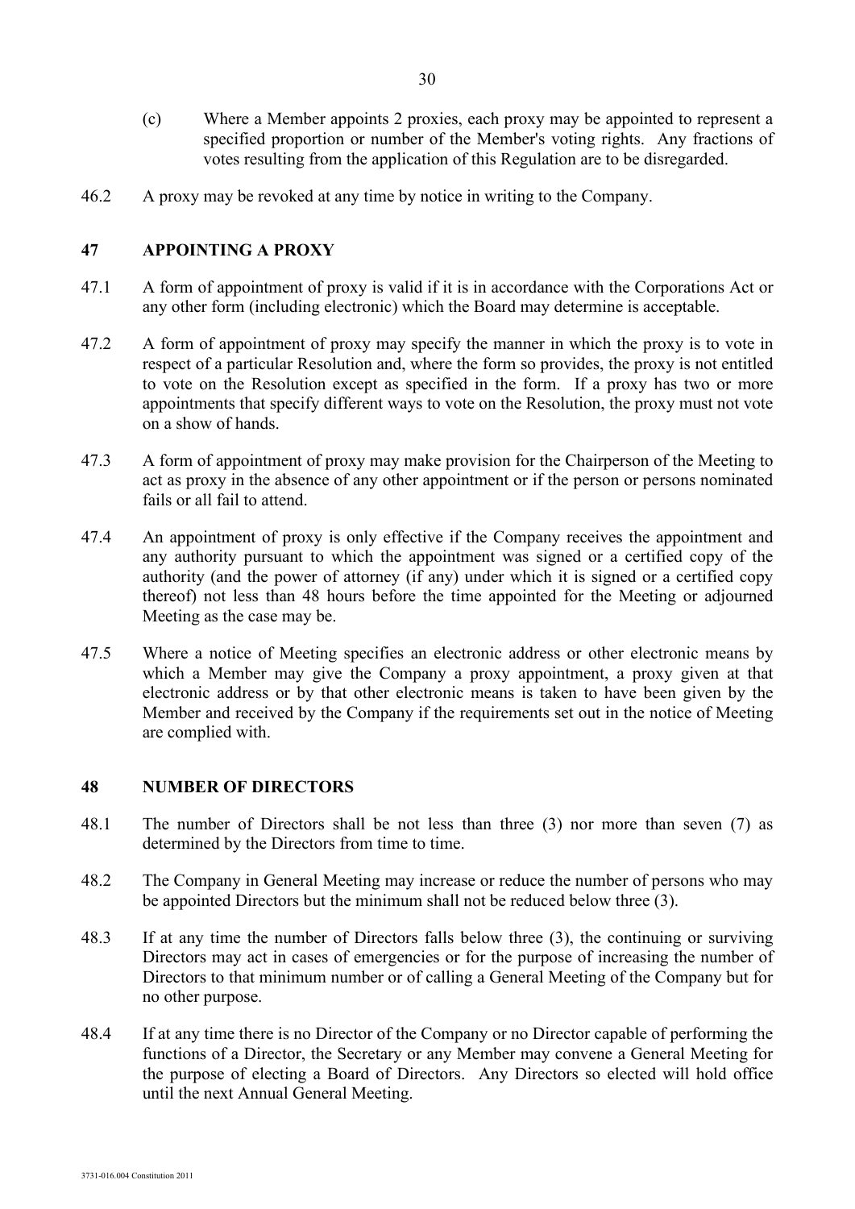(c) Where a Member appoints 2 proxies, each proxy may be appointed to represent a specified proportion or number of the Member's voting rights. Any fractions of votes resulting from the application of this Regulation are to be disregarded.

46.2 A proxy may be revoked at any time by notice in writing to the Company.

## 47 APPOINTING A PROXY

47.1 A form of appointment of proxy is valid if it is in accordance with the Corporations Act or any other form (including electronic) which the Board may determine is acceptable.

47.2 A form of appointment of proxy may specify the manner in which the proxy is to vote in respect of a particular Resolution and, where the form so provides, the proxy is not entitled to vote on the Resolution except as specified in the form. If a proxy has two or more appointments that specify different ways to vote on the Resolution, the proxy must not vote on a show of hands.

47.3 A form of appointment of proxy may make provision for the Chairperson of the Meeting to act as proxy in the absence of any other appointment or if the person or persons nominated fails or all fail to attend.

47.4 An appointment of proxy is only effective if the Company receives the appointment and any authority pursuant to which the appointment was signed or a certified copy of the authority (and the power of attorney (if any) under which it is signed or a certified copy thereof) not less than 48 hours before the time appointed for the Meeting or adjourned Meeting as the case may be.

47.5 Where a notice of Meeting specifies an electronic address or other electronic means by which a Member may give the Company a proxy appointment, a proxy given at that electronic address or by that other electronic means is taken to have been given by the Member and received by the Company if the requirements set out in the notice of Meeting are complied with.

## 48 NUMBER OF DIRECTORS

48.1 The number of Directors shall be not less than three (3) nor more than seven (7) as determined by the Directors from time to time.

48.2 The Company in General Meeting may increase or reduce the number of persons who may be appointed Directors but the minimum shall not be reduced below three (3).

48.3 If at any time the number of Directors falls below three (3), the continuing or surviving Directors may act in cases of emergencies or for the purpose of increasing the number of Directors to that minimum number or of calling a General Meeting of the Company but for no other purpose.

48.4 If at any time there is no Director of the Company or no Director capable of performing the functions of a Director, the Secretary or any Member may convene a General Meeting for the purpose of electing a Board of Directors. Any Directors so elected will hold office until the next Annual General Meeting.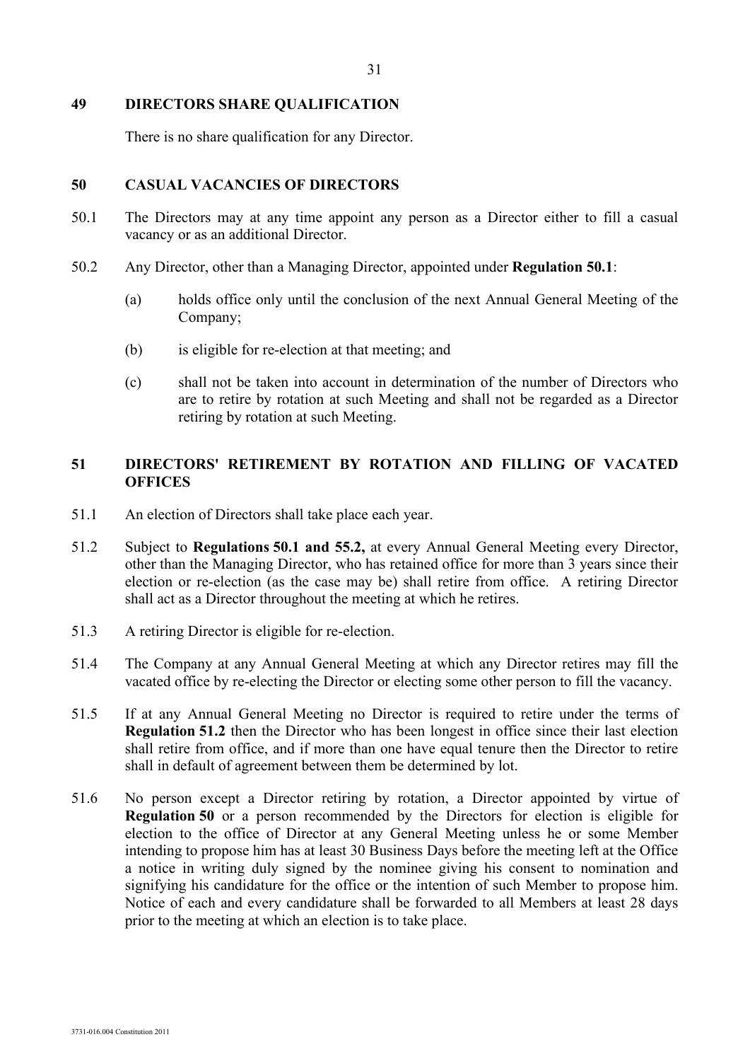## 49 DIRECTORS SHARE QUALIFICATION

There is no share qualification for any Director.

## 50 CASUAL VACANCIES OF DIRECTORS

50.1 The Directors may at any time appoint any person as a Director either to fill a casual vacancy or as an additional Director.

50.2 Any Director, other than a Managing Director, appointed under **Regulation 50.1**:

(a) holds office only until the conclusion of the next Annual General Meeting of the Company;

(b) is eligible for re-election at that meeting; and

(c) shall not be taken into account in determination of the number of Directors who are to retire by rotation at such Meeting and shall not be regarded as a Director retiring by rotation at such Meeting.

## 51 DIRECTORS' RETIREMENT BY ROTATION AND FILLING OF VACATED OFFICES

51.1 An election of Directors shall take place each year.

51.2 Subject to **Regulations 50.1 and 55.2,** at every Annual General Meeting every Director, other than the Managing Director, who has retained office for more than 3 years since their election or re-election (as the case may be) shall retire from office. A retiring Director shall act as a Director throughout the meeting at which he retires.

51.3 A retiring Director is eligible for re-election.

51.4 The Company at any Annual General Meeting at which any Director retires may fill the vacated office by re-electing the Director or electing some other person to fill the vacancy.

51.5 If at any Annual General Meeting no Director is required to retire under the terms of **Regulation 51.2** then the Director who has been longest in office since their last election shall retire from office, and if more than one have equal tenure then the Director to retire shall in default of agreement between them be determined by lot.

51.6 No person except a Director retiring by rotation, a Director appointed by virtue of **Regulation 50** or a person recommended by the Directors for election is eligible for election to the office of Director at any General Meeting unless he or some Member intending to propose him has at least 30 Business Days before the meeting left at the Office a notice in writing duly signed by the nominee giving his consent to nomination and signifying his candidature for the office or the intention of such Member to propose him. Notice of each and every candidature shall be forwarded to all Members at least 28 days prior to the meeting at which an election is to take place.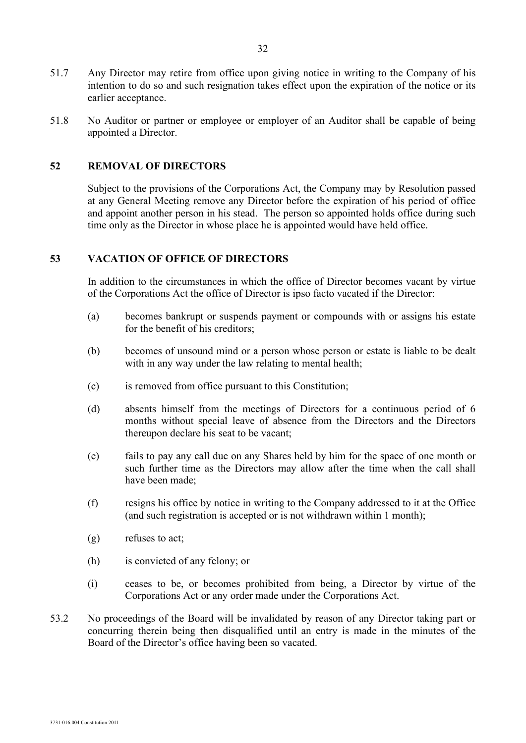51.7 Any Director may retire from office upon giving notice in writing to the Company of his intention to do so and such resignation takes effect upon the expiration of the notice or its earlier acceptance.

51.8 No Auditor or partner or employee or employer of an Auditor shall be capable of being appointed a Director.

## 52 REMOVAL OF DIRECTORS

Subject to the provisions of the Corporations Act, the Company may by Resolution passed at any General Meeting remove any Director before the expiration of his period of office and appoint another person in his stead. The person so appointed holds office during such time only as the Director in whose place he is appointed would have held office.

## 53 VACATION OF OFFICE OF DIRECTORS

In addition to the circumstances in which the office of Director becomes vacant by virtue of the Corporations Act the office of Director is ipso facto vacated if the Director:

(a) becomes bankrupt or suspends payment or compounds with or assigns his estate for the benefit of his creditors;

(b) becomes of unsound mind or a person whose person or estate is liable to be dealt with in any way under the law relating to mental health;

(c) is removed from office pursuant to this Constitution;

(d) absents himself from the meetings of Directors for a continuous period of 6 months without special leave of absence from the Directors and the Directors thereupon declare his seat to be vacant;

(e) fails to pay any call due on any Shares held by him for the space of one month or such further time as the Directors may allow after the time when the call shall have been made;

(f) resigns his office by notice in writing to the Company addressed to it at the Office (and such registration is accepted or is not withdrawn within 1 month);

(g) refuses to act;

(h) is convicted of any felony; or

(i) ceases to be, or becomes prohibited from being, a Director by virtue of the Corporations Act or any order made under the Corporations Act.

53.2 No proceedings of the Board will be invalidated by reason of any Director taking part or concurring therein being then disqualified until an entry is made in the minutes of the Board of the Director's office having been so vacated.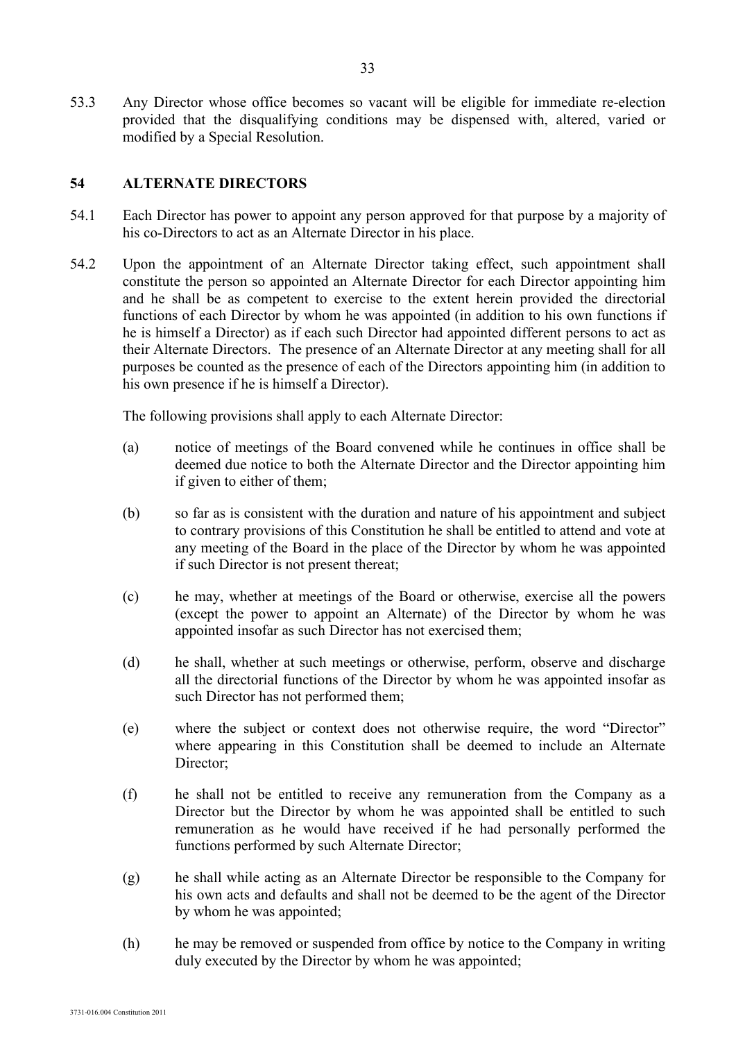53.3 Any Director whose office becomes so vacant will be eligible for immediate re-election provided that the disqualifying conditions may be dispensed with, altered, varied or modified by a Special Resolution.

## 54 ALTERNATE DIRECTORS

54.1 Each Director has power to appoint any person approved for that purpose by a majority of his co-Directors to act as an Alternate Director in his place.

54.2 Upon the appointment of an Alternate Director taking effect, such appointment shall constitute the person so appointed an Alternate Director for each Director appointing him and he shall be as competent to exercise to the extent herein provided the directorial functions of each Director by whom he was appointed (in addition to his own functions if he is himself a Director) as if each such Director had appointed different persons to act as their Alternate Directors. The presence of an Alternate Director at any meeting shall for all purposes be counted as the presence of each of the Directors appointing him (in addition to his own presence if he is himself a Director).

The following provisions shall apply to each Alternate Director:

(a) notice of meetings of the Board convened while he continues in office shall be deemed due notice to both the Alternate Director and the Director appointing him if given to either of them;

(b) so far as is consistent with the duration and nature of his appointment and subject to contrary provisions of this Constitution he shall be entitled to attend and vote at any meeting of the Board in the place of the Director by whom he was appointed if such Director is not present thereat;

(c) he may, whether at meetings of the Board or otherwise, exercise all the powers (except the power to appoint an Alternate) of the Director by whom he was appointed insofar as such Director has not exercised them;

(d) he shall, whether at such meetings or otherwise, perform, observe and discharge all the directorial functions of the Director by whom he was appointed insofar as such Director has not performed them;

(e) where the subject or context does not otherwise require, the word "Director" where appearing in this Constitution shall be deemed to include an Alternate Director;

(f) he shall not be entitled to receive any remuneration from the Company as a Director but the Director by whom he was appointed shall be entitled to such remuneration as he would have received if he had personally performed the functions performed by such Alternate Director;

(g) he shall while acting as an Alternate Director be responsible to the Company for his own acts and defaults and shall not be deemed to be the agent of the Director by whom he was appointed;

(h) he may be removed or suspended from office by notice to the Company in writing duly executed by the Director by whom he was appointed;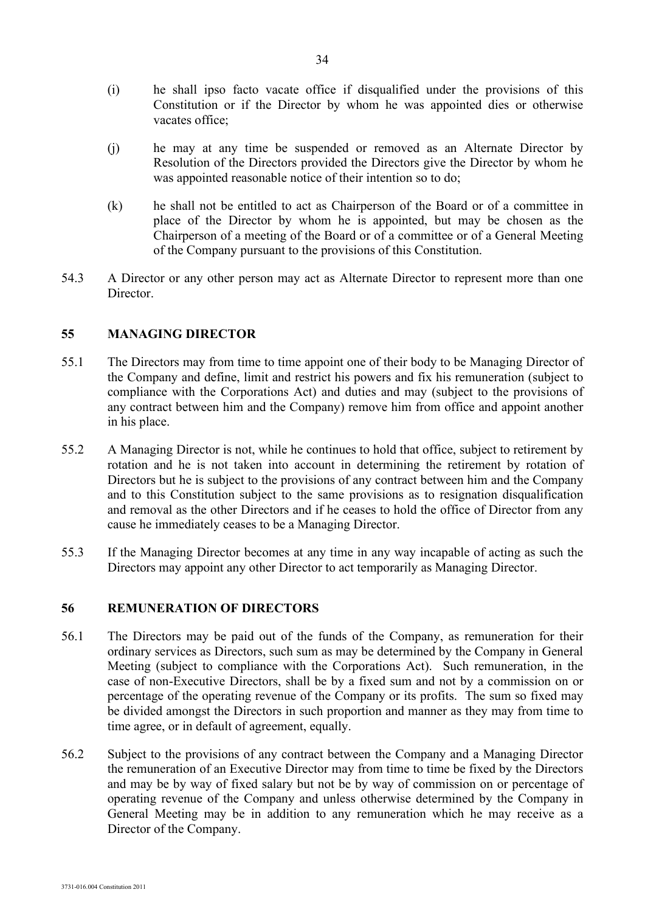(i) he shall ipso facto vacate office if disqualified under the provisions of this Constitution or if the Director by whom he was appointed dies or otherwise vacates office;

(j) he may at any time be suspended or removed as an Alternate Director by Resolution of the Directors provided the Directors give the Director by whom he was appointed reasonable notice of their intention so to do;

(k) he shall not be entitled to act as Chairperson of the Board or of a committee in place of the Director by whom he is appointed, but may be chosen as the Chairperson of a meeting of the Board or of a committee or of a General Meeting of the Company pursuant to the provisions of this Constitution.

54.3 A Director or any other person may act as Alternate Director to represent more than one Director.

## 55 MANAGING DIRECTOR

55.1 The Directors may from time to time appoint one of their body to be Managing Director of the Company and define, limit and restrict his powers and fix his remuneration (subject to compliance with the Corporations Act) and duties and may (subject to the provisions of any contract between him and the Company) remove him from office and appoint another in his place.

55.2 A Managing Director is not, while he continues to hold that office, subject to retirement by rotation and he is not taken into account in determining the retirement by rotation of Directors but he is subject to the provisions of any contract between him and the Company and to this Constitution subject to the same provisions as to resignation disqualification and removal as the other Directors and if he ceases to hold the office of Director from any cause he immediately ceases to be a Managing Director.

55.3 If the Managing Director becomes at any time in any way incapable of acting as such the Directors may appoint any other Director to act temporarily as Managing Director.

## 56 REMUNERATION OF DIRECTORS

56.1 The Directors may be paid out of the funds of the Company, as remuneration for their ordinary services as Directors, such sum as may be determined by the Company in General Meeting (subject to compliance with the Corporations Act). Such remuneration, in the case of non-Executive Directors, shall be by a fixed sum and not by a commission on or percentage of the operating revenue of the Company or its profits. The sum so fixed may be divided amongst the Directors in such proportion and manner as they may from time to time agree, or in default of agreement, equally.

56.2 Subject to the provisions of any contract between the Company and a Managing Director the remuneration of an Executive Director may from time to time be fixed by the Directors and may be by way of fixed salary but not be by way of commission on or percentage of operating revenue of the Company and unless otherwise determined by the Company in General Meeting may be in addition to any remuneration which he may receive as a Director of the Company.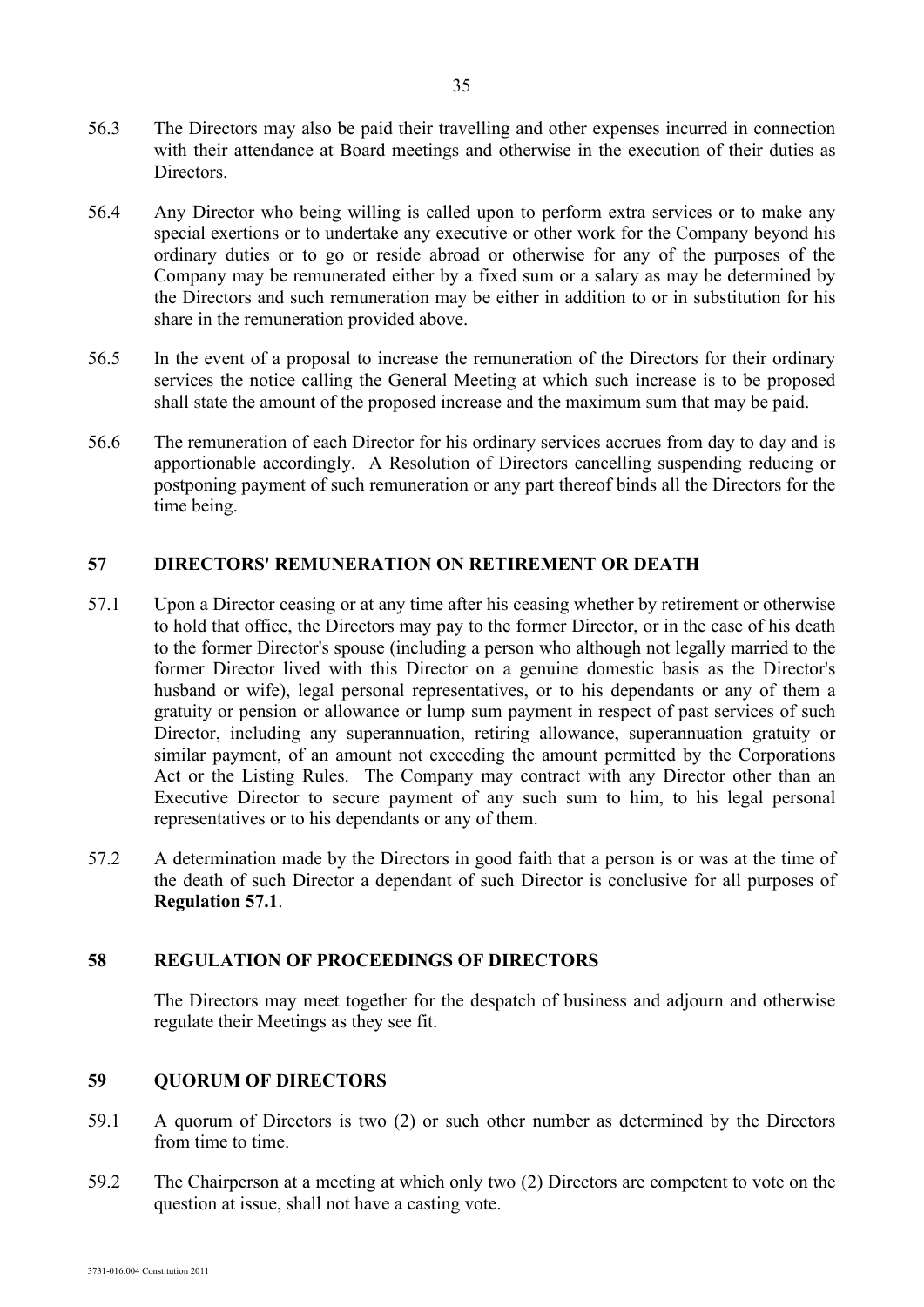56.3 The Directors may also be paid their travelling and other expenses incurred in connection with their attendance at Board meetings and otherwise in the execution of their duties as Directors.

56.4 Any Director who being willing is called upon to perform extra services or to make any special exertions or to undertake any executive or other work for the Company beyond his ordinary duties or to go or reside abroad or otherwise for any of the purposes of the Company may be remunerated either by a fixed sum or a salary as may be determined by the Directors and such remuneration may be either in addition to or in substitution for his share in the remuneration provided above.

56.5 In the event of a proposal to increase the remuneration of the Directors for their ordinary services the notice calling the General Meeting at which such increase is to be proposed shall state the amount of the proposed increase and the maximum sum that may be paid.

56.6 The remuneration of each Director for his ordinary services accrues from day to day and is apportionable accordingly. A Resolution of Directors cancelling suspending reducing or postponing payment of such remuneration or any part thereof binds all the Directors for the time being.

## 57 DIRECTORS' REMUNERATION ON RETIREMENT OR DEATH

57.1 Upon a Director ceasing or at any time after his ceasing whether by retirement or otherwise to hold that office, the Directors may pay to the former Director, or in the case of his death to the former Director's spouse (including a person who although not legally married to the former Director lived with this Director on a genuine domestic basis as the Director's husband or wife), legal personal representatives, or to his dependants or any of them a gratuity or pension or allowance or lump sum payment in respect of past services of such Director, including any superannuation, retiring allowance, superannuation gratuity or similar payment, of an amount not exceeding the amount permitted by the Corporations Act or the Listing Rules. The Company may contract with any Director other than an Executive Director to secure payment of any such sum to him, to his legal personal representatives or to his dependants or any of them.

57.2 A determination made by the Directors in good faith that a person is or was at the time of the death of such Director a dependant of such Director is conclusive for all purposes of **Regulation 57.1**.

## 58 REGULATION OF PROCEEDINGS OF DIRECTORS

The Directors may meet together for the despatch of business and adjourn and otherwise regulate their Meetings as they see fit.

## 59 QUORUM OF DIRECTORS

59.1 A quorum of Directors is two (2) or such other number as determined by the Directors from time to time.

59.2 The Chairperson at a meeting at which only two (2) Directors are competent to vote on the question at issue, shall not have a casting vote.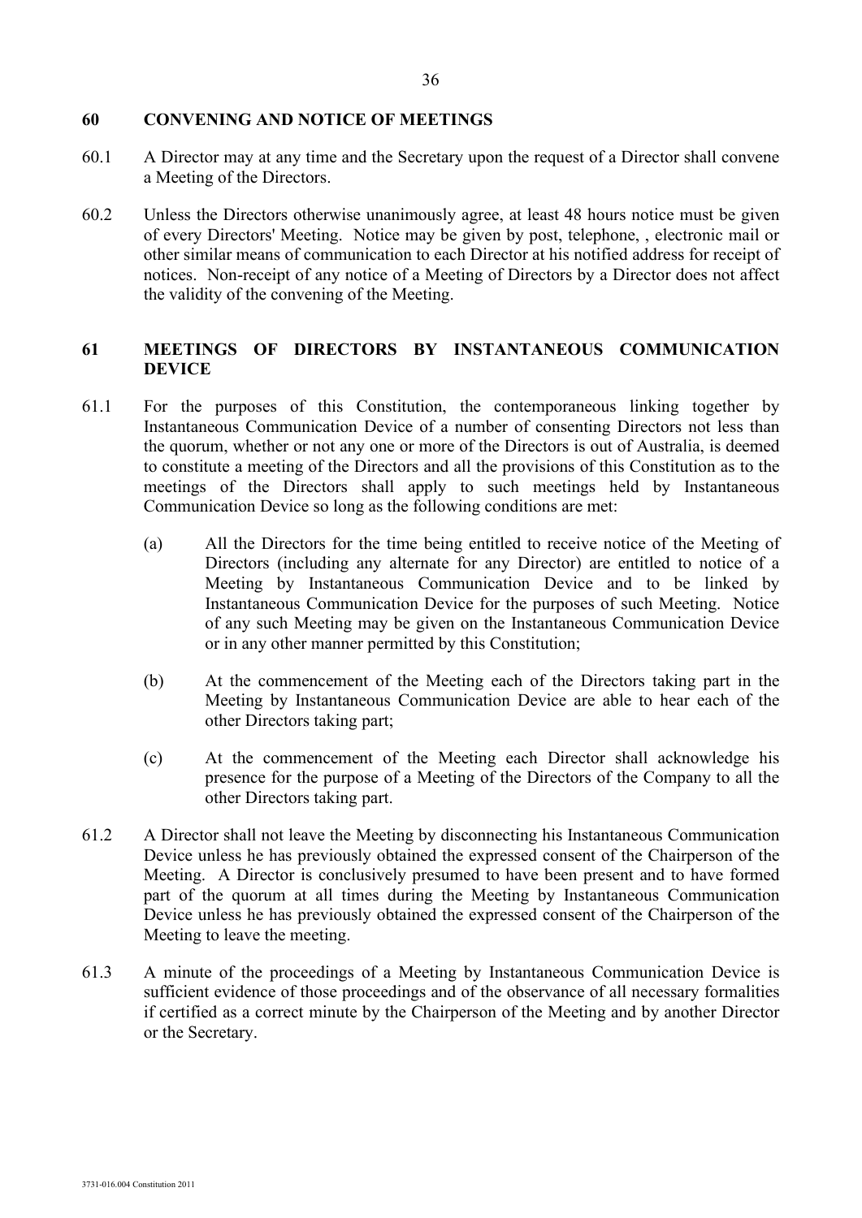## 60 CONVENING AND NOTICE OF MEETINGS

60.1 A Director may at any time and the Secretary upon the request of a Director shall convene a Meeting of the Directors.

60.2 Unless the Directors otherwise unanimously agree, at least 48 hours notice must be given of every Directors' Meeting. Notice may be given by post, telephone, , electronic mail or other similar means of communication to each Director at his notified address for receipt of notices. Non-receipt of any notice of a Meeting of Directors by a Director does not affect the validity of the convening of the Meeting.

## 61 MEETINGS OF DIRECTORS BY INSTANTANEOUS COMMUNICATION DEVICE

61.1 For the purposes of this Constitution, the contemporaneous linking together by Instantaneous Communication Device of a number of consenting Directors not less than the quorum, whether or not any one or more of the Directors is out of Australia, is deemed to constitute a meeting of the Directors and all the provisions of this Constitution as to the meetings of the Directors shall apply to such meetings held by Instantaneous Communication Device so long as the following conditions are met:

(a) All the Directors for the time being entitled to receive notice of the Meeting of Directors (including any alternate for any Director) are entitled to notice of a Meeting by Instantaneous Communication Device and to be linked by Instantaneous Communication Device for the purposes of such Meeting. Notice of any such Meeting may be given on the Instantaneous Communication Device or in any other manner permitted by this Constitution;

(b) At the commencement of the Meeting each of the Directors taking part in the Meeting by Instantaneous Communication Device are able to hear each of the other Directors taking part;

(c) At the commencement of the Meeting each Director shall acknowledge his presence for the purpose of a Meeting of the Directors of the Company to all the other Directors taking part.

61.2 A Director shall not leave the Meeting by disconnecting his Instantaneous Communication Device unless he has previously obtained the expressed consent of the Chairperson of the Meeting. A Director is conclusively presumed to have been present and to have formed part of the quorum at all times during the Meeting by Instantaneous Communication Device unless he has previously obtained the expressed consent of the Chairperson of the Meeting to leave the meeting.

61.3 A minute of the proceedings of a Meeting by Instantaneous Communication Device is sufficient evidence of those proceedings and of the observance of all necessary formalities if certified as a correct minute by the Chairperson of the Meeting and by another Director or the Secretary.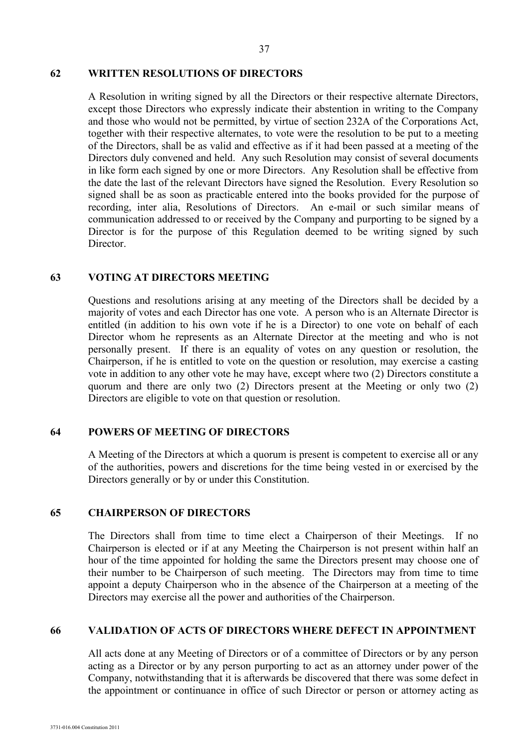## 62 WRITTEN RESOLUTIONS OF DIRECTORS

A Resolution in writing signed by all the Directors or their respective alternate Directors, except those Directors who expressly indicate their abstention in writing to the Company and those who would not be permitted, by virtue of section 232A of the Corporations Act, together with their respective alternates, to vote were the resolution to be put to a meeting of the Directors, shall be as valid and effective as if it had been passed at a meeting of the Directors duly convened and held. Any such Resolution may consist of several documents in like form each signed by one or more Directors. Any Resolution shall be effective from the date the last of the relevant Directors have signed the Resolution. Every Resolution so signed shall be as soon as practicable entered into the books provided for the purpose of recording, inter alia, Resolutions of Directors. An e-mail or such similar means of communication addressed to or received by the Company and purporting to be signed by a Director is for the purpose of this Regulation deemed to be writing signed by such Director.

## 63 VOTING AT DIRECTORS MEETING

Questions and resolutions arising at any meeting of the Directors shall be decided by a majority of votes and each Director has one vote. A person who is an Alternate Director is entitled (in addition to his own vote if he is a Director) to one vote on behalf of each Director whom he represents as an Alternate Director at the meeting and who is not personally present. If there is an equality of votes on any question or resolution, the Chairperson, if he is entitled to vote on the question or resolution, may exercise a casting vote in addition to any other vote he may have, except where two (2) Directors constitute a quorum and there are only two (2) Directors present at the Meeting or only two (2) Directors are eligible to vote on that question or resolution.

## 64 POWERS OF MEETING OF DIRECTORS

A Meeting of the Directors at which a quorum is present is competent to exercise all or any of the authorities, powers and discretions for the time being vested in or exercised by the Directors generally or by or under this Constitution.

## 65 CHAIRPERSON OF DIRECTORS

The Directors shall from time to time elect a Chairperson of their Meetings. If no Chairperson is elected or if at any Meeting the Chairperson is not present within half an hour of the time appointed for holding the same the Directors present may choose one of their number to be Chairperson of such meeting. The Directors may from time to time appoint a deputy Chairperson who in the absence of the Chairperson at a meeting of the Directors may exercise all the power and authorities of the Chairperson.

## 66 VALIDATION OF ACTS OF DIRECTORS WHERE DEFECT IN APPOINTMENT

All acts done at any Meeting of Directors or of a committee of Directors or by any person acting as a Director or by any person purporting to act as an attorney under power of the Company, notwithstanding that it is afterwards be discovered that there was some defect in the appointment or continuance in office of such Director or person or attorney acting as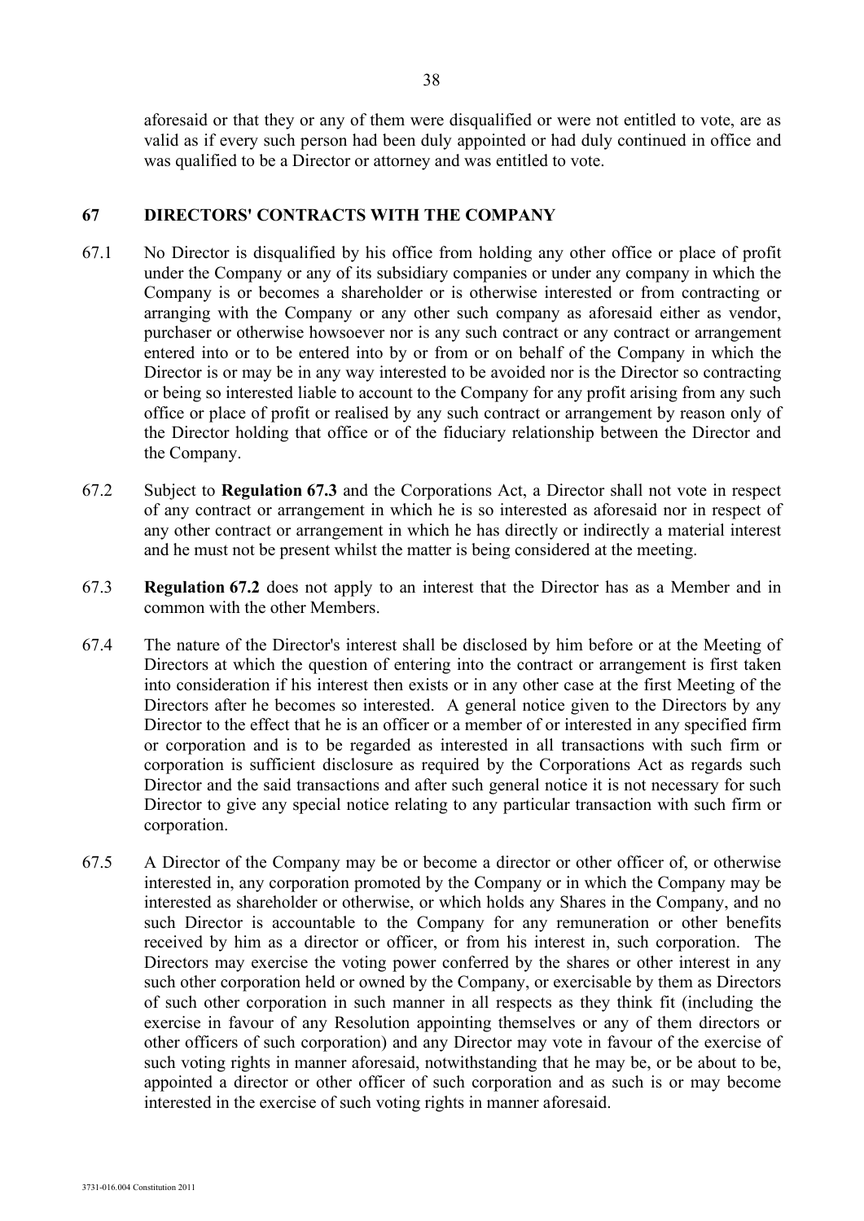aforesaid or that they or any of them were disqualified or were not entitled to vote, are as valid as if every such person had been duly appointed or had duly continued in office and was qualified to be a Director or attorney and was entitled to vote.

## 67 DIRECTORS' CONTRACTS WITH THE COMPANY

67.1 No Director is disqualified by his office from holding any other office or place of profit under the Company or any of its subsidiary companies or under any company in which the Company is or becomes a shareholder or is otherwise interested or from contracting or arranging with the Company or any other such company as aforesaid either as vendor, purchaser or otherwise howsoever nor is any such contract or any contract or arrangement entered into or to be entered into by or from or on behalf of the Company in which the Director is or may be in any way interested to be avoided nor is the Director so contracting or being so interested liable to account to the Company for any profit arising from any such office or place of profit or realised by any such contract or arrangement by reason only of the Director holding that office or of the fiduciary relationship between the Director and the Company.

67.2 Subject to **Regulation 67.3** and the Corporations Act, a Director shall not vote in respect of any contract or arrangement in which he is so interested as aforesaid nor in respect of any other contract or arrangement in which he has directly or indirectly a material interest and he must not be present whilst the matter is being considered at the meeting.

67.3 **Regulation 67.2** does not apply to an interest that the Director has as a Member and in common with the other Members.

67.4 The nature of the Director's interest shall be disclosed by him before or at the Meeting of Directors at which the question of entering into the contract or arrangement is first taken into consideration if his interest then exists or in any other case at the first Meeting of the Directors after he becomes so interested. A general notice given to the Directors by any Director to the effect that he is an officer or a member of or interested in any specified firm or corporation and is to be regarded as interested in all transactions with such firm or corporation is sufficient disclosure as required by the Corporations Act as regards such Director and the said transactions and after such general notice it is not necessary for such Director to give any special notice relating to any particular transaction with such firm or corporation.

67.5 A Director of the Company may be or become a director or other officer of, or otherwise interested in, any corporation promoted by the Company or in which the Company may be interested as shareholder or otherwise, or which holds any Shares in the Company, and no such Director is accountable to the Company for any remuneration or other benefits received by him as a director or officer, or from his interest in, such corporation. The Directors may exercise the voting power conferred by the shares or other interest in any such other corporation held or owned by the Company, or exercisable by them as Directors of such other corporation in such manner in all respects as they think fit (including the exercise in favour of any Resolution appointing themselves or any of them directors or other officers of such corporation) and any Director may vote in favour of the exercise of such voting rights in manner aforesaid, notwithstanding that he may be, or be about to be, appointed a director or other officer of such corporation and as such is or may become interested in the exercise of such voting rights in manner aforesaid.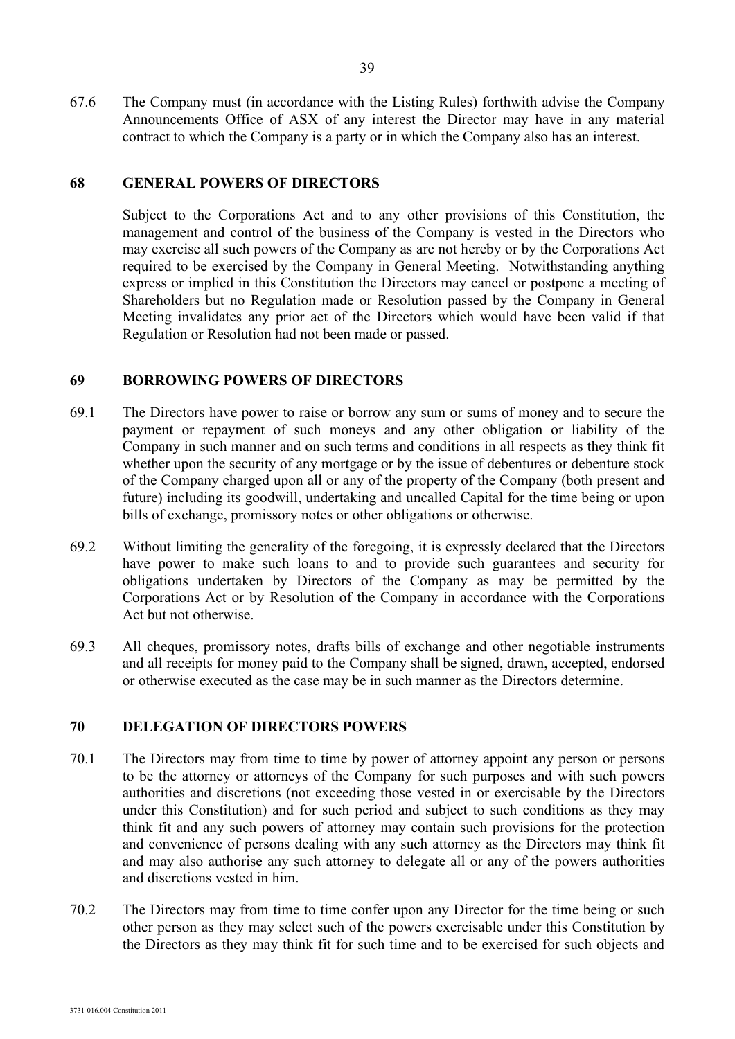67.6 The Company must (in accordance with the Listing Rules) forthwith advise the Company Announcements Office of ASX of any interest the Director may have in any material contract to which the Company is a party or in which the Company also has an interest.

## 68 GENERAL POWERS OF DIRECTORS

Subject to the Corporations Act and to any other provisions of this Constitution, the management and control of the business of the Company is vested in the Directors who may exercise all such powers of the Company as are not hereby or by the Corporations Act required to be exercised by the Company in General Meeting. Notwithstanding anything express or implied in this Constitution the Directors may cancel or postpone a meeting of Shareholders but no Regulation made or Resolution passed by the Company in General Meeting invalidates any prior act of the Directors which would have been valid if that Regulation or Resolution had not been made or passed.

## 69 BORROWING POWERS OF DIRECTORS

69.1 The Directors have power to raise or borrow any sum or sums of money and to secure the payment or repayment of such moneys and any other obligation or liability of the Company in such manner and on such terms and conditions in all respects as they think fit whether upon the security of any mortgage or by the issue of debentures or debenture stock of the Company charged upon all or any of the property of the Company (both present and future) including its goodwill, undertaking and uncalled Capital for the time being or upon bills of exchange, promissory notes or other obligations or otherwise.

69.2 Without limiting the generality of the foregoing, it is expressly declared that the Directors have power to make such loans to and to provide such guarantees and security for obligations undertaken by Directors of the Company as may be permitted by the Corporations Act or by Resolution of the Company in accordance with the Corporations Act but not otherwise.

69.3 All cheques, promissory notes, drafts bills of exchange and other negotiable instruments and all receipts for money paid to the Company shall be signed, drawn, accepted, endorsed or otherwise executed as the case may be in such manner as the Directors determine.

## 70 DELEGATION OF DIRECTORS POWERS

70.1 The Directors may from time to time by power of attorney appoint any person or persons to be the attorney or attorneys of the Company for such purposes and with such powers authorities and discretions (not exceeding those vested in or exercisable by the Directors under this Constitution) and for such period and subject to such conditions as they may think fit and any such powers of attorney may contain such provisions for the protection and convenience of persons dealing with any such attorney as the Directors may think fit and may also authorise any such attorney to delegate all or any of the powers authorities and discretions vested in him.

70.2 The Directors may from time to time confer upon any Director for the time being or such other person as they may select such of the powers exercisable under this Constitution by the Directors as they may think fit for such time and to be exercised for such objects and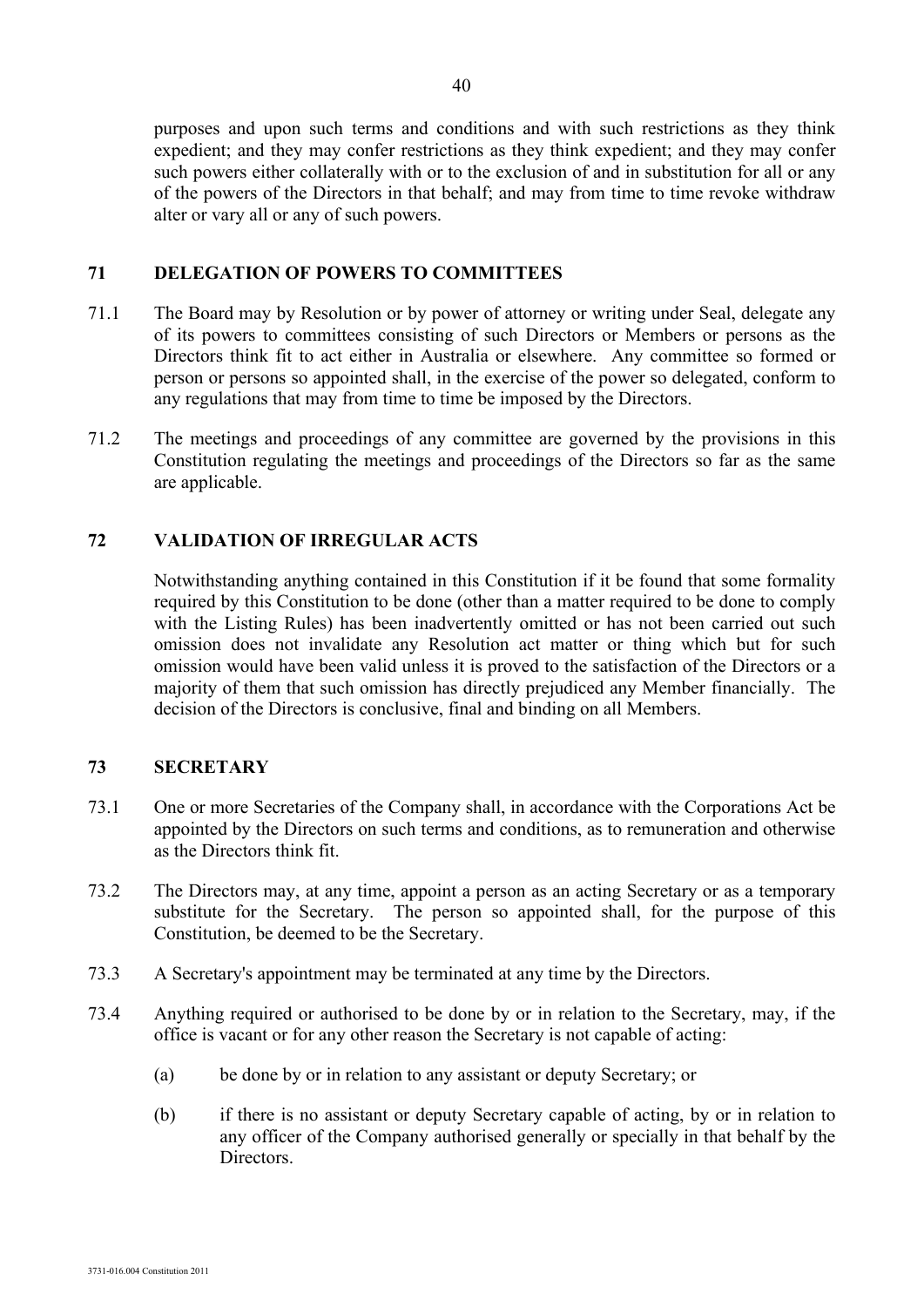purposes and upon such terms and conditions and with such restrictions as they think expedient; and they may confer restrictions as they think expedient; and they may confer such powers either collaterally with or to the exclusion of and in substitution for all or any of the powers of the Directors in that behalf; and may from time to time revoke withdraw alter or vary all or any of such powers.

## 71 DELEGATION OF POWERS TO COMMITTEES

71.1 The Board may by Resolution or by power of attorney or writing under Seal, delegate any of its powers to committees consisting of such Directors or Members or persons as the Directors think fit to act either in Australia or elsewhere. Any committee so formed or person or persons so appointed shall, in the exercise of the power so delegated, conform to any regulations that may from time to time be imposed by the Directors.

71.2 The meetings and proceedings of any committee are governed by the provisions in this Constitution regulating the meetings and proceedings of the Directors so far as the same are applicable.

## 72 VALIDATION OF IRREGULAR ACTS

Notwithstanding anything contained in this Constitution if it be found that some formality required by this Constitution to be done (other than a matter required to be done to comply with the Listing Rules) has been inadvertently omitted or has not been carried out such omission does not invalidate any Resolution act matter or thing which but for such omission would have been valid unless it is proved to the satisfaction of the Directors or a majority of them that such omission has directly prejudiced any Member financially. The decision of the Directors is conclusive, final and binding on all Members.

## 73 SECRETARY

73.1 One or more Secretaries of the Company shall, in accordance with the Corporations Act be appointed by the Directors on such terms and conditions, as to remuneration and otherwise as the Directors think fit.

73.2 The Directors may, at any time, appoint a person as an acting Secretary or as a temporary substitute for the Secretary. The person so appointed shall, for the purpose of this Constitution, be deemed to be the Secretary.

73.3 A Secretary's appointment may be terminated at any time by the Directors.

73.4 Anything required or authorised to be done by or in relation to the Secretary, may, if the office is vacant or for any other reason the Secretary is not capable of acting:

(a) be done by or in relation to any assistant or deputy Secretary; or

(b) if there is no assistant or deputy Secretary capable of acting, by or in relation to any officer of the Company authorised generally or specially in that behalf by the Directors.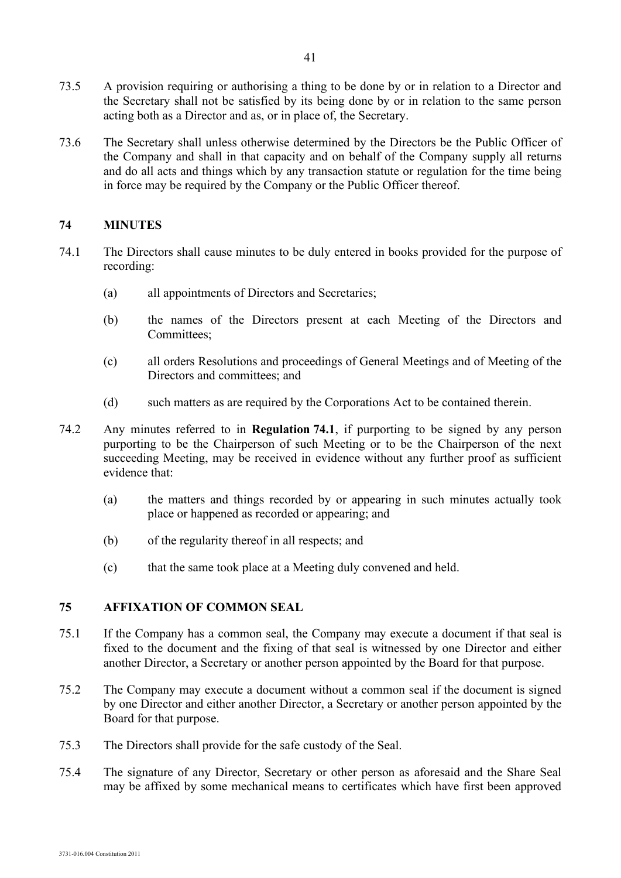73.5 A provision requiring or authorising a thing to be done by or in relation to a Director and the Secretary shall not be satisfied by its being done by or in relation to the same person acting both as a Director and as, or in place of, the Secretary.

73.6 The Secretary shall unless otherwise determined by the Directors be the Public Officer of the Company and shall in that capacity and on behalf of the Company supply all returns and do all acts and things which by any transaction statute or regulation for the time being in force may be required by the Company or the Public Officer thereof.

## 74 MINUTES

74.1 The Directors shall cause minutes to be duly entered in books provided for the purpose of recording:

(a) all appointments of Directors and Secretaries;

(b) the names of the Directors present at each Meeting of the Directors and Committees;

(c) all orders Resolutions and proceedings of General Meetings and of Meeting of the Directors and committees; and

(d) such matters as are required by the Corporations Act to be contained therein.

74.2 Any minutes referred to in **Regulation 74.1**, if purporting to be signed by any person purporting to be the Chairperson of such Meeting or to be the Chairperson of the next succeeding Meeting, may be received in evidence without any further proof as sufficient evidence that:

(a) the matters and things recorded by or appearing in such minutes actually took place or happened as recorded or appearing; and

(b) of the regularity thereof in all respects; and

(c) that the same took place at a Meeting duly convened and held.

## 75 AFFIXATION OF COMMON SEAL

75.1 If the Company has a common seal, the Company may execute a document if that seal is fixed to the document and the fixing of that seal is witnessed by one Director and either another Director, a Secretary or another person appointed by the Board for that purpose.

75.2 The Company may execute a document without a common seal if the document is signed by one Director and either another Director, a Secretary or another person appointed by the Board for that purpose.

75.3 The Directors shall provide for the safe custody of the Seal.

75.4 The signature of any Director, Secretary or other person as aforesaid and the Share Seal may be affixed by some mechanical means to certificates which have first been approved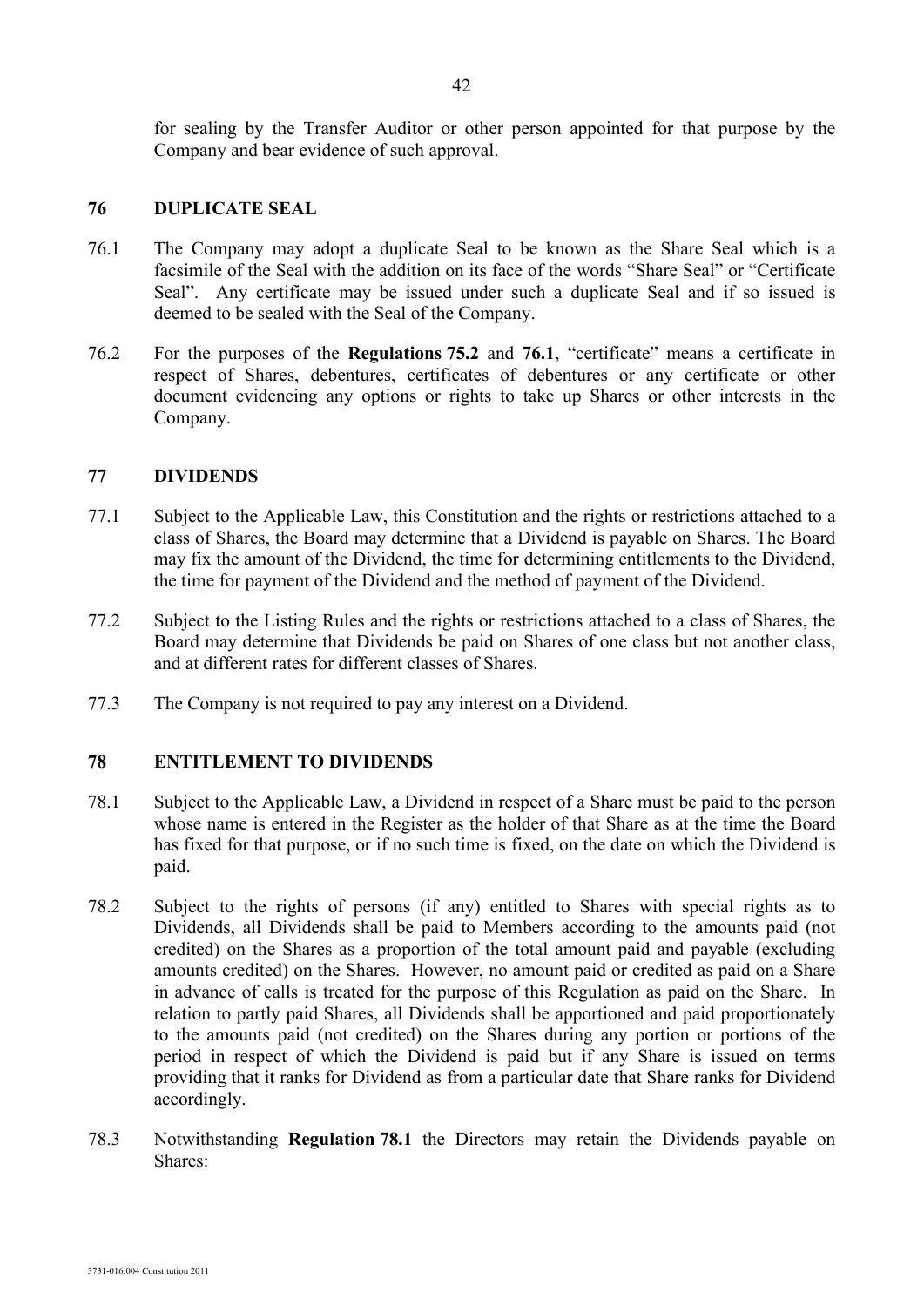for sealing by the Transfer Auditor or other person appointed for that purpose by the Company and bear evidence of such approval.

## 76 DUPLICATE SEAL

76.1 The Company may adopt a duplicate Seal to be known as the Share Seal which is a facsimile of the Seal with the addition on its face of the words "Share Seal" or "Certificate Seal". Any certificate may be issued under such a duplicate Seal and if so issued is deemed to be sealed with the Seal of the Company.

76.2 For the purposes of the **Regulations 75.2** and **76.1**, "certificate" means a certificate in respect of Shares, debentures, certificates of debentures or any certificate or other document evidencing any options or rights to take up Shares or other interests in the Company.

## 77 DIVIDENDS

77.1 Subject to the Applicable Law, this Constitution and the rights or restrictions attached to a class of Shares, the Board may determine that a Dividend is payable on Shares. The Board may fix the amount of the Dividend, the time for determining entitlements to the Dividend, the time for payment of the Dividend and the method of payment of the Dividend.

77.2 Subject to the Listing Rules and the rights or restrictions attached to a class of Shares, the Board may determine that Dividends be paid on Shares of one class but not another class, and at different rates for different classes of Shares.

77.3 The Company is not required to pay any interest on a Dividend.

## 78 ENTITLEMENT TO DIVIDENDS

78.1 Subject to the Applicable Law, a Dividend in respect of a Share must be paid to the person whose name is entered in the Register as the holder of that Share as at the time the Board has fixed for that purpose, or if no such time is fixed, on the date on which the Dividend is paid.

78.2 Subject to the rights of persons (if any) entitled to Shares with special rights as to Dividends, all Dividends shall be paid to Members according to the amounts paid (not credited) on the Shares as a proportion of the total amount paid and payable (excluding amounts credited) on the Shares. However, no amount paid or credited as paid on a Share in advance of calls is treated for the purpose of this Regulation as paid on the Share. In relation to partly paid Shares, all Dividends shall be apportioned and paid proportionately to the amounts paid (not credited) on the Shares during any portion or portions of the period in respect of which the Dividend is paid but if any Share is issued on terms providing that it ranks for Dividend as from a particular date that Share ranks for Dividend accordingly.

78.3 Notwithstanding **Regulation 78.1** the Directors may retain the Dividends payable on Shares: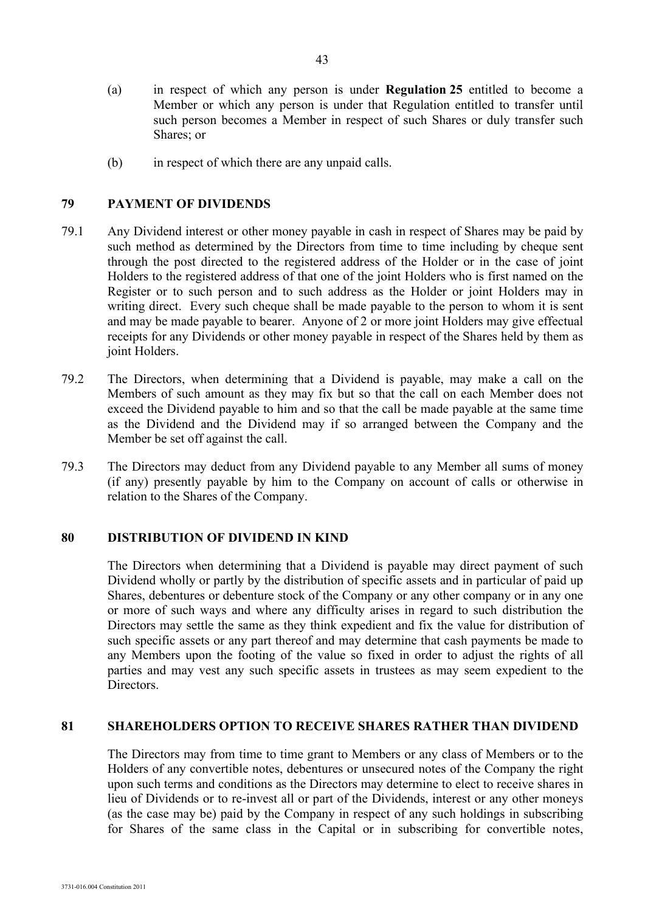(a) in respect of which any person is under **Regulation 25** entitled to become a Member or which any person is under that Regulation entitled to transfer until such person becomes a Member in respect of such Shares or duly transfer such Shares; or

(b) in respect of which there are any unpaid calls.

## 79 PAYMENT OF DIVIDENDS

79.1 Any Dividend interest or other money payable in cash in respect of Shares may be paid by such method as determined by the Directors from time to time including by cheque sent through the post directed to the registered address of the Holder or in the case of joint Holders to the registered address of that one of the joint Holders who is first named on the Register or to such person and to such address as the Holder or joint Holders may in writing direct. Every such cheque shall be made payable to the person to whom it is sent and may be made payable to bearer. Anyone of 2 or more joint Holders may give effectual receipts for any Dividends or other money payable in respect of the Shares held by them as joint Holders.

79.2 The Directors, when determining that a Dividend is payable, may make a call on the Members of such amount as they may fix but so that the call on each Member does not exceed the Dividend payable to him and so that the call be made payable at the same time as the Dividend and the Dividend may if so arranged between the Company and the Member be set off against the call.

79.3 The Directors may deduct from any Dividend payable to any Member all sums of money (if any) presently payable by him to the Company on account of calls or otherwise in relation to the Shares of the Company.

## 80 DISTRIBUTION OF DIVIDEND IN KIND

The Directors when determining that a Dividend is payable may direct payment of such Dividend wholly or partly by the distribution of specific assets and in particular of paid up Shares, debentures or debenture stock of the Company or any other company or in any one or more of such ways and where any difficulty arises in regard to such distribution the Directors may settle the same as they think expedient and fix the value for distribution of such specific assets or any part thereof and may determine that cash payments be made to any Members upon the footing of the value so fixed in order to adjust the rights of all parties and may vest any such specific assets in trustees as may seem expedient to the Directors.

## 81 SHAREHOLDERS OPTION TO RECEIVE SHARES RATHER THAN DIVIDEND

The Directors may from time to time grant to Members or any class of Members or to the Holders of any convertible notes, debentures or unsecured notes of the Company the right upon such terms and conditions as the Directors may determine to elect to receive shares in lieu of Dividends or to re-invest all or part of the Dividends, interest or any other moneys (as the case may be) paid by the Company in respect of any such holdings in subscribing for Shares of the same class in the Capital or in subscribing for convertible notes,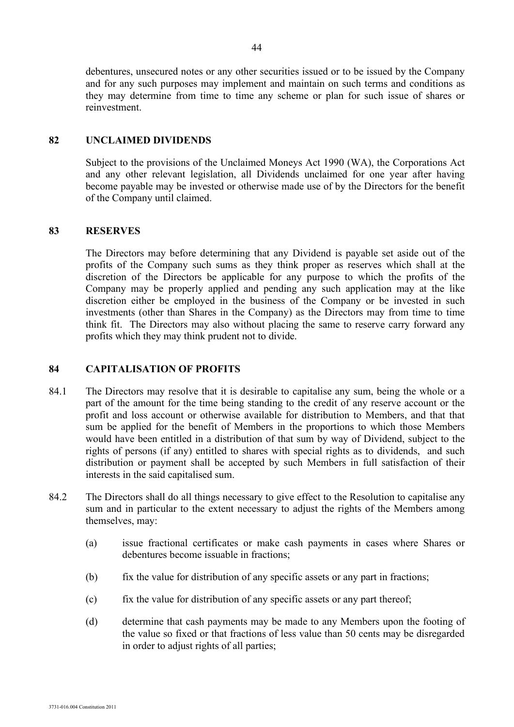debentures, unsecured notes or any other securities issued or to be issued by the Company and for any such purposes may implement and maintain on such terms and conditions as they may determine from time to time any scheme or plan for such issue of shares or reinvestment.

## 82 UNCLAIMED DIVIDENDS

Subject to the provisions of the Unclaimed Moneys Act 1990 (WA), the Corporations Act and any other relevant legislation, all Dividends unclaimed for one year after having become payable may be invested or otherwise made use of by the Directors for the benefit of the Company until claimed.

## 83 RESERVES

The Directors may before determining that any Dividend is payable set aside out of the profits of the Company such sums as they think proper as reserves which shall at the discretion of the Directors be applicable for any purpose to which the profits of the Company may be properly applied and pending any such application may at the like discretion either be employed in the business of the Company or be invested in such investments (other than Shares in the Company) as the Directors may from time to time think fit. The Directors may also without placing the same to reserve carry forward any profits which they may think prudent not to divide.

## 84 CAPITALISATION OF PROFITS

84.1 The Directors may resolve that it is desirable to capitalise any sum, being the whole or a part of the amount for the time being standing to the credit of any reserve account or the profit and loss account or otherwise available for distribution to Members, and that that sum be applied for the benefit of Members in the proportions to which those Members would have been entitled in a distribution of that sum by way of Dividend, subject to the rights of persons (if any) entitled to shares with special rights as to dividends, and such distribution or payment shall be accepted by such Members in full satisfaction of their interests in the said capitalised sum.

84.2 The Directors shall do all things necessary to give effect to the Resolution to capitalise any sum and in particular to the extent necessary to adjust the rights of the Members among themselves, may:

(a) issue fractional certificates or make cash payments in cases where Shares or debentures become issuable in fractions;

(b) fix the value for distribution of any specific assets or any part in fractions;

(c) fix the value for distribution of any specific assets or any part thereof;

(d) determine that cash payments may be made to any Members upon the footing of the value so fixed or that fractions of less value than 50 cents may be disregarded in order to adjust rights of all parties;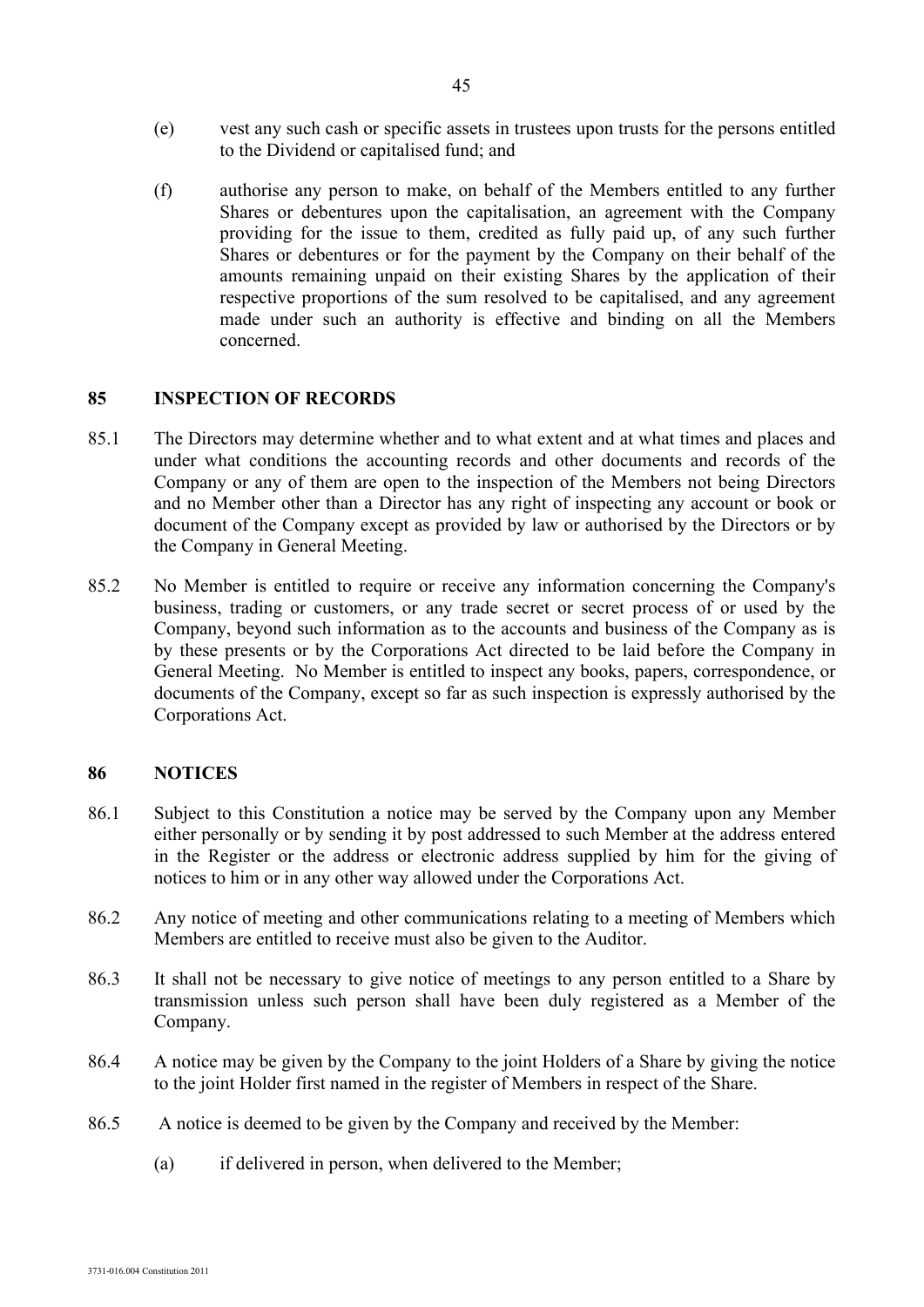(e) vest any such cash or specific assets in trustees upon trusts for the persons entitled to the Dividend or capitalised fund; and

(f) authorise any person to make, on behalf of the Members entitled to any further Shares or debentures upon the capitalisation, an agreement with the Company providing for the issue to them, credited as fully paid up, of any such further Shares or debentures or for the payment by the Company on their behalf of the amounts remaining unpaid on their existing Shares by the application of their respective proportions of the sum resolved to be capitalised, and any agreement made under such an authority is effective and binding on all the Members concerned.

## 85 INSPECTION OF RECORDS

85.1 The Directors may determine whether and to what extent and at what times and places and under what conditions the accounting records and other documents and records of the Company or any of them are open to the inspection of the Members not being Directors and no Member other than a Director has any right of inspecting any account or book or document of the Company except as provided by law or authorised by the Directors or by the Company in General Meeting.

85.2 No Member is entitled to require or receive any information concerning the Company's business, trading or customers, or any trade secret or secret process of or used by the Company, beyond such information as to the accounts and business of the Company as is by these presents or by the Corporations Act directed to be laid before the Company in General Meeting. No Member is entitled to inspect any books, papers, correspondence, or documents of the Company, except so far as such inspection is expressly authorised by the Corporations Act.

## 86 NOTICES

86.1 Subject to this Constitution a notice may be served by the Company upon any Member either personally or by sending it by post addressed to such Member at the address entered in the Register or the address or electronic address supplied by him for the giving of notices to him or in any other way allowed under the Corporations Act.

86.2 Any notice of meeting and other communications relating to a meeting of Members which Members are entitled to receive must also be given to the Auditor.

86.3 It shall not be necessary to give notice of meetings to any person entitled to a Share by transmission unless such person shall have been duly registered as a Member of the Company.

86.4 A notice may be given by the Company to the joint Holders of a Share by giving the notice to the joint Holder first named in the register of Members in respect of the Share.

86.5 A notice is deemed to be given by the Company and received by the Member:

(a) if delivered in person, when delivered to the Member;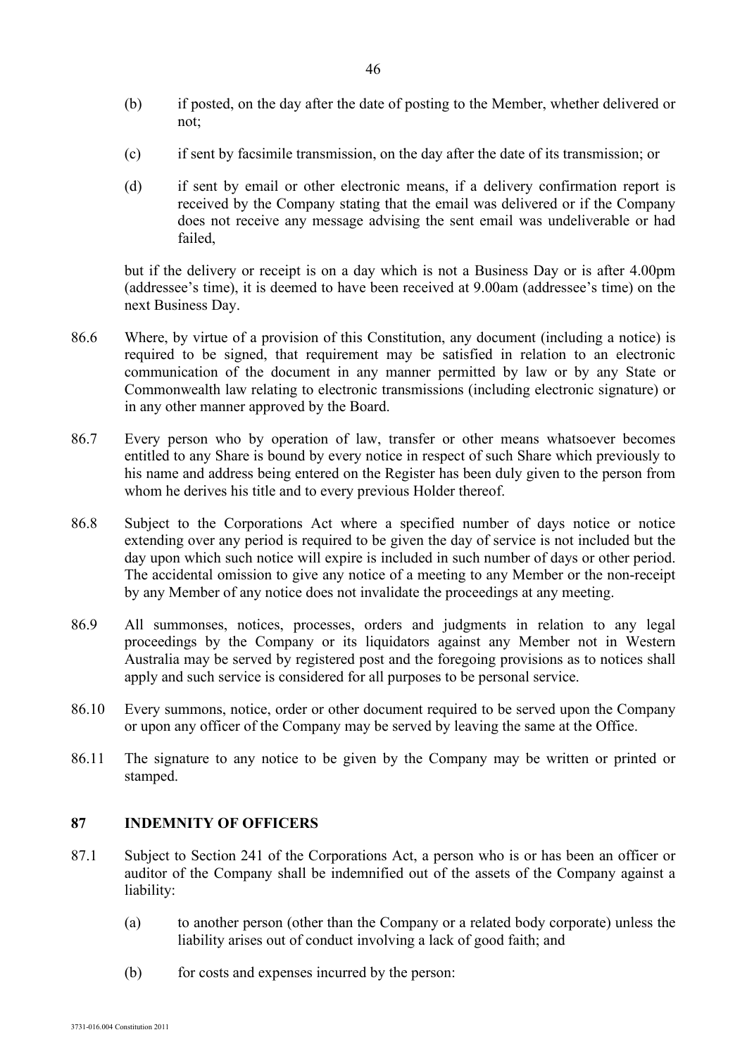(b) if posted, on the day after the date of posting to the Member, whether delivered or not;

(c) if sent by facsimile transmission, on the day after the date of its transmission; or

(d) if sent by email or other electronic means, if a delivery confirmation report is received by the Company stating that the email was delivered or if the Company does not receive any message advising the sent email was undeliverable or had failed,

but if the delivery or receipt is on a day which is not a Business Day or is after 4.00pm (addressee's time), it is deemed to have been received at 9.00am (addressee's time) on the next Business Day.

86.6 Where, by virtue of a provision of this Constitution, any document (including a notice) is required to be signed, that requirement may be satisfied in relation to an electronic communication of the document in any manner permitted by law or by any State or Commonwealth law relating to electronic transmissions (including electronic signature) or in any other manner approved by the Board.

86.7 Every person who by operation of law, transfer or other means whatsoever becomes entitled to any Share is bound by every notice in respect of such Share which previously to his name and address being entered on the Register has been duly given to the person from whom he derives his title and to every previous Holder thereof.

86.8 Subject to the Corporations Act where a specified number of days notice or notice extending over any period is required to be given the day of service is not included but the day upon which such notice will expire is included in such number of days or other period. The accidental omission to give any notice of a meeting to any Member or the non-receipt by any Member of any notice does not invalidate the proceedings at any meeting.

86.9 All summonses, notices, processes, orders and judgments in relation to any legal proceedings by the Company or its liquidators against any Member not in Western Australia may be served by registered post and the foregoing provisions as to notices shall apply and such service is considered for all purposes to be personal service.

86.10 Every summons, notice, order or other document required to be served upon the Company or upon any officer of the Company may be served by leaving the same at the Office.

86.11 The signature to any notice to be given by the Company may be written or printed or stamped.

## 87 INDEMNITY OF OFFICERS

87.1 Subject to Section 241 of the Corporations Act, a person who is or has been an officer or auditor of the Company shall be indemnified out of the assets of the Company against a liability:

(a) to another person (other than the Company or a related body corporate) unless the liability arises out of conduct involving a lack of good faith; and

(b) for costs and expenses incurred by the person: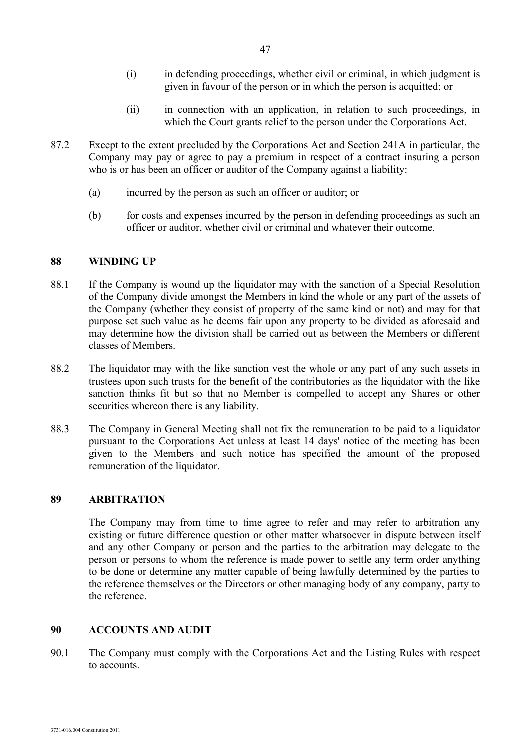(i) in defending proceedings, whether civil or criminal, in which judgment is given in favour of the person or in which the person is acquitted; or

(ii) in connection with an application, in relation to such proceedings, in which the Court grants relief to the person under the Corporations Act.

87.2 Except to the extent precluded by the Corporations Act and Section 241A in particular, the Company may pay or agree to pay a premium in respect of a contract insuring a person who is or has been an officer or auditor of the Company against a liability:

(a) incurred by the person as such an officer or auditor; or

(b) for costs and expenses incurred by the person in defending proceedings as such an officer or auditor, whether civil or criminal and whatever their outcome.

## 88 WINDING UP

88.1 If the Company is wound up the liquidator may with the sanction of a Special Resolution of the Company divide amongst the Members in kind the whole or any part of the assets of the Company (whether they consist of property of the same kind or not) and may for that purpose set such value as he deems fair upon any property to be divided as aforesaid and may determine how the division shall be carried out as between the Members or different classes of Members.

88.2 The liquidator may with the like sanction vest the whole or any part of any such assets in trustees upon such trusts for the benefit of the contributories as the liquidator with the like sanction thinks fit but so that no Member is compelled to accept any Shares or other securities whereon there is any liability.

88.3 The Company in General Meeting shall not fix the remuneration to be paid to a liquidator pursuant to the Corporations Act unless at least 14 days' notice of the meeting has been given to the Members and such notice has specified the amount of the proposed remuneration of the liquidator.

## 89 ARBITRATION

The Company may from time to time agree to refer and may refer to arbitration any existing or future difference question or other matter whatsoever in dispute between itself and any other Company or person and the parties to the arbitration may delegate to the person or persons to whom the reference is made power to settle any term order anything to be done or determine any matter capable of being lawfully determined by the parties to the reference themselves or the Directors or other managing body of any company, party to the reference.

## 90 ACCOUNTS AND AUDIT

90.1 The Company must comply with the Corporations Act and the Listing Rules with respect to accounts.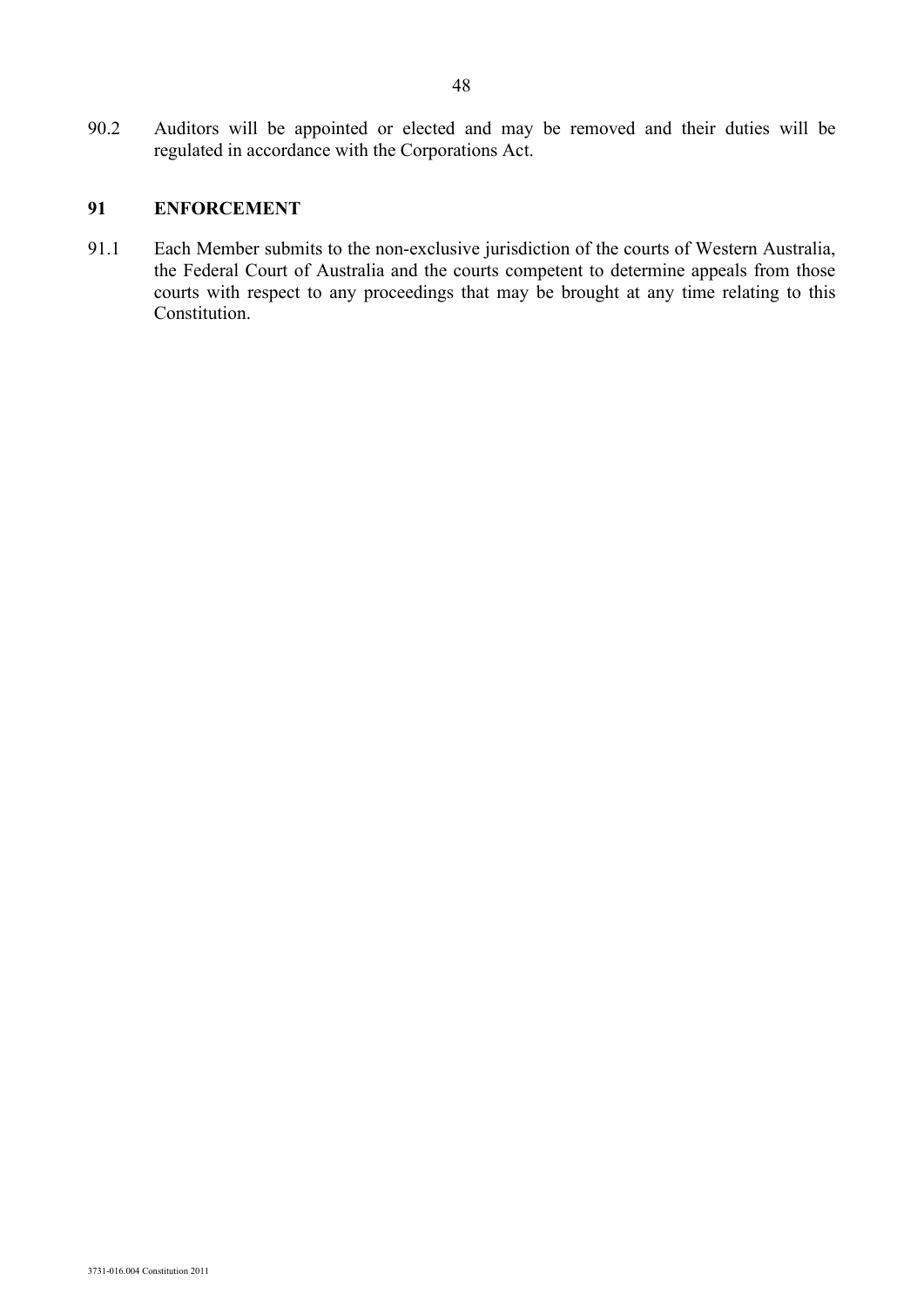90.2 Auditors will be appointed or elected and may be removed and their duties will be regulated in accordance with the Corporations Act.

## 91 ENFORCEMENT

91.1 Each Member submits to the non-exclusive jurisdiction of the courts of Western Australia, the Federal Court of Australia and the courts competent to determine appeals from those courts with respect to any proceedings that may be brought at any time relating to this Constitution.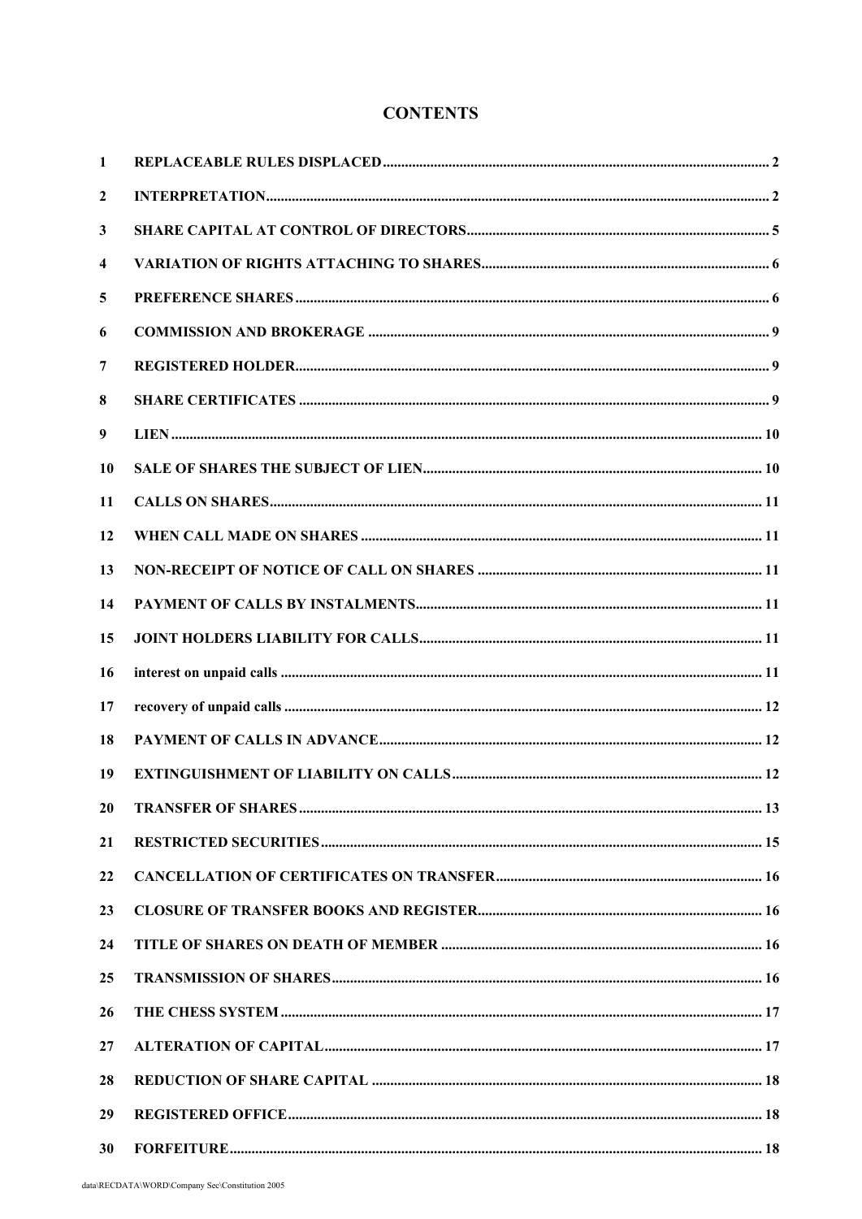# CONTENTS

| | | |
|---|---|---|
| 1 | REPLACEABLE RULES DISPLACED | 2 |
| 2 | INTERPRETATION | 2 |
| 3 | SHARE CAPITAL AT CONTROL OF DIRECTORS | 5 |
| 4 | VARIATION OF RIGHTS ATTACHING TO SHARES | 6 |
| 5 | PREFERENCE SHARES | 6 |
| 6 | COMMISSION AND BROKERAGE | 9 |
| 7 | REGISTERED HOLDER | 9 |
| 8 | SHARE CERTIFICATES | 9 |
| 9 | LIEN | 10 |
| 10 | SALE OF SHARES THE SUBJECT OF LIEN | 10 |
| 11 | CALLS ON SHARES | 11 |
| 12 | WHEN CALL MADE ON SHARES | 11 |
| 13 | NON-RECEIPT OF NOTICE OF CALL ON SHARES | 11 |
| 14 | PAYMENT OF CALLS BY INSTALMENTS | 11 |
| 15 | JOINT HOLDERS LIABILITY FOR CALLS | 11 |
| 16 | interest on unpaid calls | 11 |
| 17 | recovery of unpaid calls | 12 |
| 18 | PAYMENT OF CALLS IN ADVANCE | 12 |
| 19 | EXTINGUISHMENT OF LIABILITY ON CALLS | 12 |
| 20 | TRANSFER OF SHARES | 13 |
| 21 | RESTRICTED SECURITIES | 15 |
| 22 | CANCELLATION OF CERTIFICATES ON TRANSFER | 16 |
| 23 | CLOSURE OF TRANSFER BOOKS AND REGISTER | 16 |
| 24 | TITLE OF SHARES ON DEATH OF MEMBER | 16 |
| 25 | TRANSMISSION OF SHARES | 16 |
| 26 | THE CHESS SYSTEM | 17 |
| 27 | ALTERATION OF CAPITAL | 17 |
| 28 | REDUCTION OF SHARE CAPITAL | 18 |
| 29 | REGISTERED OFFICE | 18 |
| 30 | FORFEITURE | 18 |

data\RECDATA\WORD\Company Sec\Constitution 2005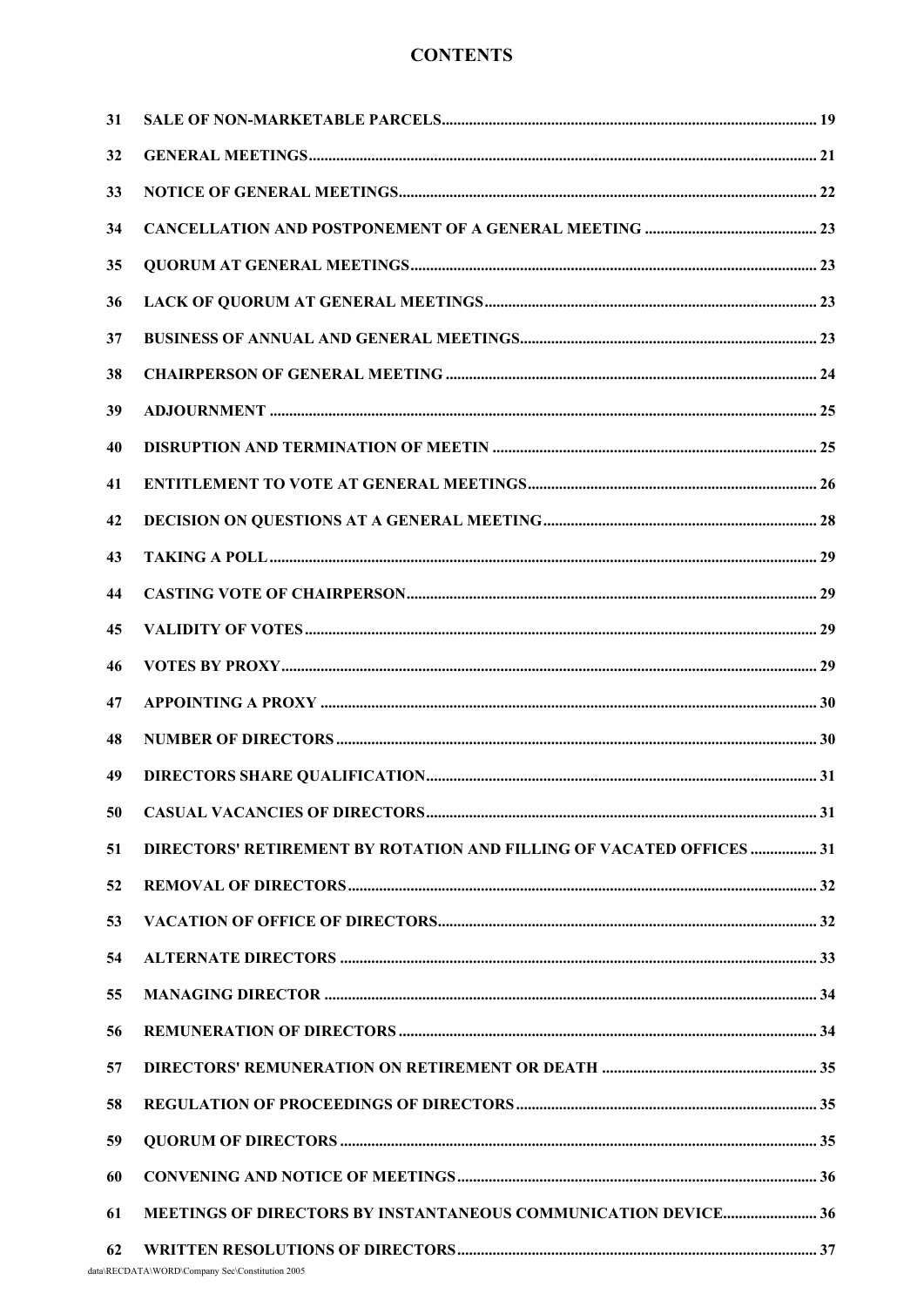# CONTENTS

| | | |
|---|---|---|
| 31 | SALE OF NON-MARKETABLE PARCELS | 19 |
| 32 | GENERAL MEETINGS | 21 |
| 33 | NOTICE OF GENERAL MEETINGS | 22 |
| 34 | CANCELLATION AND POSTPONEMENT OF A GENERAL MEETING | 23 |
| 35 | QUORUM AT GENERAL MEETINGS | 23 |
| 36 | LACK OF QUORUM AT GENERAL MEETINGS | 23 |
| 37 | BUSINESS OF ANNUAL AND GENERAL MEETINGS | 23 |
| 38 | CHAIRPERSON OF GENERAL MEETING | 24 |
| 39 | ADJOURNMENT | 25 |
| 40 | DISRUPTION AND TERMINATION OF MEETIN | 25 |
| 41 | ENTITLEMENT TO VOTE AT GENERAL MEETINGS | 26 |
| 42 | DECISION ON QUESTIONS AT A GENERAL MEETING | 28 |
| 43 | TAKING A POLL | 29 |
| 44 | CASTING VOTE OF CHAIRPERSON | 29 |
| 45 | VALIDITY OF VOTES | 29 |
| 46 | VOTES BY PROXY | 29 |
| 47 | APPOINTING A PROXY | 30 |
| 48 | NUMBER OF DIRECTORS | 30 |
| 49 | DIRECTORS SHARE QUALIFICATION | 31 |
| 50 | CASUAL VACANCIES OF DIRECTORS | 31 |
| 51 | DIRECTORS' RETIREMENT BY ROTATION AND FILLING OF VACATED OFFICES | 31 |
| 52 | REMOVAL OF DIRECTORS | 32 |
| 53 | VACATION OF OFFICE OF DIRECTORS | 32 |
| 54 | ALTERNATE DIRECTORS | 33 |
| 55 | MANAGING DIRECTOR | 34 |
| 56 | REMUNERATION OF DIRECTORS | 34 |
| 57 | DIRECTORS' REMUNERATION ON RETIREMENT OR DEATH | 35 |
| 58 | REGULATION OF PROCEEDINGS OF DIRECTORS | 35 |
| 59 | QUORUM OF DIRECTORS | 35 |
| 60 | CONVENING AND NOTICE OF MEETINGS | 36 |
| 61 | MEETINGS OF DIRECTORS BY INSTANTANEOUS COMMUNICATION DEVICE | 36 |
| 62 | WRITTEN RESOLUTIONS OF DIRECTORS | 37 |

data\RECDATA\WORD\Company Sec\Constitution 2005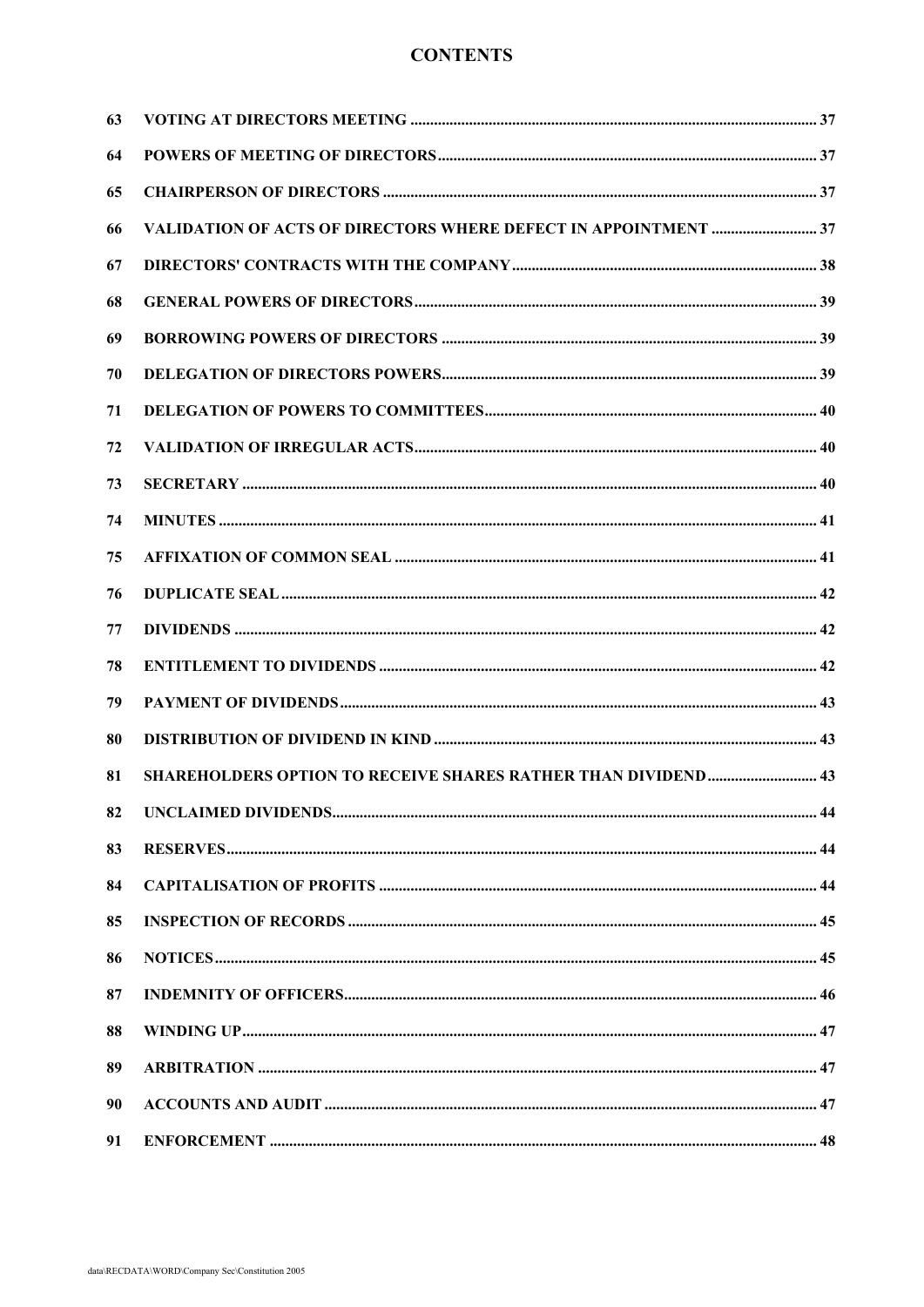# CONTENTS

| | | |
|---|---|---|
| 63 | VOTING AT DIRECTORS MEETING | 37 |
| 64 | POWERS OF MEETING OF DIRECTORS | 37 |
| 65 | CHAIRPERSON OF DIRECTORS | 37 |
| 66 | VALIDATION OF ACTS OF DIRECTORS WHERE DEFECT IN APPOINTMENT | 37 |
| 67 | DIRECTORS' CONTRACTS WITH THE COMPANY | 38 |
| 68 | GENERAL POWERS OF DIRECTORS | 39 |
| 69 | BORROWING POWERS OF DIRECTORS | 39 |
| 70 | DELEGATION OF DIRECTORS POWERS | 39 |
| 71 | DELEGATION OF POWERS TO COMMITTEES | 40 |
| 72 | VALIDATION OF IRREGULAR ACTS | 40 |
| 73 | SECRETARY | 40 |
| 74 | MINUTES | 41 |
| 75 | AFFIXATION OF COMMON SEAL | 41 |
| 76 | DUPLICATE SEAL | 42 |
| 77 | DIVIDENDS | 42 |
| 78 | ENTITLEMENT TO DIVIDENDS | 42 |
| 79 | PAYMENT OF DIVIDENDS | 43 |
| 80 | DISTRIBUTION OF DIVIDEND IN KIND | 43 |
| 81 | SHAREHOLDERS OPTION TO RECEIVE SHARES RATHER THAN DIVIDEND | 43 |
| 82 | UNCLAIMED DIVIDENDS | 44 |
| 83 | RESERVES | 44 |
| 84 | CAPITALISATION OF PROFITS | 44 |
| 85 | INSPECTION OF RECORDS | 45 |
| 86 | NOTICES | 45 |
| 87 | INDEMNITY OF OFFICERS | 46 |
| 88 | WINDING UP | 47 |
| 89 | ARBITRATION | 47 |
| 90 | ACCOUNTS AND AUDIT | 47 |
| 91 | ENFORCEMENT | 48 |

data\RECDATA\WORD\Company Sec\Constitution 2005